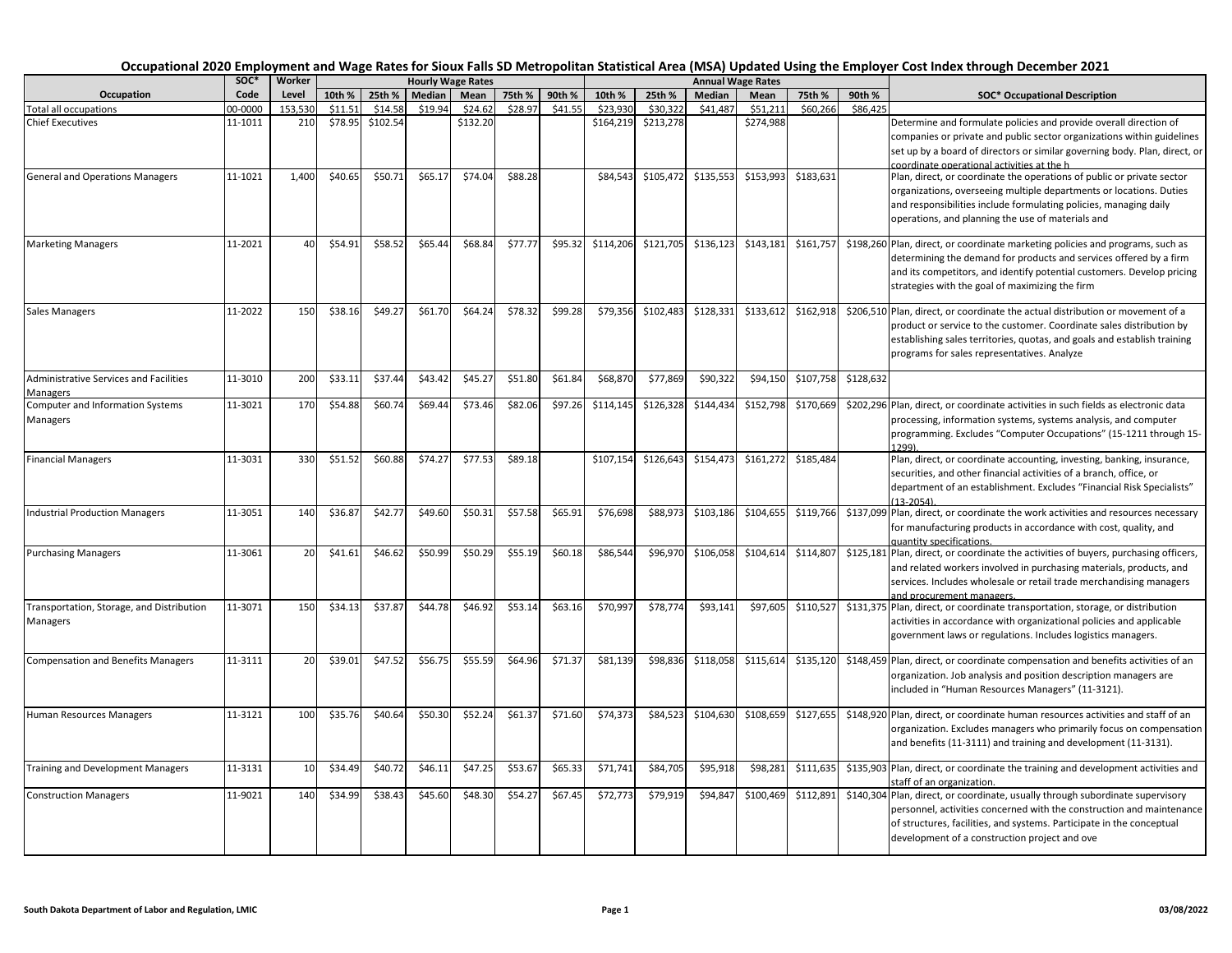# Occupational 2020 Employment and Wage Rates for Sioux Falls SD Metropolitan Statistical Area (MSA) Updated Using the Employer Cost Index through December 2021

| Occupation | SOC* Code | Worker Level | Hourly Wage Rates | | | | | | Annual Wage Rates | | | | | | SOC* Occupational Description |
|---|---|---|---|---|---|---|---|---|---|---|---|---|---|---|---|
| | | | 10th % | 25th % | Median | Mean | 75th % | 90th % | 10th % | 25th % | Median | Mean | 75th % | 90th % | |
| Total all occupations | 00-0000 | 153,530 | $11.51 | $14.58 | $19.94 | $24.62 | $28.97 | $41.55 | $23,930 | $30,322 | $41,487 | $51,211 | $60,266 | $86,425 | |
| Chief Executives | 11-1011 | 210 | $78.95 | $102.54 | | $132.20 | | | $164,219 | $213,278 | | $274,988 | | | Determine and formulate policies and provide overall direction of companies or private and public sector organizations within guidelines set up by a board of directors or similar governing body. Plan, direct, or coordinate operational activities at the h |
| General and Operations Managers | 11-1021 | 1,400 | $40.65 | $50.71 | $65.17 | $74.04 | $88.28 | | $84,543 | $105,472 | $135,553 | $153,993 | $183,631 | | Plan, direct, or coordinate the operations of public or private sector organizations, overseeing multiple departments or locations. Duties and responsibilities include formulating policies, managing daily operations, and planning the use of materials and |
| Marketing Managers | 11-2021 | 40 | $54.91 | $58.52 | $65.44 | $68.84 | $77.77 | $95.32 | $114,206 | $121,705 | $136,123 | $143,181 | $161,757 | $198,260 | Plan, direct, or coordinate marketing policies and programs, such as determining the demand for products and services offered by a firm and its competitors, and identify potential customers. Develop pricing strategies with the goal of maximizing the firm |
| Sales Managers | 11-2022 | 150 | $38.16 | $49.27 | $61.70 | $64.24 | $78.32 | $99.28 | $79,356 | $102,483 | $128,331 | $133,612 | $162,918 | $206,510 | Plan, direct, or coordinate the actual distribution or movement of a product or service to the customer. Coordinate sales distribution by establishing sales territories, quotas, and goals and establish training programs for sales representatives. Analyze |
| Administrative Services and Facilities Managers | 11-3010 | 200 | $33.11 | $37.44 | $43.42 | $45.27 | $51.80 | $61.84 | $68,870 | $77,869 | $90,322 | $94,150 | $107,758 | $128,632 | |
| Computer and Information Systems Managers | 11-3021 | 170 | $54.88 | $60.74 | $69.44 | $73.46 | $82.06 | $97.26 | $114,145 | $126,328 | $144,434 | $152,798 | $170,669 | $202,296 | Plan, direct, or coordinate activities in such fields as electronic data processing, information systems, systems analysis, and computer programming. Excludes "Computer Occupations" (15-1211 through 15-1299). |
| Financial Managers | 11-3031 | 330 | $51.52 | $60.88 | $74.27 | $77.53 | $89.18 | | $107,154 | $126,643 | $154,473 | $161,272 | $185,484 | | Plan, direct, or coordinate accounting, investing, banking, insurance, securities, and other financial activities of a branch, office, or department of an establishment. Excludes "Financial Risk Specialists" (13-2054). |
| Industrial Production Managers | 11-3051 | 140 | $36.87 | $42.77 | $49.60 | $50.31 | $57.58 | $65.91 | $76,698 | $88,973 | $103,186 | $104,655 | $119,766 | $137,099 | Plan, direct, or coordinate the work activities and resources necessary for manufacturing products in accordance with cost, quality, and quantity specifications. |
| Purchasing Managers | 11-3061 | 20 | $41.61 | $46.62 | $50.99 | $50.29 | $55.19 | $60.18 | $86,544 | $96,970 | $106,058 | $104,614 | $114,807 | $125,181 | Plan, direct, or coordinate the activities of buyers, purchasing officers, and related workers involved in purchasing materials, products, and services. Includes wholesale or retail trade merchandising managers and procurement managers. |
| Transportation, Storage, and Distribution Managers | 11-3071 | 150 | $34.13 | $37.87 | $44.78 | $46.92 | $53.14 | $63.16 | $70,997 | $78,774 | $93,141 | $97,605 | $110,527 | $131,375 | Plan, direct, or coordinate transportation, storage, or distribution activities in accordance with organizational policies and applicable government laws or regulations. Includes logistics managers. |
| Compensation and Benefits Managers | 11-3111 | 20 | $39.01 | $47.52 | $56.75 | $55.59 | $64.96 | $71.37 | $81,139 | $98,836 | $118,058 | $115,614 | $135,120 | $148,459 | Plan, direct, or coordinate compensation and benefits activities of an organization. Job analysis and position description managers are included in "Human Resources Managers" (11-3121). |
| Human Resources Managers | 11-3121 | 100 | $35.76 | $40.64 | $50.30 | $52.24 | $61.37 | $71.60 | $74,373 | $84,523 | $104,630 | $108,659 | $127,655 | $148,920 | Plan, direct, or coordinate human resources activities and staff of an organization. Excludes managers who primarily focus on compensation and benefits (11-3111) and training and development (11-3131). |
| Training and Development Managers | 11-3131 | 10 | $34.49 | $40.72 | $46.11 | $47.25 | $53.67 | $65.33 | $71,741 | $84,705 | $95,918 | $98,281 | $111,635 | $135,903 | Plan, direct, or coordinate the training and development activities and staff of an organization. |
| Construction Managers | 11-9021 | 140 | $34.99 | $38.43 | $45.60 | $48.30 | $54.27 | $67.45 | $72,773 | $79,919 | $94,847 | $100,469 | $112,891 | $140,304 | Plan, direct, or coordinate, usually through subordinate supervisory personnel, activities concerned with the construction and maintenance of structures, facilities, and systems. Participate in the conceptual development of a construction project and ove |

South Dakota Department of Labor and Regulation, LMIC — 03/08/2022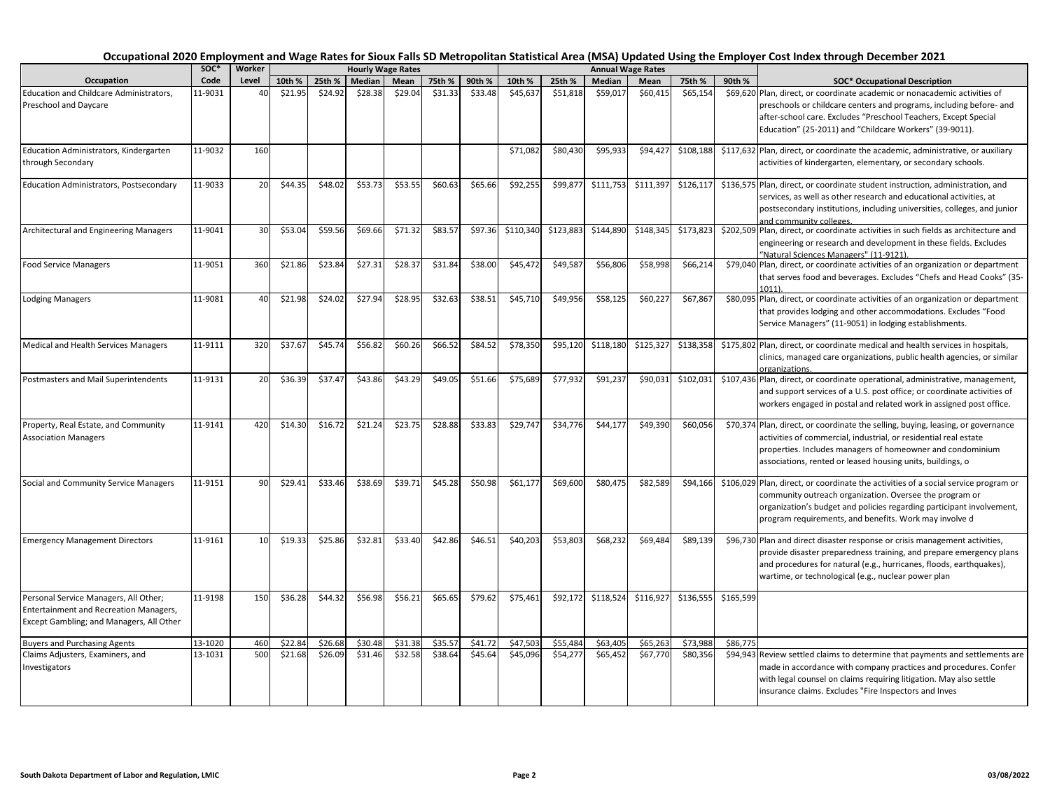# Occupational 2020 Employment and Wage Rates for Sioux Falls SD Metropolitan Statistical Area (MSA) Updated Using the Employer Cost Index through December 2021

| Occupation | SOC* Code | Worker Level | Hourly Wage Rates 10th % | 25th % | Median | Mean | 75th % | 90th % | Annual Wage Rates 10th % | 25th % | Median | Mean | 75th % | 90th % | SOC* Occupational Description |
|---|---|---|---|---|---|---|---|---|---|---|---|---|---|---|---|
| Education and Childcare Administrators, Preschool and Daycare | 11-9031 | 40 | $21.95 | $24.92 | $28.38 | $29.04 | $31.33 | $33.48 | $45,637 | $51,818 | $59,017 | $60,415 | $65,154 | $69,620 | Plan, direct, or coordinate academic or nonacademic activities of preschools or childcare centers and programs, including before- and after-school care. Excludes "Preschool Teachers, Except Special Education" (25-2011) and "Childcare Workers" (39-9011). |
| Education Administrators, Kindergarten through Secondary | 11-9032 | 160 | | | | | | | $71,082 | $80,430 | $95,933 | $94,427 | $108,188 | $117,632 | Plan, direct, or coordinate the academic, administrative, or auxiliary activities of kindergarten, elementary, or secondary schools. |
| Education Administrators, Postsecondary | 11-9033 | 20 | $44.35 | $48.02 | $53.73 | $53.55 | $60.63 | $65.66 | $92,255 | $99,877 | $111,753 | $111,397 | $126,117 | $136,575 | Plan, direct, or coordinate student instruction, administration, and services, as well as other research and educational activities, at postsecondary institutions, including universities, colleges, and junior and community colleges. |
| Architectural and Engineering Managers | 11-9041 | 30 | $53.04 | $59.56 | $69.66 | $71.32 | $83.57 | $97.36 | $110,340 | $123,883 | $144,890 | $148,345 | $173,823 | $202,509 | Plan, direct, or coordinate activities in such fields as architecture and engineering or research and development in these fields. Excludes "Natural Sciences Managers" (11-9121). |
| Food Service Managers | 11-9051 | 360 | $21.86 | $23.84 | $27.31 | $28.37 | $31.84 | $38.00 | $45,472 | $49,587 | $56,806 | $58,998 | $66,214 | $79,040 | Plan, direct, or coordinate activities of an organization or department that serves food and beverages. Excludes "Chefs and Head Cooks" (35-1011). |
| Lodging Managers | 11-9081 | 40 | $21.98 | $24.02 | $27.94 | $28.95 | $32.63 | $38.51 | $45,710 | $49,956 | $58,125 | $60,227 | $67,867 | $80,095 | Plan, direct, or coordinate activities of an organization or department that provides lodging and other accommodations. Excludes "Food Service Managers" (11-9051) in lodging establishments. |
| Medical and Health Services Managers | 11-9111 | 320 | $37.67 | $45.74 | $56.82 | $60.26 | $66.52 | $84.52 | $78,350 | $95,120 | $118,180 | $125,327 | $138,358 | $175,802 | Plan, direct, or coordinate medical and health services in hospitals, clinics, managed care organizations, public health agencies, or similar organizations. |
| Postmasters and Mail Superintendents | 11-9131 | 20 | $36.39 | $37.47 | $43.86 | $43.29 | $49.05 | $51.66 | $75,689 | $77,932 | $91,237 | $90,031 | $102,031 | $107,436 | Plan, direct, or coordinate operational, administrative, management, and support services of a U.S. post office; or coordinate activities of workers engaged in postal and related work in assigned post office. |
| Property, Real Estate, and Community Association Managers | 11-9141 | 420 | $14.30 | $16.72 | $21.24 | $23.75 | $28.88 | $33.83 | $29,747 | $34,776 | $44,177 | $49,390 | $60,056 | $70,374 | Plan, direct, or coordinate the selling, buying, leasing, or governance activities of commercial, industrial, or residential real estate properties. Includes managers of homeowner and condominium associations, rented or leased housing units, buildings, o |
| Social and Community Service Managers | 11-9151 | 90 | $29.41 | $33.46 | $38.69 | $39.71 | $45.28 | $50.98 | $61,177 | $69,600 | $80,475 | $82,589 | $94,166 | $106,029 | Plan, direct, or coordinate the activities of a social service program or community outreach organization. Oversee the program or organization's budget and policies regarding participant involvement, program requirements, and benefits. Work may involve d |
| Emergency Management Directors | 11-9161 | 10 | $19.33 | $25.86 | $32.81 | $33.40 | $42.86 | $46.51 | $40,203 | $53,803 | $68,232 | $69,484 | $89,139 | $96,730 | Plan and direct disaster response or crisis management activities, provide disaster preparedness training, and prepare emergency plans and procedures for natural (e.g., hurricanes, floods, earthquakes), wartime, or technological (e.g., nuclear power plan |
| Personal Service Managers, All Other; Entertainment and Recreation Managers, Except Gambling; and Managers, All Other | 11-9198 | 150 | $36.28 | $44.32 | $56.98 | $56.21 | $65.65 | $79.62 | $75,461 | $92,172 | $118,524 | $116,927 | $136,555 | $165,599 | |
| Buyers and Purchasing Agents | 13-1020 | 460 | $22.84 | $26.68 | $30.48 | $31.38 | $35.57 | $41.72 | $47,503 | $55,484 | $63,405 | $65,263 | $73,988 | $86,775 | |
| Claims Adjusters, Examiners, and Investigators | 13-1031 | 500 | $21.68 | $26.09 | $31.46 | $32.58 | $38.64 | $45.64 | $45,096 | $54,277 | $65,452 | $67,770 | $80,356 | $94,943 | Review settled claims to determine that payments and settlements are made in accordance with company practices and procedures. Confer with legal counsel on claims requiring litigation. May also settle insurance claims. Excludes "Fire Inspectors and Inves |

South Dakota Department of Labor and Regulation, LMIC — 03/08/2022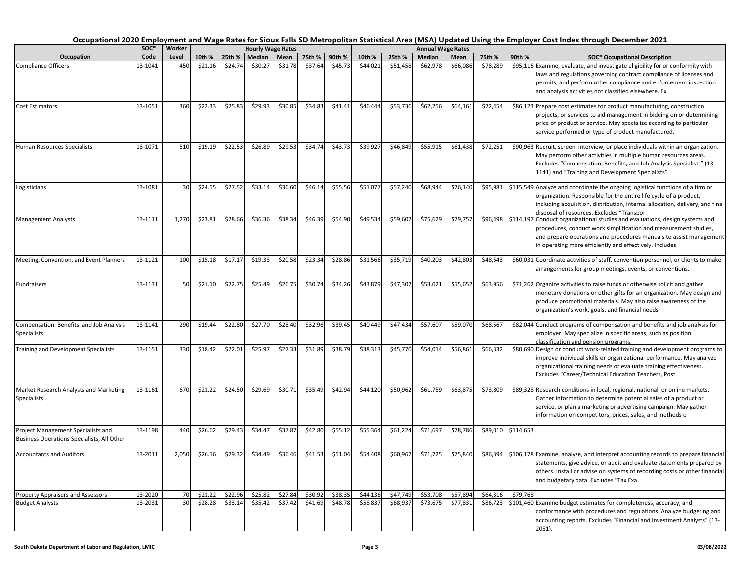# Occupational 2020 Employment and Wage Rates for Sioux Falls SD Metropolitan Statistical Area (MSA) Updated Using the Employer Cost Index through December 2021

| Occupation | SOC* Code | Worker Level | Hourly Wage Rates 10th % | 25th % | Median | Mean | 75th % | 90th % | Annual Wage Rates 10th % | 25th % | Median | Mean | 75th % | 90th % | SOC* Occupational Description |
|---|---|---|---|---|---|---|---|---|---|---|---|---|---|---|---|
| Compliance Officers | 13-1041 | 450 | $21.16 | $24.74 | $30.27 | $31.78 | $37.64 | $45.73 | $44,021 | $51,458 | $62,978 | $66,086 | $78,289 | $95,116 | Examine, evaluate, and investigate eligibility for or conformity with laws and regulations governing contract compliance of licenses and permits, and perform other compliance and enforcement inspection and analysis activities not classified elsewhere. Ex |
| Cost Estimators | 13-1051 | 360 | $22.33 | $25.83 | $29.93 | $30.85 | $34.83 | $41.41 | $46,444 | $53,736 | $62,256 | $64,161 | $72,454 | $86,123 | Prepare cost estimates for product manufacturing, construction projects, or services to aid management in bidding on or determining price of product or service. May specialize according to particular service performed or type of product manufactured. |
| Human Resources Specialists | 13-1071 | 510 | $19.19 | $22.53 | $26.89 | $29.53 | $34.74 | $43.73 | $39,927 | $46,849 | $55,915 | $61,438 | $72,251 | $90,963 | Recruit, screen, interview, or place individuals within an organization. May perform other activities in multiple human resources areas. Excludes "Compensation, Benefits, and Job Analysis Specialists" (13-1141) and "Training and Development Specialists" |
| Logisticians | 13-1081 | 30 | $24.55 | $27.52 | $33.14 | $36.60 | $46.14 | $55.56 | $51,077 | $57,240 | $68,944 | $76,140 | $95,981 | $115,549 | Analyze and coordinate the ongoing logistical functions of a firm or organization. Responsible for the entire life cycle of a product, including acquisition, distribution, internal allocation, delivery, and final disposal of resources. Excludes "Transpor |
| Management Analysts | 13-1111 | 1,270 | $23.81 | $28.66 | $36.36 | $38.34 | $46.39 | $54.90 | $49,534 | $59,607 | $75,629 | $79,757 | $96,498 | $114,197 | Conduct organizational studies and evaluations, design systems and procedures, conduct work simplification and measurement studies, and prepare operations and procedures manuals to assist management in operating more efficiently and effectively. Includes |
| Meeting, Convention, and Event Planners | 13-1121 | 100 | $15.18 | $17.17 | $19.33 | $20.58 | $23.34 | $28.86 | $31,566 | $35,719 | $40,203 | $42,803 | $48,543 | $60,031 | Coordinate activities of staff, convention personnel, or clients to make arrangements for group meetings, events, or conventions. |
| Fundraisers | 13-1131 | 50 | $21.10 | $22.75 | $25.49 | $26.75 | $30.74 | $34.26 | $43,879 | $47,307 | $53,021 | $55,652 | $63,956 | $71,262 | Organize activities to raise funds or otherwise solicit and gather monetary donations or other gifts for an organization. May design and produce promotional materials. May also raise awareness of the organization's work, goals, and financial needs. |
| Compensation, Benefits, and Job Analysis Specialists | 13-1141 | 290 | $19.44 | $22.80 | $27.70 | $28.40 | $32.96 | $39.45 | $40,449 | $47,434 | $57,607 | $59,070 | $68,567 | $82,044 | Conduct programs of compensation and benefits and job analysis for employer. May specialize in specific areas, such as position classification and pension programs. |
| Training and Development Specialists | 13-1151 | 330 | $18.42 | $22.01 | $25.97 | $27.33 | $31.89 | $38.79 | $38,313 | $45,770 | $54,014 | $56,861 | $66,332 | $80,690 | Design or conduct work-related training and development programs to improve individual skills or organizational performance. May analyze organizational training needs or evaluate training effectiveness. Excludes "Career/Technical Education Teachers, Post |
| Market Research Analysts and Marketing Specialists | 13-1161 | 670 | $21.22 | $24.50 | $29.69 | $30.71 | $35.49 | $42.94 | $44,120 | $50,962 | $61,759 | $63,875 | $73,809 | $89,328 | Research conditions in local, regional, national, or online markets. Gather information to determine potential sales of a product or service, or plan a marketing or advertising campaign. May gather information on competitors, prices, sales, and methods o |
| Project Management Specialists and Business Operations Specialists, All Other | 13-1198 | 440 | $26.62 | $29.43 | $34.47 | $37.87 | $42.80 | $55.12 | $55,364 | $61,224 | $71,697 | $78,786 | $89,010 | $114,653 | |
| Accountants and Auditors | 13-2011 | 2,050 | $26.16 | $29.32 | $34.49 | $36.46 | $41.53 | $51.04 | $54,408 | $60,967 | $71,725 | $75,840 | $86,394 | $106,178 | Examine, analyze, and interpret accounting records to prepare financial statements, give advice, or audit and evaluate statements prepared by others. Install or advise on systems of recording costs or other financial and budgetary data. Excludes "Tax Exa |
| Property Appraisers and Assessors | 13-2020 | 70 | $21.22 | $22.96 | $25.82 | $27.84 | $30.92 | $38.35 | $44,136 | $47,749 | $53,708 | $57,894 | $64,316 | $79,768 | |
| Budget Analysts | 13-2031 | 30 | $28.28 | $33.14 | $35.42 | $37.42 | $41.69 | $48.78 | $58,837 | $68,937 | $73,675 | $77,831 | $86,723 | $101,460 | Examine budget estimates for completeness, accuracy, and conformance with procedures and regulations. Analyze budgeting and accounting reports. Excludes "Financial and Investment Analysts" (13-2051). |

South Dakota Department of Labor and Regulation, LMIC — 03/08/2022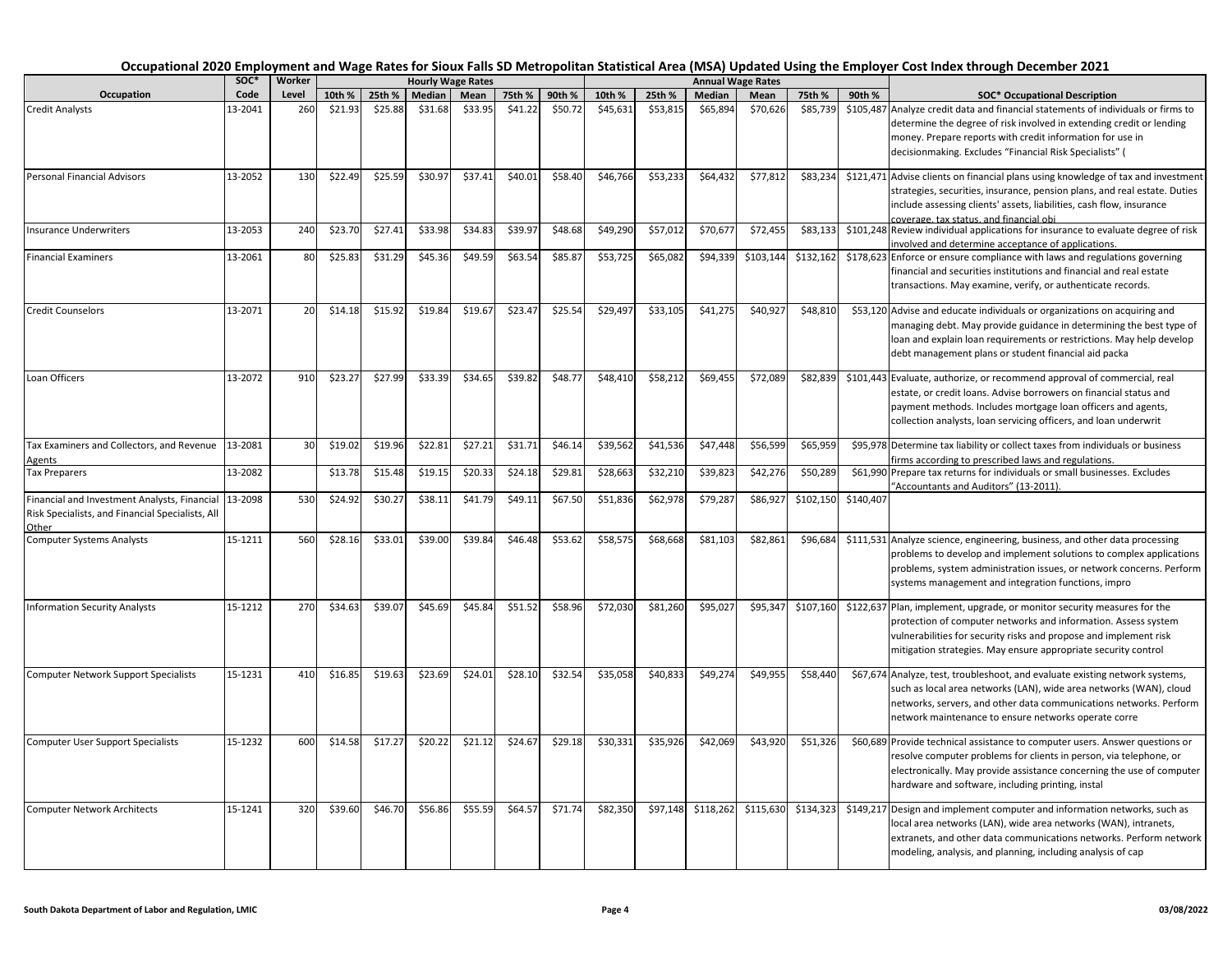## Occupational 2020 Employment and Wage Rates for Sioux Falls SD Metropolitan Statistical Area (MSA) Updated Using the Employer Cost Index through December 2021

| Occupation | SOC* Code | Worker Level | Hourly Wage Rates | | | | | | Annual Wage Rates | | | | | | SOC* Occupational Description |
|---|---|---|---|---|---|---|---|---|---|---|---|---|---|---|---|
| | | | 10th % | 25th % | Median | Mean | 75th % | 90th % | 10th % | 25th % | Median | Mean | 75th % | 90th % | |
| Credit Analysts | 13-2041 | 260 | $21.93 | $25.88 | $31.68 | $33.95 | $41.22 | $50.72 | $45,631 | $53,815 | $65,894 | $70,626 | $85,739 | $105,487 | Analyze credit data and financial statements of individuals or firms to determine the degree of risk involved in extending credit or lending money. Prepare reports with credit information for use in decisionmaking. Excludes "Financial Risk Specialists" ( |
| Personal Financial Advisors | 13-2052 | 130 | $22.49 | $25.59 | $30.97 | $37.41 | $40.01 | $58.40 | $46,766 | $53,233 | $64,432 | $77,812 | $83,234 | $121,471 | Advise clients on financial plans using knowledge of tax and investment strategies, securities, insurance, pension plans, and real estate. Duties include assessing clients' assets, liabilities, cash flow, insurance coverage, tax status, and financial obj |
| Insurance Underwriters | 13-2053 | 240 | $23.70 | $27.41 | $33.98 | $34.83 | $39.97 | $48.68 | $49,290 | $57,012 | $70,677 | $72,455 | $83,133 | $101,248 | Review individual applications for insurance to evaluate degree of risk involved and determine acceptance of applications. |
| Financial Examiners | 13-2061 | 80 | $25.83 | $31.29 | $45.36 | $49.59 | $63.54 | $85.87 | $53,725 | $65,082 | $94,339 | $103,144 | $132,162 | $178,623 | Enforce or ensure compliance with laws and regulations governing financial and securities institutions and financial and real estate transactions. May examine, verify, or authenticate records. |
| Credit Counselors | 13-2071 | 20 | $14.18 | $15.92 | $19.84 | $19.67 | $23.47 | $25.54 | $29,497 | $33,105 | $41,275 | $40,927 | $48,810 | $53,120 | Advise and educate individuals or organizations on acquiring and managing debt. May provide guidance in determining the best type of loan and explain loan requirements or restrictions. May help develop debt management plans or student financial aid packa |
| Loan Officers | 13-2072 | 910 | $23.27 | $27.99 | $33.39 | $34.65 | $39.82 | $48.77 | $48,410 | $58,212 | $69,455 | $72,089 | $82,839 | $101,443 | Evaluate, authorize, or recommend approval of commercial, real estate, or credit loans. Advise borrowers on financial status and payment methods. Includes mortgage loan officers and agents, collection analysts, loan servicing officers, and loan underwrit |
| Tax Examiners and Collectors, and Revenue Agents | 13-2081 | 30 | $19.02 | $19.96 | $22.81 | $27.21 | $31.71 | $46.14 | $39,562 | $41,536 | $47,448 | $56,599 | $65,959 | $95,978 | Determine tax liability or collect taxes from individuals or business firms according to prescribed laws and regulations. |
| Tax Preparers | 13-2082 | | $13.78 | $15.48 | $19.15 | $20.33 | $24.18 | $29.81 | $28,663 | $32,210 | $39,823 | $42,276 | $50,289 | $61,990 | Prepare tax returns for individuals or small businesses. Excludes "Accountants and Auditors" (13-2011). |
| Financial and Investment Analysts, Financial Risk Specialists, and Financial Specialists, All Other | 13-2098 | 530 | $24.92 | $30.27 | $38.11 | $41.79 | $49.11 | $67.50 | $51,836 | $62,978 | $79,287 | $86,927 | $102,150 | $140,407 | |
| Computer Systems Analysts | 15-1211 | 560 | $28.16 | $33.01 | $39.00 | $39.84 | $46.48 | $53.62 | $58,575 | $68,668 | $81,103 | $82,861 | $96,684 | $111,531 | Analyze science, engineering, business, and other data processing problems to develop and implement solutions to complex applications problems, system administration issues, or network concerns. Perform systems management and integration functions, impro |
| Information Security Analysts | 15-1212 | 270 | $34.63 | $39.07 | $45.69 | $45.84 | $51.52 | $58.96 | $72,030 | $81,260 | $95,027 | $95,347 | $107,160 | $122,637 | Plan, implement, upgrade, or monitor security measures for the protection of computer networks and information. Assess system vulnerabilities for security risks and propose and implement risk mitigation strategies. May ensure appropriate security control |
| Computer Network Support Specialists | 15-1231 | 410 | $16.85 | $19.63 | $23.69 | $24.01 | $28.10 | $32.54 | $35,058 | $40,833 | $49,274 | $49,955 | $58,440 | $67,674 | Analyze, test, troubleshoot, and evaluate existing network systems, such as local area networks (LAN), wide area networks (WAN), cloud networks, servers, and other data communications networks. Perform network maintenance to ensure networks operate corre |
| Computer User Support Specialists | 15-1232 | 600 | $14.58 | $17.27 | $20.22 | $21.12 | $24.67 | $29.18 | $30,331 | $35,926 | $42,069 | $43,920 | $51,326 | $60,689 | Provide technical assistance to computer users. Answer questions or resolve computer problems for clients in person, via telephone, or electronically. May provide assistance concerning the use of computer hardware and software, including printing, instal |
| Computer Network Architects | 15-1241 | 320 | $39.60 | $46.70 | $56.86 | $55.59 | $64.57 | $71.74 | $82,350 | $97,148 | $118,262 | $115,630 | $134,323 | $149,217 | Design and implement computer and information networks, such as local area networks (LAN), wide area networks (WAN), intranets, extranets, and other data communications networks. Perform network modeling, analysis, and planning, including analysis of cap |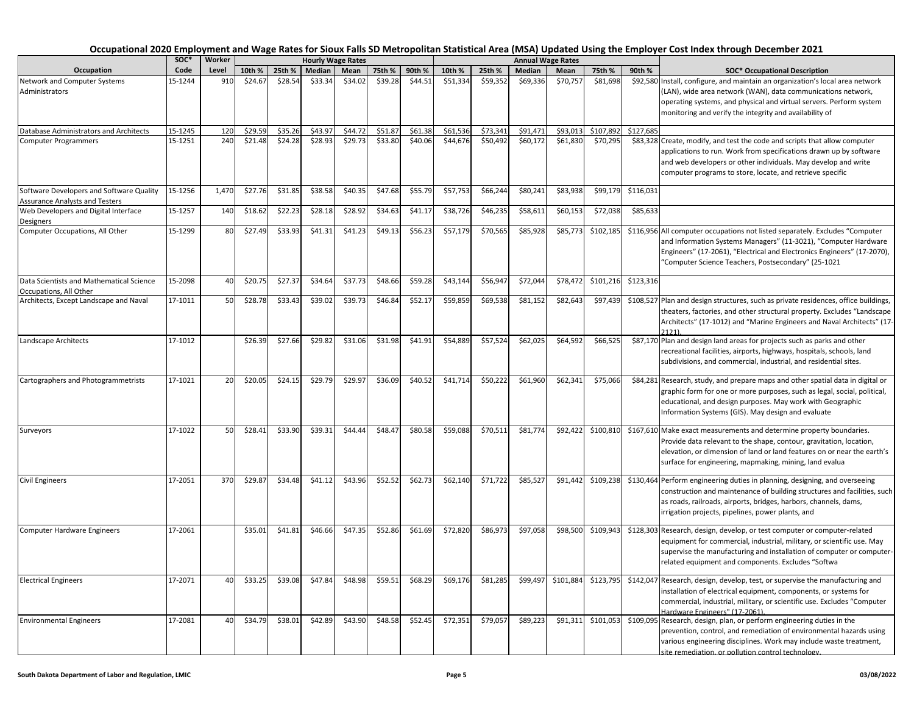# Occupational 2020 Employment and Wage Rates for Sioux Falls SD Metropolitan Statistical Area (MSA) Updated Using the Employer Cost Index through December 2021

| Occupation | SOC* Code | Worker Level | Hourly Wage Rates | | | | | | Annual Wage Rates | | | | | | SOC* Occupational Description |
|---|---|---|---|---|---|---|---|---|---|---|---|---|---|---|---|
| | | | 10th % | 25th % | Median | Mean | 75th % | 90th % | 10th % | 25th % | Median | Mean | 75th % | 90th % | |
| Network and Computer Systems Administrators | 15-1244 | 910 | $24.67 | $28.54 | $33.34 | $34.02 | $39.28 | $44.51 | $51,334 | $59,352 | $69,336 | $70,757 | $81,698 | $92,580 | Install, configure, and maintain an organization's local area network (LAN), wide area network (WAN), data communications network, operating systems, and physical and virtual servers. Perform system monitoring and verify the integrity and availability of |
| Database Administrators and Architects | 15-1245 | 120 | $29.59 | $35.26 | $43.97 | $44.72 | $51.87 | $61.38 | $61,536 | $73,341 | $91,471 | $93,013 | $107,892 | $127,685 | |
| Computer Programmers | 15-1251 | 240 | $21.48 | $24.28 | $28.93 | $29.73 | $33.80 | $40.06 | $44,676 | $50,492 | $60,172 | $61,830 | $70,295 | $83,328 | Create, modify, and test the code and scripts that allow computer applications to run. Work from specifications drawn up by software and web developers or other individuals. May develop and write computer programs to store, locate, and retrieve specific |
| Software Developers and Software Quality Assurance Analysts and Testers | 15-1256 | 1,470 | $27.76 | $31.85 | $38.58 | $40.35 | $47.68 | $55.79 | $57,753 | $66,244 | $80,241 | $83,938 | $99,179 | $116,031 | |
| Web Developers and Digital Interface Designers | 15-1257 | 140 | $18.62 | $22.23 | $28.18 | $28.92 | $34.63 | $41.17 | $38,726 | $46,235 | $58,611 | $60,153 | $72,038 | $85,633 | |
| Computer Occupations, All Other | 15-1299 | 80 | $27.49 | $33.93 | $41.31 | $41.23 | $49.13 | $56.23 | $57,179 | $70,565 | $85,928 | $85,773 | $102,185 | $116,956 | All computer occupations not listed separately. Excludes "Computer and Information Systems Managers" (11-3021), "Computer Hardware Engineers" (17-2061), "Electrical and Electronics Engineers" (17-2070), "Computer Science Teachers, Postsecondary" (25-1021 |
| Data Scientists and Mathematical Science Occupations, All Other | 15-2098 | 40 | $20.75 | $27.37 | $34.64 | $37.73 | $48.66 | $59.28 | $43,144 | $56,947 | $72,044 | $78,472 | $101,216 | $123,316 | |
| Architects, Except Landscape and Naval | 17-1011 | 50 | $28.78 | $33.43 | $39.02 | $39.73 | $46.84 | $52.17 | $59,859 | $69,538 | $81,152 | $82,643 | $97,439 | $108,527 | Plan and design structures, such as private residences, office buildings, theaters, factories, and other structural property. Excludes "Landscape Architects" (17-1012) and "Marine Engineers and Naval Architects" (17-2121). |
| Landscape Architects | 17-1012 | | $26.39 | $27.66 | $29.82 | $31.06 | $31.98 | $41.91 | $54,889 | $57,524 | $62,025 | $64,592 | $66,525 | $87,170 | Plan and design land areas for projects such as parks and other recreational facilities, airports, highways, hospitals, schools, land subdivisions, and commercial, industrial, and residential sites. |
| Cartographers and Photogrammetrists | 17-1021 | 20 | $20.05 | $24.15 | $29.79 | $29.97 | $36.09 | $40.52 | $41,714 | $50,222 | $61,960 | $62,341 | $75,066 | $84,281 | Research, study, and prepare maps and other spatial data in digital or graphic form for one or more purposes, such as legal, social, political, educational, and design purposes. May work with Geographic Information Systems (GIS). May design and evaluate |
| Surveyors | 17-1022 | 50 | $28.41 | $33.90 | $39.31 | $44.44 | $48.47 | $80.58 | $59,088 | $70,511 | $81,774 | $92,422 | $100,810 | $167,610 | Make exact measurements and determine property boundaries. Provide data relevant to the shape, contour, gravitation, location, elevation, or dimension of land or land features on or near the earth's surface for engineering, mapmaking, mining, land evalua |
| Civil Engineers | 17-2051 | 370 | $29.87 | $34.48 | $41.12 | $43.96 | $52.52 | $62.73 | $62,140 | $71,722 | $85,527 | $91,442 | $109,238 | $130,464 | Perform engineering duties in planning, designing, and overseeing construction and maintenance of building structures and facilities, such as roads, railroads, airports, bridges, harbors, channels, dams, irrigation projects, pipelines, power plants, and |
| Computer Hardware Engineers | 17-2061 | | $35.01 | $41.81 | $46.66 | $47.35 | $52.86 | $61.69 | $72,820 | $86,973 | $97,058 | $98,500 | $109,943 | $128,303 | Research, design, develop, or test computer or computer-related equipment for commercial, industrial, military, or scientific use. May supervise the manufacturing and installation of computer or computer-related equipment and components. Excludes "Softwa |
| Electrical Engineers | 17-2071 | 40 | $33.25 | $39.08 | $47.84 | $48.98 | $59.51 | $68.29 | $69,176 | $81,285 | $99,497 | $101,884 | $123,795 | $142,047 | Research, design, develop, test, or supervise the manufacturing and installation of electrical equipment, components, or systems for commercial, industrial, military, or scientific use. Excludes "Computer Hardware Engineers" (17-2061). |
| Environmental Engineers | 17-2081 | 40 | $34.79 | $38.01 | $42.89 | $43.90 | $48.58 | $52.45 | $72,351 | $79,057 | $89,223 | $91,311 | $101,053 | $109,095 | Research, design, plan, or perform engineering duties in the prevention, control, and remediation of environmental hazards using various engineering disciplines. Work may include waste treatment, site remediation, or pollution control technology. |

South Dakota Department of Labor and Regulation, LMIC — 03/08/2022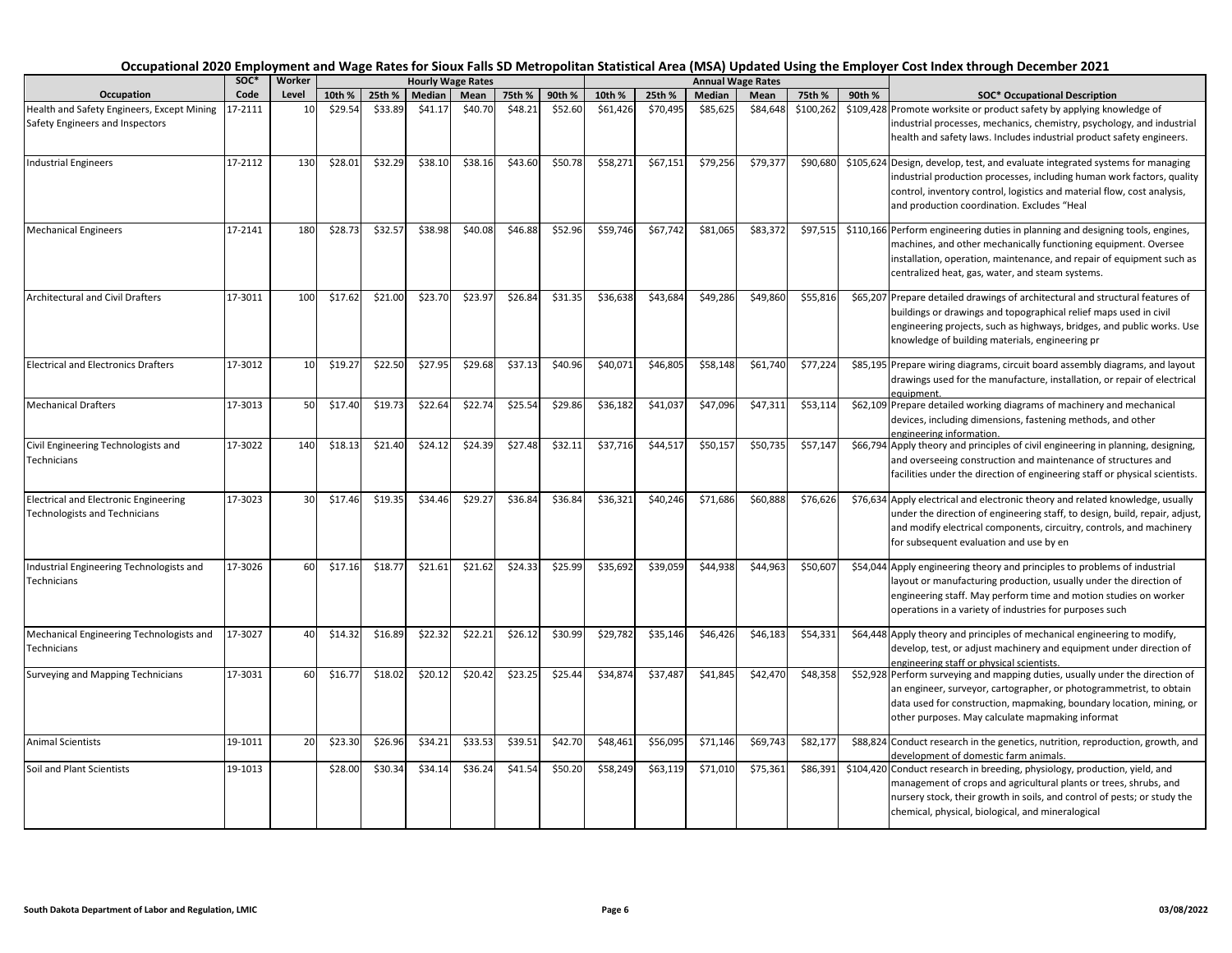# Occupational 2020 Employment and Wage Rates for Sioux Falls SD Metropolitan Statistical Area (MSA) Updated Using the Employer Cost Index through December 2021

| Occupation | SOC* Code | Worker Level | Hourly Wage Rates 10th % | 25th % | Median | Mean | 75th % | 90th % | Annual Wage Rates 10th % | 25th % | Median | Mean | 75th % | 90th % | SOC* Occupational Description |
|---|---|---|---|---|---|---|---|---|---|---|---|---|---|---|---|
| Health and Safety Engineers, Except Mining Safety Engineers and Inspectors | 17-2111 | 10 | $29.54 | $33.89 | $41.17 | $40.70 | $48.21 | $52.60 | $61,426 | $70,495 | $85,625 | $84,648 | $100,262 | $109,428 | Promote worksite or product safety by applying knowledge of industrial processes, mechanics, chemistry, psychology, and industrial health and safety laws. Includes industrial product safety engineers. |
| Industrial Engineers | 17-2112 | 130 | $28.01 | $32.29 | $38.10 | $38.16 | $43.60 | $50.78 | $58,271 | $67,151 | $79,256 | $79,377 | $90,680 | $105,624 | Design, develop, test, and evaluate integrated systems for managing industrial production processes, including human work factors, quality control, inventory control, logistics and material flow, cost analysis, and production coordination. Excludes "Heal |
| Mechanical Engineers | 17-2141 | 180 | $28.73 | $32.57 | $38.98 | $40.08 | $46.88 | $52.96 | $59,746 | $67,742 | $81,065 | $83,372 | $97,515 | $110,166 | Perform engineering duties in planning and designing tools, engines, machines, and other mechanically functioning equipment. Oversee installation, operation, maintenance, and repair of equipment such as centralized heat, gas, water, and steam systems. |
| Architectural and Civil Drafters | 17-3011 | 100 | $17.62 | $21.00 | $23.70 | $23.97 | $26.84 | $31.35 | $36,638 | $43,684 | $49,286 | $49,860 | $55,816 | $65,207 | Prepare detailed drawings of architectural and structural features of buildings or drawings and topographical relief maps used in civil engineering projects, such as highways, bridges, and public works. Use knowledge of building materials, engineering pr |
| Electrical and Electronics Drafters | 17-3012 | 10 | $19.27 | $22.50 | $27.95 | $29.68 | $37.13 | $40.96 | $40,071 | $46,805 | $58,148 | $61,740 | $77,224 | $85,195 | Prepare wiring diagrams, circuit board assembly diagrams, and layout drawings used for the manufacture, installation, or repair of electrical equipment. |
| Mechanical Drafters | 17-3013 | 50 | $17.40 | $19.73 | $22.64 | $22.74 | $25.54 | $29.86 | $36,182 | $41,037 | $47,096 | $47,311 | $53,114 | $62,109 | Prepare detailed working diagrams of machinery and mechanical devices, including dimensions, fastening methods, and other engineering information. |
| Civil Engineering Technologists and Technicians | 17-3022 | 140 | $18.13 | $21.40 | $24.12 | $24.39 | $27.48 | $32.11 | $37,716 | $44,517 | $50,157 | $50,735 | $57,147 | $66,794 | Apply theory and principles of civil engineering in planning, designing, and overseeing construction and maintenance of structures and facilities under the direction of engineering staff or physical scientists. |
| Electrical and Electronic Engineering Technologists and Technicians | 17-3023 | 30 | $17.46 | $19.35 | $34.46 | $29.27 | $36.84 | $36.84 | $36,321 | $40,246 | $71,686 | $60,888 | $76,626 | $76,634 | Apply electrical and electronic theory and related knowledge, usually under the direction of engineering staff, to design, build, repair, adjust, and modify electrical components, circuitry, controls, and machinery for subsequent evaluation and use by en |
| Industrial Engineering Technologists and Technicians | 17-3026 | 60 | $17.16 | $18.77 | $21.61 | $21.62 | $24.33 | $25.99 | $35,692 | $39,059 | $44,938 | $44,963 | $50,607 | $54,044 | Apply engineering theory and principles to problems of industrial layout or manufacturing production, usually under the direction of engineering staff. May perform time and motion studies on worker operations in a variety of industries for purposes such |
| Mechanical Engineering Technologists and Technicians | 17-3027 | 40 | $14.32 | $16.89 | $22.32 | $22.21 | $26.12 | $30.99 | $29,782 | $35,146 | $46,426 | $46,183 | $54,331 | $64,448 | Apply theory and principles of mechanical engineering to modify, develop, test, or adjust machinery and equipment under direction of engineering staff or physical scientists. |
| Surveying and Mapping Technicians | 17-3031 | 60 | $16.77 | $18.02 | $20.12 | $20.42 | $23.25 | $25.44 | $34,874 | $37,487 | $41,845 | $42,470 | $48,358 | $52,928 | Perform surveying and mapping duties, usually under the direction of an engineer, surveyor, cartographer, or photogrammetrist, to obtain data used for construction, mapmaking, boundary location, mining, or other purposes. May calculate mapmaking informat |
| Animal Scientists | 19-1011 | 20 | $23.30 | $26.96 | $34.21 | $33.53 | $39.51 | $42.70 | $48,461 | $56,095 | $71,146 | $69,743 | $82,177 | $88,824 | Conduct research in the genetics, nutrition, reproduction, growth, and development of domestic farm animals. |
| Soil and Plant Scientists | 19-1013 | | $28.00 | $30.34 | $34.14 | $36.24 | $41.54 | $50.20 | $58,249 | $63,119 | $71,010 | $75,361 | $86,391 | $104,420 | Conduct research in breeding, physiology, production, yield, and management of crops and agricultural plants or trees, shrubs, and nursery stock, their growth in soils, and control of pests; or study the chemical, physical, biological, and mineralogical |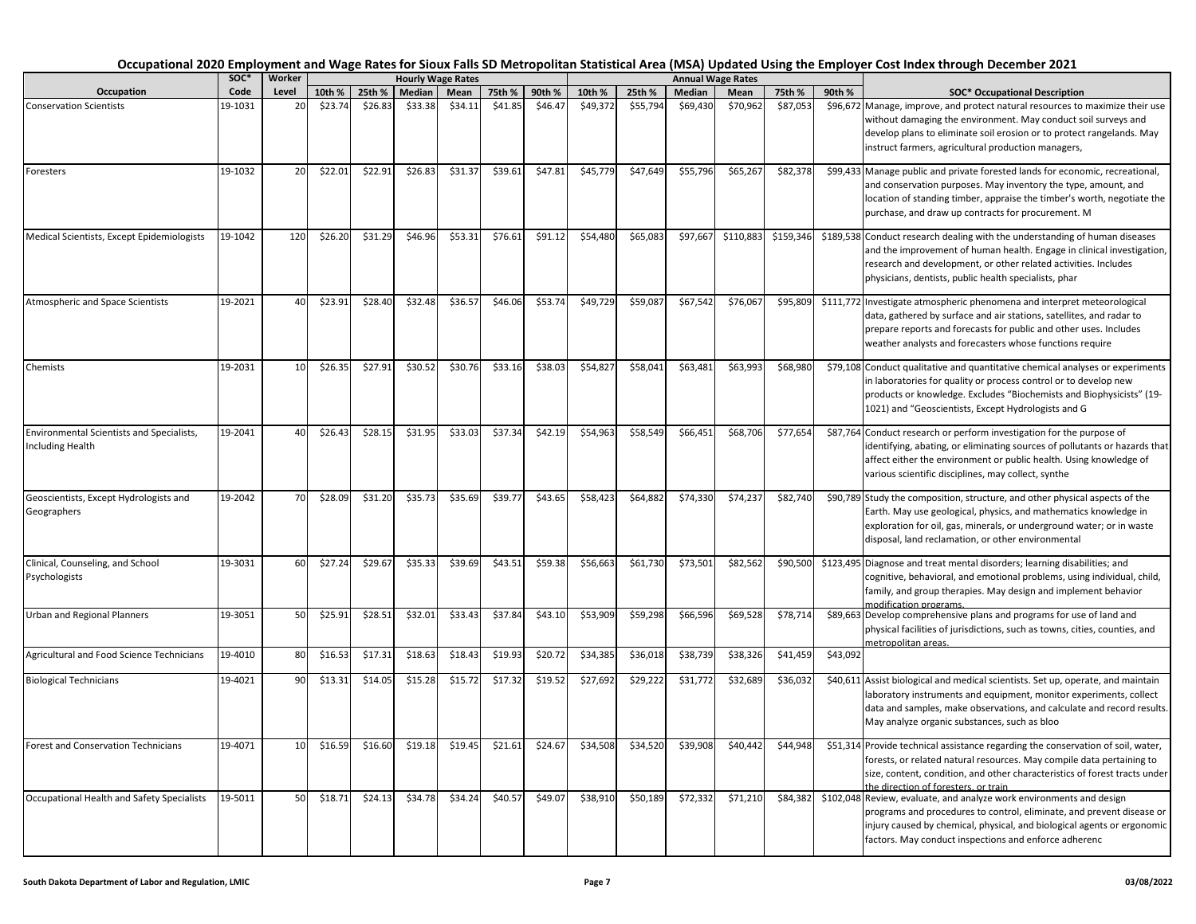# Occupational 2020 Employment and Wage Rates for Sioux Falls SD Metropolitan Statistical Area (MSA) Updated Using the Employer Cost Index through December 2021

| Occupation | SOC* Code | Worker Level | Hourly Wage Rates 10th % | 25th % | Median | Mean | 75th % | 90th % | Annual Wage Rates 10th % | 25th % | Median | Mean | 75th % | 90th % | SOC* Occupational Description |
|---|---|---|---|---|---|---|---|---|---|---|---|---|---|---|---|
| Conservation Scientists | 19-1031 | 20 | $23.74 | $26.83 | $33.38 | $34.11 | $41.85 | $46.47 | $49,372 | $55,794 | $69,430 | $70,962 | $87,053 | $96,672 | Manage, improve, and protect natural resources to maximize their use without damaging the environment. May conduct soil surveys and develop plans to eliminate soil erosion or to protect rangelands. May instruct farmers, agricultural production managers, |
| Foresters | 19-1032 | 20 | $22.01 | $22.91 | $26.83 | $31.37 | $39.61 | $47.81 | $45,779 | $47,649 | $55,796 | $65,267 | $82,378 | $99,433 | Manage public and private forested lands for economic, recreational, and conservation purposes. May inventory the type, amount, and location of standing timber, appraise the timber's worth, negotiate the purchase, and draw up contracts for procurement. M |
| Medical Scientists, Except Epidemiologists | 19-1042 | 120 | $26.20 | $31.29 | $46.96 | $53.31 | $76.61 | $91.12 | $54,480 | $65,083 | $97,667 | $110,883 | $159,346 | $189,538 | Conduct research dealing with the understanding of human diseases and the improvement of human health. Engage in clinical investigation, research and development, or other related activities. Includes physicians, dentists, public health specialists, phar |
| Atmospheric and Space Scientists | 19-2021 | 40 | $23.91 | $28.40 | $32.48 | $36.57 | $46.06 | $53.74 | $49,729 | $59,087 | $67,542 | $76,067 | $95,809 | $111,772 | Investigate atmospheric phenomena and interpret meteorological data, gathered by surface and air stations, satellites, and radar to prepare reports and forecasts for public and other uses. Includes weather analysts and forecasters whose functions require |
| Chemists | 19-2031 | 10 | $26.35 | $27.91 | $30.52 | $30.76 | $33.16 | $38.03 | $54,827 | $58,041 | $63,481 | $63,993 | $68,980 | $79,108 | Conduct qualitative and quantitative chemical analyses or experiments in laboratories for quality or process control or to develop new products or knowledge. Excludes "Biochemists and Biophysicists" (19-1021) and "Geoscientists, Except Hydrologists and G |
| Environmental Scientists and Specialists, Including Health | 19-2041 | 40 | $26.43 | $28.15 | $31.95 | $33.03 | $37.34 | $42.19 | $54,963 | $58,549 | $66,451 | $68,706 | $77,654 | $87,764 | Conduct research or perform investigation for the purpose of identifying, abating, or eliminating sources of pollutants or hazards that affect either the environment or public health. Using knowledge of various scientific disciplines, may collect, synthe |
| Geoscientists, Except Hydrologists and Geographers | 19-2042 | 70 | $28.09 | $31.20 | $35.73 | $35.69 | $39.77 | $43.65 | $58,423 | $64,882 | $74,330 | $74,237 | $82,740 | $90,789 | Study the composition, structure, and other physical aspects of the Earth. May use geological, physics, and mathematics knowledge in exploration for oil, gas, minerals, or underground water; or in waste disposal, land reclamation, or other environmental |
| Clinical, Counseling, and School Psychologists | 19-3031 | 60 | $27.24 | $29.67 | $35.33 | $39.69 | $43.51 | $59.38 | $56,663 | $61,730 | $73,501 | $82,562 | $90,500 | $123,495 | Diagnose and treat mental disorders; learning disabilities; and cognitive, behavioral, and emotional problems, using individual, child, family, and group therapies. May design and implement behavior modification programs. |
| Urban and Regional Planners | 19-3051 | 50 | $25.91 | $28.51 | $32.01 | $33.43 | $37.84 | $43.10 | $53,909 | $59,298 | $66,596 | $69,528 | $78,714 | $89,663 | Develop comprehensive plans and programs for use of land and physical facilities of jurisdictions, such as towns, cities, counties, and metropolitan areas. |
| Agricultural and Food Science Technicians | 19-4010 | 80 | $16.53 | $17.31 | $18.63 | $18.43 | $19.93 | $20.72 | $34,385 | $36,018 | $38,739 | $38,326 | $41,459 | $43,092 | |
| Biological Technicians | 19-4021 | 90 | $13.31 | $14.05 | $15.28 | $15.72 | $17.32 | $19.52 | $27,692 | $29,222 | $31,772 | $32,689 | $36,032 | $40,611 | Assist biological and medical scientists. Set up, operate, and maintain laboratory instruments and equipment, monitor experiments, collect data and samples, make observations, and calculate and record results. May analyze organic substances, such as bloo |
| Forest and Conservation Technicians | 19-4071 | 10 | $16.59 | $16.60 | $19.18 | $19.45 | $21.61 | $24.67 | $34,508 | $34,520 | $39,908 | $40,442 | $44,948 | $51,314 | Provide technical assistance regarding the conservation of soil, water, forests, or related natural resources. May compile data pertaining to size, content, condition, and other characteristics of forest tracts under the direction of foresters, or train |
| Occupational Health and Safety Specialists | 19-5011 | 50 | $18.71 | $24.13 | $34.78 | $34.24 | $40.57 | $49.07 | $38,910 | $50,189 | $72,332 | $71,210 | $84,382 | $102,048 | Review, evaluate, and analyze work environments and design programs and procedures to control, eliminate, and prevent disease or injury caused by chemical, physical, and biological agents or ergonomic factors. May conduct inspections and enforce adherenc |

South Dakota Department of Labor and Regulation, LMIC | 03/08/2022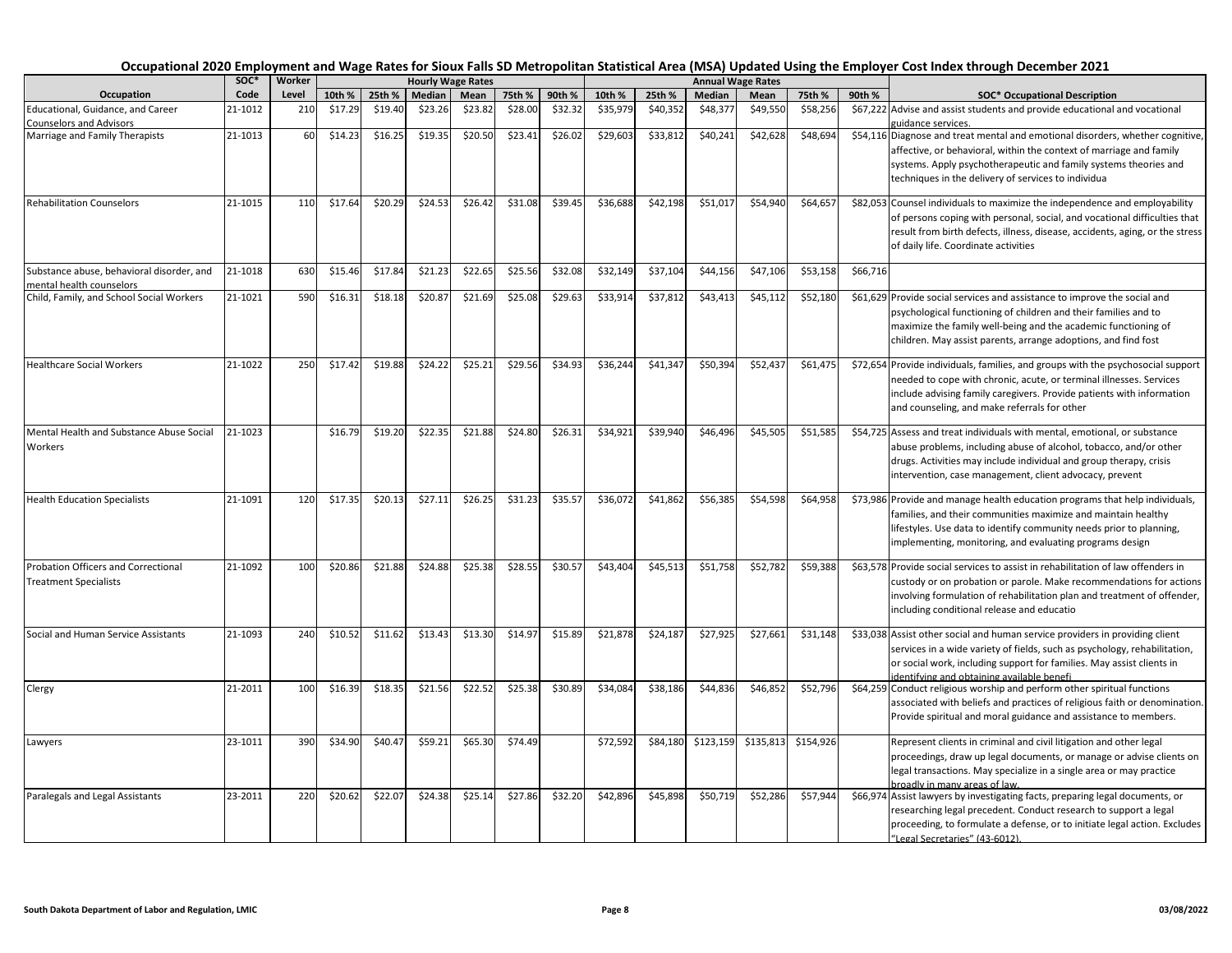# Occupational 2020 Employment and Wage Rates for Sioux Falls SD Metropolitan Statistical Area (MSA) Updated Using the Employer Cost Index through December 2021

| Occupation | SOC* Code | Worker Level | Hourly Wage Rates | | | | | | Annual Wage Rates | | | | | | SOC* Occupational Description |
|---|---|---|---|---|---|---|---|---|---|---|---|---|---|---|---|
| | | | 10th % | 25th % | Median | Mean | 75th % | 90th % | 10th % | 25th % | Median | Mean | 75th % | 90th % | |
| Educational, Guidance, and Career Counselors and Advisors | 21-1012 | 210 | $17.29 | $19.40 | $23.26 | $23.82 | $28.00 | $32.32 | $35,979 | $40,352 | $48,377 | $49,550 | $58,256 | $67,222 | Advise and assist students and provide educational and vocational guidance services. |
| Marriage and Family Therapists | 21-1013 | 60 | $14.23 | $16.25 | $19.35 | $20.50 | $23.41 | $26.02 | $29,603 | $33,812 | $40,241 | $42,628 | $48,694 | $54,116 | Diagnose and treat mental and emotional disorders, whether cognitive, affective, or behavioral, within the context of marriage and family systems. Apply psychotherapeutic and family systems theories and techniques in the delivery of services to individua |
| Rehabilitation Counselors | 21-1015 | 110 | $17.64 | $20.29 | $24.53 | $26.42 | $31.08 | $39.45 | $36,688 | $42,198 | $51,017 | $54,940 | $64,657 | $82,053 | Counsel individuals to maximize the independence and employability of persons coping with personal, social, and vocational difficulties that result from birth defects, illness, disease, accidents, aging, or the stress of daily life. Coordinate activities |
| Substance abuse, behavioral disorder, and mental health counselors | 21-1018 | 630 | $15.46 | $17.84 | $21.23 | $22.65 | $25.56 | $32.08 | $32,149 | $37,104 | $44,156 | $47,106 | $53,158 | $66,716 | |
| Child, Family, and School Social Workers | 21-1021 | 590 | $16.31 | $18.18 | $20.87 | $21.69 | $25.08 | $29.63 | $33,914 | $37,812 | $43,413 | $45,112 | $52,180 | $61,629 | Provide social services and assistance to improve the social and psychological functioning of children and their families and to maximize the family well-being and the academic functioning of children. May assist parents, arrange adoptions, and find fost |
| Healthcare Social Workers | 21-1022 | 250 | $17.42 | $19.88 | $24.22 | $25.21 | $29.56 | $34.93 | $36,244 | $41,347 | $50,394 | $52,437 | $61,475 | $72,654 | Provide individuals, families, and groups with the psychosocial support needed to cope with chronic, acute, or terminal illnesses. Services include advising family caregivers. Provide patients with information and counseling, and make referrals for other |
| Mental Health and Substance Abuse Social Workers | 21-1023 | | $16.79 | $19.20 | $22.35 | $21.88 | $24.80 | $26.31 | $34,921 | $39,940 | $46,496 | $45,505 | $51,585 | $54,725 | Assess and treat individuals with mental, emotional, or substance abuse problems, including abuse of alcohol, tobacco, and/or other drugs. Activities may include individual and group therapy, crisis intervention, case management, client advocacy, prevent |
| Health Education Specialists | 21-1091 | 120 | $17.35 | $20.13 | $27.11 | $26.25 | $31.23 | $35.57 | $36,072 | $41,862 | $56,385 | $54,598 | $64,958 | $73,986 | Provide and manage health education programs that help individuals, families, and their communities maximize and maintain healthy lifestyles. Use data to identify community needs prior to planning, implementing, monitoring, and evaluating programs design |
| Probation Officers and Correctional Treatment Specialists | 21-1092 | 100 | $20.86 | $21.88 | $24.88 | $25.38 | $28.55 | $30.57 | $43,404 | $45,513 | $51,758 | $52,782 | $59,388 | $63,578 | Provide social services to assist in rehabilitation of law offenders in custody or on probation or parole. Make recommendations for actions involving formulation of rehabilitation plan and treatment of offender, including conditional release and educatio |
| Social and Human Service Assistants | 21-1093 | 240 | $10.52 | $11.62 | $13.43 | $13.30 | $14.97 | $15.89 | $21,878 | $24,187 | $27,925 | $27,661 | $31,148 | $33,038 | Assist other social and human service providers in providing client services in a wide variety of fields, such as psychology, rehabilitation, or social work, including support for families. May assist clients in identifying and obtaining available benefi |
| Clergy | 21-2011 | 100 | $16.39 | $18.35 | $21.56 | $22.52 | $25.38 | $30.89 | $34,084 | $38,186 | $44,836 | $46,852 | $52,796 | $64,259 | Conduct religious worship and perform other spiritual functions associated with beliefs and practices of religious faith or denomination. Provide spiritual and moral guidance and assistance to members. |
| Lawyers | 23-1011 | 390 | $34.90 | $40.47 | $59.21 | $65.30 | $74.49 | | $72,592 | $84,180 | $123,159 | $135,813 | $154,926 | | Represent clients in criminal and civil litigation and other legal proceedings, draw up legal documents, or manage or advise clients on legal transactions. May specialize in a single area or may practice broadly in many areas of law. |
| Paralegals and Legal Assistants | 23-2011 | 220 | $20.62 | $22.07 | $24.38 | $25.14 | $27.86 | $32.20 | $42,896 | $45,898 | $50,719 | $52,286 | $57,944 | $66,974 | Assist lawyers by investigating facts, preparing legal documents, or researching legal precedent. Conduct research to support a legal proceeding, to formulate a defense, or to initiate legal action. Excludes "Legal Secretaries" (43-6012). |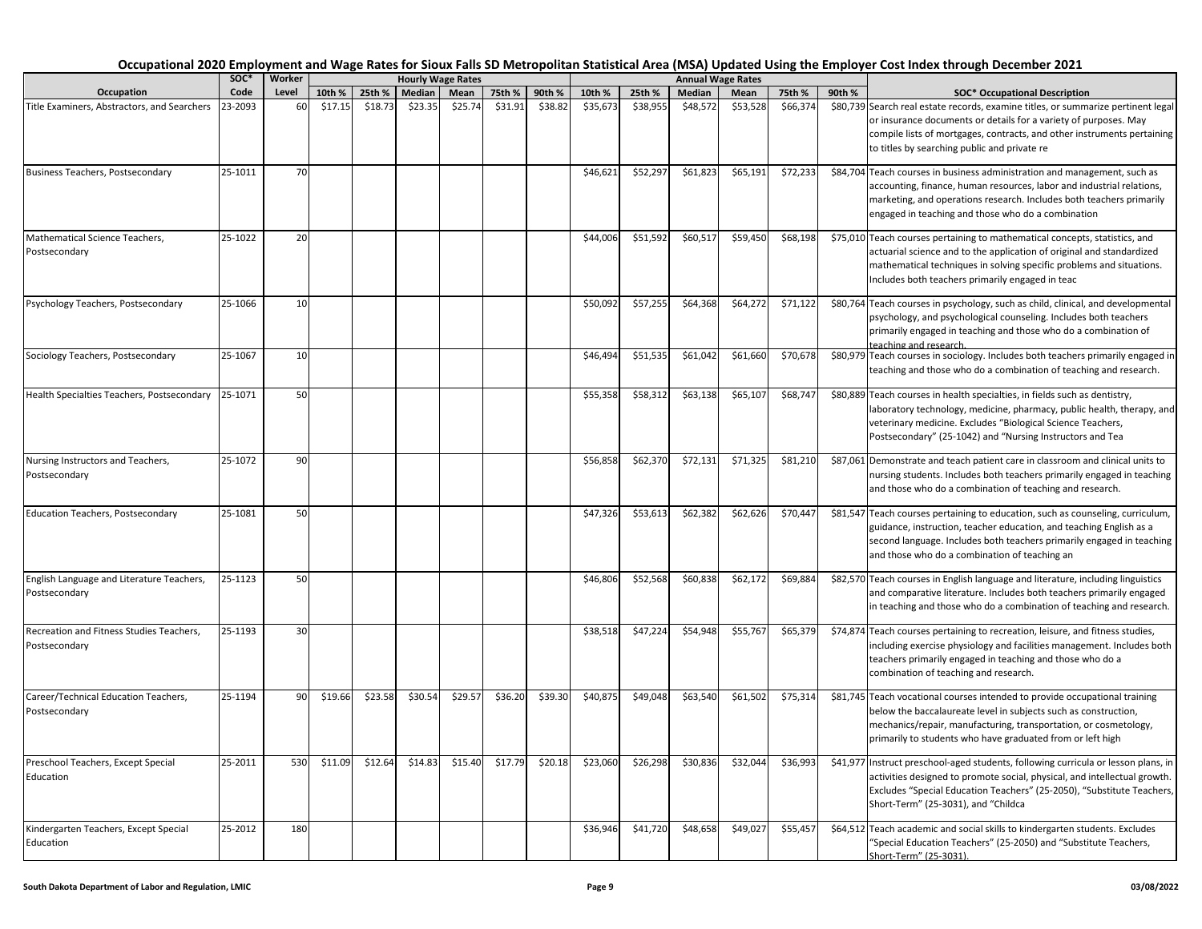# Occupational 2020 Employment and Wage Rates for Sioux Falls SD Metropolitan Statistical Area (MSA) Updated Using the Employer Cost Index through December 2021

| | SOC* | Worker | Hourly Wage Rates | | | | | | Annual Wage Rates | | | | | | |
|---|---|---|---|---|---|---|---|---|---|---|---|---|---|---|---|
| Occupation | Code | Level | 10th % | 25th % | Median | Mean | 75th % | 90th % | 10th % | 25th % | Median | Mean | 75th % | 90th % | SOC* Occupational Description |
| Title Examiners, Abstractors, and Searchers | 23-2093 | 60 | $17.15 | $18.73 | $23.35 | $25.74 | $31.91 | $38.82 | $35,673 | $38,955 | $48,572 | $53,528 | $66,374 | $80,739 | Search real estate records, examine titles, or summarize pertinent legal or insurance documents or details for a variety of purposes. May compile lists of mortgages, contracts, and other instruments pertaining to titles by searching public and private re |
| Business Teachers, Postsecondary | 25-1011 | 70 | | | | | | | $46,621 | $52,297 | $61,823 | $65,191 | $72,233 | $84,704 | Teach courses in business administration and management, such as accounting, finance, human resources, labor and industrial relations, marketing, and operations research. Includes both teachers primarily engaged in teaching and those who do a combination |
| Mathematical Science Teachers, Postsecondary | 25-1022 | 20 | | | | | | | $44,006 | $51,592 | $60,517 | $59,450 | $68,198 | $75,010 | Teach courses pertaining to mathematical concepts, statistics, and actuarial science and to the application of original and standardized mathematical techniques in solving specific problems and situations. Includes both teachers primarily engaged in teac |
| Psychology Teachers, Postsecondary | 25-1066 | 10 | | | | | | | $50,092 | $57,255 | $64,368 | $64,272 | $71,122 | $80,764 | Teach courses in psychology, such as child, clinical, and developmental psychology, and psychological counseling. Includes both teachers primarily engaged in teaching and those who do a combination of teaching and research. |
| Sociology Teachers, Postsecondary | 25-1067 | 10 | | | | | | | $46,494 | $51,535 | $61,042 | $61,660 | $70,678 | $80,979 | Teach courses in sociology. Includes both teachers primarily engaged in teaching and those who do a combination of teaching and research. |
| Health Specialties Teachers, Postsecondary | 25-1071 | 50 | | | | | | | $55,358 | $58,312 | $63,138 | $65,107 | $68,747 | $80,889 | Teach courses in health specialties, in fields such as dentistry, laboratory technology, medicine, pharmacy, public health, therapy, and veterinary medicine. Excludes "Biological Science Teachers, Postsecondary" (25-1042) and "Nursing Instructors and Tea |
| Nursing Instructors and Teachers, Postsecondary | 25-1072 | 90 | | | | | | | $56,858 | $62,370 | $72,131 | $71,325 | $81,210 | $87,061 | Demonstrate and teach patient care in classroom and clinical units to nursing students. Includes both teachers primarily engaged in teaching and those who do a combination of teaching and research. |
| Education Teachers, Postsecondary | 25-1081 | 50 | | | | | | | $47,326 | $53,613 | $62,382 | $62,626 | $70,447 | $81,547 | Teach courses pertaining to education, such as counseling, curriculum, guidance, instruction, teacher education, and teaching English as a second language. Includes both teachers primarily engaged in teaching and those who do a combination of teaching an |
| English Language and Literature Teachers, Postsecondary | 25-1123 | 50 | | | | | | | $46,806 | $52,568 | $60,838 | $62,172 | $69,884 | $82,570 | Teach courses in English language and literature, including linguistics and comparative literature. Includes both teachers primarily engaged in teaching and those who do a combination of teaching and research. |
| Recreation and Fitness Studies Teachers, Postsecondary | 25-1193 | 30 | | | | | | | $38,518 | $47,224 | $54,948 | $55,767 | $65,379 | $74,874 | Teach courses pertaining to recreation, leisure, and fitness studies, including exercise physiology and facilities management. Includes both teachers primarily engaged in teaching and those who do a combination of teaching and research. |
| Career/Technical Education Teachers, Postsecondary | 25-1194 | 90 | $19.66 | $23.58 | $30.54 | $29.57 | $36.20 | $39.30 | $40,875 | $49,048 | $63,540 | $61,502 | $75,314 | $81,745 | Teach vocational courses intended to provide occupational training below the baccalaureate level in subjects such as construction, mechanics/repair, manufacturing, transportation, or cosmetology, primarily to students who have graduated from or left high |
| Preschool Teachers, Except Special Education | 25-2011 | 530 | $11.09 | $12.64 | $14.83 | $15.40 | $17.79 | $20.18 | $23,060 | $26,298 | $30,836 | $32,044 | $36,993 | $41,977 | Instruct preschool-aged students, following curricula or lesson plans, in activities designed to promote social, physical, and intellectual growth. Excludes "Special Education Teachers" (25-2050), "Substitute Teachers, Short-Term" (25-3031), and "Childca |
| Kindergarten Teachers, Except Special Education | 25-2012 | 180 | | | | | | | $36,946 | $41,720 | $48,658 | $49,027 | $55,457 | $64,512 | Teach academic and social skills to kindergarten students. Excludes "Special Education Teachers" (25-2050) and "Substitute Teachers, Short-Term" (25-3031). |

South Dakota Department of Labor and Regulation, LMIC — 03/08/2022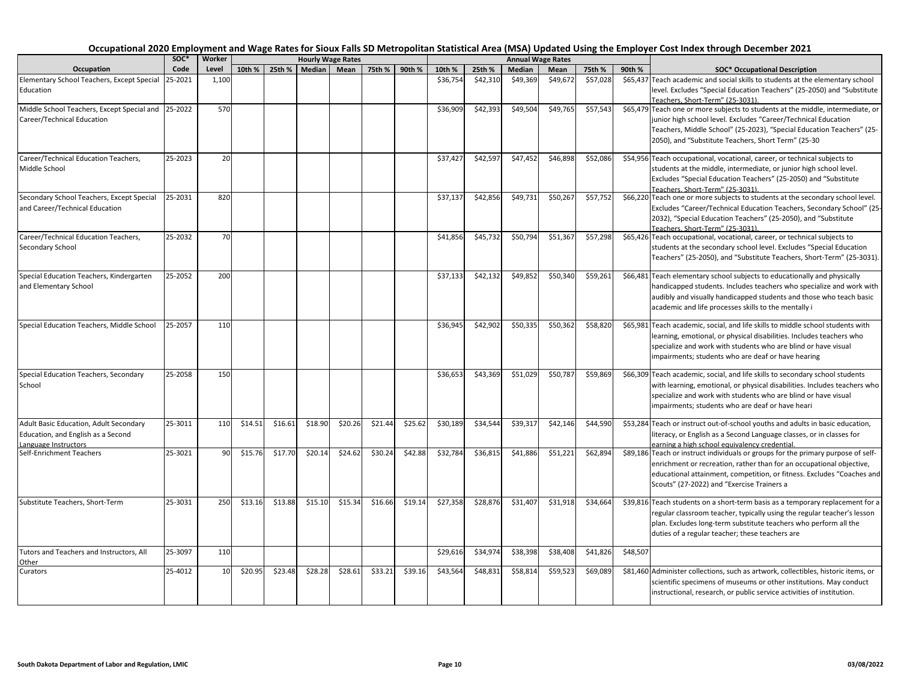# Occupational 2020 Employment and Wage Rates for Sioux Falls SD Metropolitan Statistical Area (MSA) Updated Using the Employer Cost Index through December 2021

| Occupation | SOC* Code | Worker Level | Hourly Wage Rates 10th % | 25th % | Median | Mean | 75th % | 90th % | Annual Wage Rates 10th % | 25th % | Median | Mean | 75th % | 90th % | SOC* Occupational Description |
|---|---|---|---|---|---|---|---|---|---|---|---|---|---|---|---|
| Elementary School Teachers, Except Special Education | 25-2021 | 1,100 | | | | | | | $36,754 | $42,310 | $49,369 | $49,672 | $57,028 | $65,437 | Teach academic and social skills to students at the elementary school level. Excludes "Special Education Teachers" (25-2050) and "Substitute Teachers, Short-Term" (25-3031). |
| Middle School Teachers, Except Special and Career/Technical Education | 25-2022 | 570 | | | | | | | $36,909 | $42,393 | $49,504 | $49,765 | $57,543 | $65,479 | Teach one or more subjects to students at the middle, intermediate, or junior high school level. Excludes "Career/Technical Education Teachers, Middle School" (25-2023), "Special Education Teachers" (25-2050), and "Substitute Teachers, Short Term" (25-30 |
| Career/Technical Education Teachers, Middle School | 25-2023 | 20 | | | | | | | $37,427 | $42,597 | $47,452 | $46,898 | $52,086 | $54,956 | Teach occupational, vocational, career, or technical subjects to students at the middle, intermediate, or junior high school level. Excludes "Special Education Teachers" (25-2050) and "Substitute Teachers, Short-Term" (25-3031). |
| Secondary School Teachers, Except Special and Career/Technical Education | 25-2031 | 820 | | | | | | | $37,137 | $42,856 | $49,731 | $50,267 | $57,752 | $66,220 | Teach one or more subjects to students at the secondary school level. Excludes "Career/Technical Education Teachers, Secondary School" (25-2032), "Special Education Teachers" (25-2050), and "Substitute Teachers, Short-Term" (25-3031). |
| Career/Technical Education Teachers, Secondary School | 25-2032 | 70 | | | | | | | $41,856 | $45,732 | $50,794 | $51,367 | $57,298 | $65,426 | Teach occupational, vocational, career, or technical subjects to students at the secondary school level. Excludes "Special Education Teachers" (25-2050), and "Substitute Teachers, Short-Term" (25-3031). |
| Special Education Teachers, Kindergarten and Elementary School | 25-2052 | 200 | | | | | | | $37,133 | $42,132 | $49,852 | $50,340 | $59,261 | $66,481 | Teach elementary school subjects to educationally and physically handicapped students. Includes teachers who specialize and work with audibly and visually handicapped students and those who teach basic academic and life processes skills to the mentally i |
| Special Education Teachers, Middle School | 25-2057 | 110 | | | | | | | $36,945 | $42,902 | $50,335 | $50,362 | $58,820 | $65,981 | Teach academic, social, and life skills to middle school students with learning, emotional, or physical disabilities. Includes teachers who specialize and work with students who are blind or have visual impairments; students who are deaf or have hearing |
| Special Education Teachers, Secondary School | 25-2058 | 150 | | | | | | | $36,653 | $43,369 | $51,029 | $50,787 | $59,869 | $66,309 | Teach academic, social, and life skills to secondary school students with learning, emotional, or physical disabilities. Includes teachers who specialize and work with students who are blind or have visual impairments; students who are deaf or have heari |
| Adult Basic Education, Adult Secondary Education, and English as a Second Language Instructors | 25-3011 | 110 | $14.51 | $16.61 | $18.90 | $20.26 | $21.44 | $25.62 | $30,189 | $34,544 | $39,317 | $42,146 | $44,590 | $53,284 | Teach or instruct out-of-school youths and adults in basic education, literacy, or English as a Second Language classes, or in classes for earning a high school equivalency credential. |
| Self-Enrichment Teachers | 25-3021 | 90 | $15.76 | $17.70 | $20.14 | $24.62 | $30.24 | $42.88 | $32,784 | $36,815 | $41,886 | $51,221 | $62,894 | $89,186 | Teach or instruct individuals or groups for the primary purpose of self-enrichment or recreation, rather than for an occupational objective, educational attainment, competition, or fitness. Excludes "Coaches and Scouts" (27-2022) and "Exercise Trainers a |
| Substitute Teachers, Short-Term | 25-3031 | 250 | $13.16 | $13.88 | $15.10 | $15.34 | $16.66 | $19.14 | $27,358 | $28,876 | $31,407 | $31,918 | $34,664 | $39,816 | Teach students on a short-term basis as a temporary replacement for a regular classroom teacher, typically using the regular teacher's lesson plan. Excludes long-term substitute teachers who perform all the duties of a regular teacher; these teachers are |
| Tutors and Teachers and Instructors, All Other | 25-3097 | 110 | | | | | | | $29,616 | $34,974 | $38,398 | $38,408 | $41,826 | $48,507 | |
| Curators | 25-4012 | 10 | $20.95 | $23.48 | $28.28 | $28.61 | $33.21 | $39.16 | $43,564 | $48,831 | $58,814 | $59,523 | $69,089 | $81,460 | Administer collections, such as artwork, collectibles, historic items, or scientific specimens of museums or other institutions. May conduct instructional, research, or public service activities of institution. |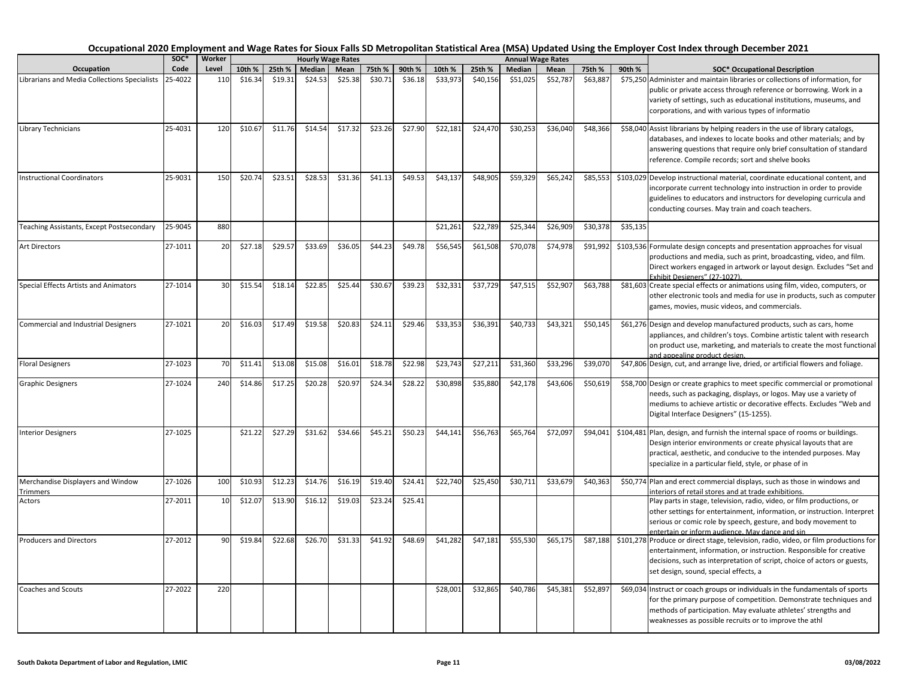## Occupational 2020 Employment and Wage Rates for Sioux Falls SD Metropolitan Statistical Area (MSA) Updated Using the Employer Cost Index through December 2021

| Occupation | SOC* Code | Worker Level | Hourly Wage Rates | | | | | | Annual Wage Rates | | | | | | SOC* Occupational Description |
|---|---|---|---|---|---|---|---|---|---|---|---|---|---|---|---|
| | | | 10th % | 25th % | Median | Mean | 75th % | 90th % | 10th % | 25th % | Median | Mean | 75th % | 90th % | |
| Librarians and Media Collections Specialists | 25-4022 | 110 | $16.34 | $19.31 | $24.53 | $25.38 | $30.71 | $36.18 | $33,973 | $40,156 | $51,025 | $52,787 | $63,887 | $75,250 | Administer and maintain libraries or collections of information, for public or private access through reference or borrowing. Work in a variety of settings, such as educational institutions, museums, and corporations, and with various types of informatio |
| Library Technicians | 25-4031 | 120 | $10.67 | $11.76 | $14.54 | $17.32 | $23.26 | $27.90 | $22,181 | $24,470 | $30,253 | $36,040 | $48,366 | $58,040 | Assist librarians by helping readers in the use of library catalogs, databases, and indexes to locate books and other materials; and by answering questions that require only brief consultation of standard reference. Compile records; sort and shelve books |
| Instructional Coordinators | 25-9031 | 150 | $20.74 | $23.51 | $28.53 | $31.36 | $41.13 | $49.53 | $43,137 | $48,905 | $59,329 | $65,242 | $85,553 | $103,029 | Develop instructional material, coordinate educational content, and incorporate current technology into instruction in order to provide guidelines to educators and instructors for developing curricula and conducting courses. May train and coach teachers. |
| Teaching Assistants, Except Postsecondary | 25-9045 | 880 | | | | | | | $21,261 | $22,789 | $25,344 | $26,909 | $30,378 | $35,135 | |
| Art Directors | 27-1011 | 20 | $27.18 | $29.57 | $33.69 | $36.05 | $44.23 | $49.78 | $56,545 | $61,508 | $70,078 | $74,978 | $91,992 | $103,536 | Formulate design concepts and presentation approaches for visual productions and media, such as print, broadcasting, video, and film. Direct workers engaged in artwork or layout design. Excludes "Set and Exhibit Designers" (27-1027). |
| Special Effects Artists and Animators | 27-1014 | 30 | $15.54 | $18.14 | $22.85 | $25.44 | $30.67 | $39.23 | $32,331 | $37,729 | $47,515 | $52,907 | $63,788 | $81,603 | Create special effects or animations using film, video, computers, or other electronic tools and media for use in products, such as computer games, movies, music videos, and commercials. |
| Commercial and Industrial Designers | 27-1021 | 20 | $16.03 | $17.49 | $19.58 | $20.83 | $24.11 | $29.46 | $33,353 | $36,391 | $40,733 | $43,321 | $50,145 | $61,276 | Design and develop manufactured products, such as cars, home appliances, and children's toys. Combine artistic talent with research on product use, marketing, and materials to create the most functional and appealing product design. |
| Floral Designers | 27-1023 | 70 | $11.41 | $13.08 | $15.08 | $16.01 | $18.78 | $22.98 | $23,743 | $27,211 | $31,360 | $33,296 | $39,070 | $47,806 | Design, cut, and arrange live, dried, or artificial flowers and foliage. |
| Graphic Designers | 27-1024 | 240 | $14.86 | $17.25 | $20.28 | $20.97 | $24.34 | $28.22 | $30,898 | $35,880 | $42,178 | $43,606 | $50,619 | $58,700 | Design or create graphics to meet specific commercial or promotional needs, such as packaging, displays, or logos. May use a variety of mediums to achieve artistic or decorative effects. Excludes "Web and Digital Interface Designers" (15-1255). |
| Interior Designers | 27-1025 | | $21.22 | $27.29 | $31.62 | $34.66 | $45.21 | $50.23 | $44,141 | $56,763 | $65,764 | $72,097 | $94,041 | $104,481 | Plan, design, and furnish the internal space of rooms or buildings. Design interior environments or create physical layouts that are practical, aesthetic, and conducive to the intended purposes. May specialize in a particular field, style, or phase of in |
| Merchandise Displayers and Window Trimmers | 27-1026 | 100 | $10.93 | $12.23 | $14.76 | $16.19 | $19.40 | $24.41 | $22,740 | $25,450 | $30,711 | $33,679 | $40,363 | $50,774 | Plan and erect commercial displays, such as those in windows and interiors of retail stores and at trade exhibitions. |
| Actors | 27-2011 | 10 | $12.07 | $13.90 | $16.12 | $19.03 | $23.24 | $25.41 | | | | | | | Play parts in stage, television, radio, video, or film productions, or other settings for entertainment, information, or instruction. Interpret serious or comic role by speech, gesture, and body movement to entertain or inform audience. May dance and sin |
| Producers and Directors | 27-2012 | 90 | $19.84 | $22.68 | $26.70 | $31.33 | $41.92 | $48.69 | $41,282 | $47,181 | $55,530 | $65,175 | $87,188 | $101,278 | Produce or direct stage, television, radio, video, or film productions for entertainment, information, or instruction. Responsible for creative decisions, such as interpretation of script, choice of actors or guests, set design, sound, special effects, a |
| Coaches and Scouts | 27-2022 | 220 | | | | | | | $28,001 | $32,865 | $40,786 | $45,381 | $52,897 | $69,034 | Instruct or coach groups or individuals in the fundamentals of sports for the primary purpose of competition. Demonstrate techniques and methods of participation. May evaluate athletes' strengths and weaknesses as possible recruits or to improve the athl |

South Dakota Department of Labor and Regulation, LMIC — 03/08/2022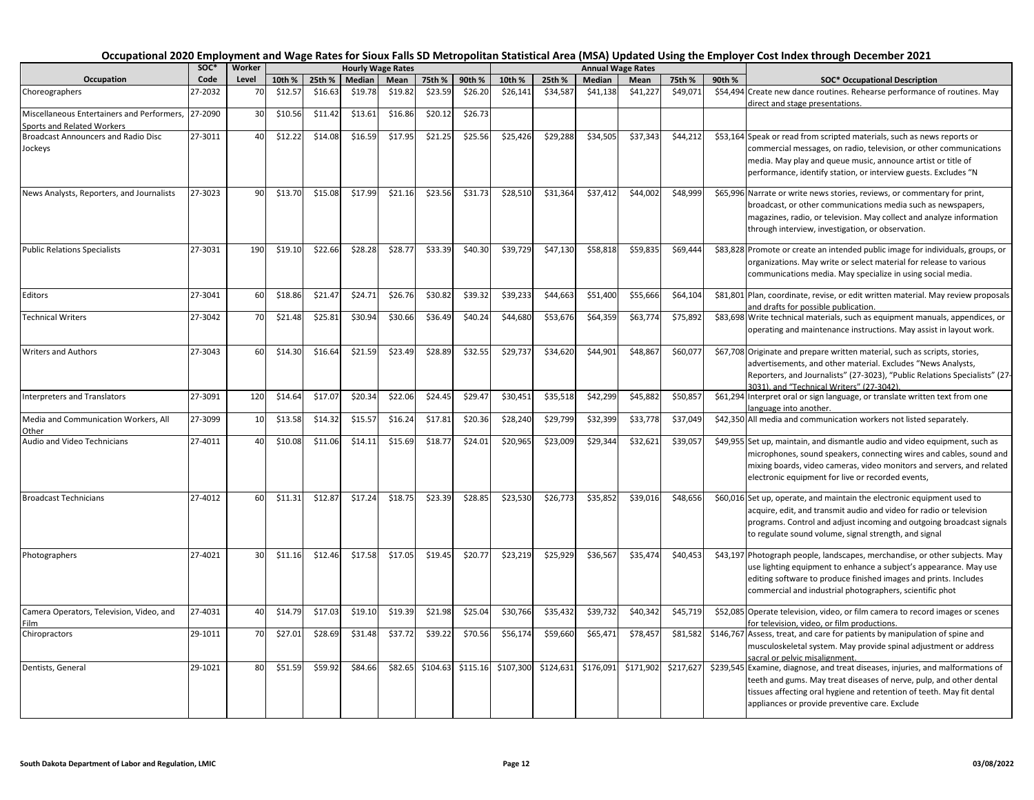# Occupational 2020 Employment and Wage Rates for Sioux Falls SD Metropolitan Statistical Area (MSA) Updated Using the Employer Cost Index through December 2021

| Occupation | SOC* Code | Worker Level | Hourly Wage Rates 10th % | 25th % | Median | Mean | 75th % | 90th % | Annual Wage Rates 10th % | 25th % | Median | Mean | 75th % | 90th % | SOC* Occupational Description |
|---|---|---|---|---|---|---|---|---|---|---|---|---|---|---|---|
| Choreographers | 27-2032 | 70 | $12.57 | $16.63 | $19.78 | $19.82 | $23.59 | $26.20 | $26,141 | $34,587 | $41,138 | $41,227 | $49,071 | $54,494 | Create new dance routines. Rehearse performance of routines. May direct and stage presentations. |
| Miscellaneous Entertainers and Performers, Sports and Related Workers | 27-2090 | 30 | $10.56 | $11.42 | $13.61 | $16.86 | $20.12 | $26.73 | | | | | | | |
| Broadcast Announcers and Radio Disc Jockeys | 27-3011 | 40 | $12.22 | $14.08 | $16.59 | $17.95 | $21.25 | $25.56 | $25,426 | $29,288 | $34,505 | $37,343 | $44,212 | $53,164 | Speak or read from scripted materials, such as news reports or commercial messages, on radio, television, or other communications media. May play and queue music, announce artist or title of performance, identify station, or interview guests. Excludes "N |
| News Analysts, Reporters, and Journalists | 27-3023 | 90 | $13.70 | $15.08 | $17.99 | $21.16 | $23.56 | $31.73 | $28,510 | $31,364 | $37,412 | $44,002 | $48,999 | $65,996 | Narrate or write news stories, reviews, or commentary for print, broadcast, or other communications media such as newspapers, magazines, radio, or television. May collect and analyze information through interview, investigation, or observation. |
| Public Relations Specialists | 27-3031 | 190 | $19.10 | $22.66 | $28.28 | $28.77 | $33.39 | $40.30 | $39,729 | $47,130 | $58,818 | $59,835 | $69,444 | $83,828 | Promote or create an intended public image for individuals, groups, or organizations. May write or select material for release to various communications media. May specialize in using social media. |
| Editors | 27-3041 | 60 | $18.86 | $21.47 | $24.71 | $26.76 | $30.82 | $39.32 | $39,233 | $44,663 | $51,400 | $55,666 | $64,104 | $81,801 | Plan, coordinate, revise, or edit written material. May review proposals and drafts for possible publication. |
| Technical Writers | 27-3042 | 70 | $21.48 | $25.81 | $30.94 | $30.66 | $36.49 | $40.24 | $44,680 | $53,676 | $64,359 | $63,774 | $75,892 | $83,698 | Write technical materials, such as equipment manuals, appendices, or operating and maintenance instructions. May assist in layout work. |
| Writers and Authors | 27-3043 | 60 | $14.30 | $16.64 | $21.59 | $23.49 | $28.89 | $32.55 | $29,737 | $34,620 | $44,901 | $48,867 | $60,077 | $67,708 | Originate and prepare written material, such as scripts, stories, advertisements, and other material. Excludes "News Analysts, Reporters, and Journalists" (27-3023), "Public Relations Specialists" (27-3031), and "Technical Writers" (27-3042). |
| Interpreters and Translators | 27-3091 | 120 | $14.64 | $17.07 | $20.34 | $22.06 | $24.45 | $29.47 | $30,451 | $35,518 | $42,299 | $45,882 | $50,857 | $61,294 | Interpret oral or sign language, or translate written text from one language into another. |
| Media and Communication Workers, All Other | 27-3099 | 10 | $13.58 | $14.32 | $15.57 | $16.24 | $17.81 | $20.36 | $28,240 | $29,799 | $32,399 | $33,778 | $37,049 | $42,350 | All media and communication workers not listed separately. |
| Audio and Video Technicians | 27-4011 | 40 | $10.08 | $11.06 | $14.11 | $15.69 | $18.77 | $24.01 | $20,965 | $23,009 | $29,344 | $32,621 | $39,057 | $49,955 | Set up, maintain, and dismantle audio and video equipment, such as microphones, sound speakers, connecting wires and cables, sound and mixing boards, video cameras, video monitors and servers, and related electronic equipment for live or recorded events, |
| Broadcast Technicians | 27-4012 | 60 | $11.31 | $12.87 | $17.24 | $18.75 | $23.39 | $28.85 | $23,530 | $26,773 | $35,852 | $39,016 | $48,656 | $60,016 | Set up, operate, and maintain the electronic equipment used to acquire, edit, and transmit audio and video for radio or television programs. Control and adjust incoming and outgoing broadcast signals to regulate sound volume, signal strength, and signal |
| Photographers | 27-4021 | 30 | $11.16 | $12.46 | $17.58 | $17.05 | $19.45 | $20.77 | $23,219 | $25,929 | $36,567 | $35,474 | $40,453 | $43,197 | Photograph people, landscapes, merchandise, or other subjects. May use lighting equipment to enhance a subject's appearance. May use editing software to produce finished images and prints. Includes commercial and industrial photographers, scientific phot |
| Camera Operators, Television, Video, and Film | 27-4031 | 40 | $14.79 | $17.03 | $19.10 | $19.39 | $21.98 | $25.04 | $30,766 | $35,432 | $39,732 | $40,342 | $45,719 | $52,085 | Operate television, video, or film camera to record images or scenes for television, video, or film productions. |
| Chiropractors | 29-1011 | 70 | $27.01 | $28.69 | $31.48 | $37.72 | $39.22 | $70.56 | $56,174 | $59,660 | $65,471 | $78,457 | $81,582 | $146,767 | Assess, treat, and care for patients by manipulation of spine and musculoskeletal system. May provide spinal adjustment or address sacral or pelvic misalignment. |
| Dentists, General | 29-1021 | 80 | $51.59 | $59.92 | $84.66 | $82.65 | $104.63 | $115.16 | $107,300 | $124,631 | $176,091 | $171,902 | $217,627 | $239,545 | Examine, diagnose, and treat diseases, injuries, and malformations of teeth and gums. May treat diseases of nerve, pulp, and other dental tissues affecting oral hygiene and retention of teeth. May fit dental appliances or provide preventive care. Exclude |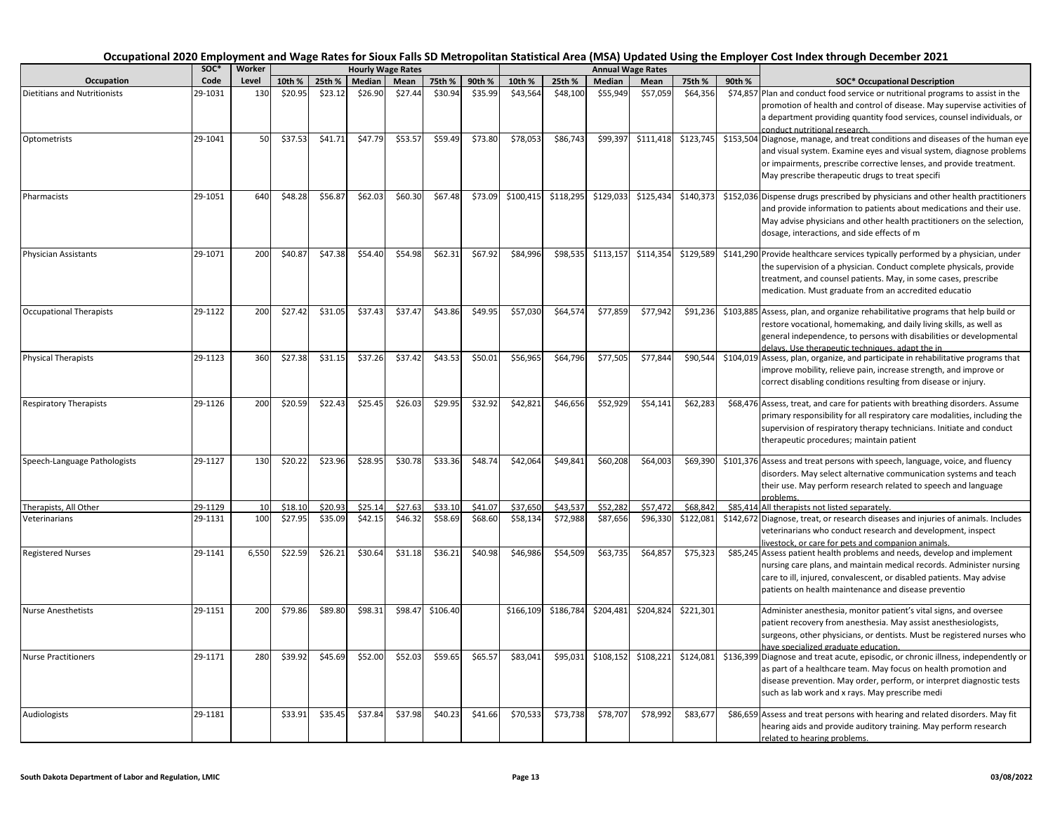# Occupational 2020 Employment and Wage Rates for Sioux Falls SD Metropolitan Statistical Area (MSA) Updated Using the Employer Cost Index through December 2021

| Occupation | SOC* Code | Worker Level | Hourly Wage Rates 10th % | 25th % | Median | Mean | 75th % | 90th % | Annual Wage Rates 10th % | 25th % | Median | Mean | 75th % | 90th % | SOC* Occupational Description |
|---|---|---|---|---|---|---|---|---|---|---|---|---|---|---|---|
| Dietitians and Nutritionists | 29-1031 | 130 | $20.95 | $23.12 | $26.90 | $27.44 | $30.94 | $35.99 | $43,564 | $48,100 | $55,949 | $57,059 | $64,356 | $74,857 | Plan and conduct food service or nutritional programs to assist in the promotion of health and control of disease. May supervise activities of a department providing quantity food services, counsel individuals, or conduct nutritional research. |
| Optometrists | 29-1041 | 50 | $37.53 | $41.71 | $47.79 | $53.57 | $59.49 | $73.80 | $78,053 | $86,743 | $99,397 | $111,418 | $123,745 | $153,504 | Diagnose, manage, and treat conditions and diseases of the human eye and visual system. Examine eyes and visual system, diagnose problems or impairments, prescribe corrective lenses, and provide treatment. May prescribe therapeutic drugs to treat specifi |
| Pharmacists | 29-1051 | 640 | $48.28 | $56.87 | $62.03 | $60.30 | $67.48 | $73.09 | $100,415 | $118,295 | $129,033 | $125,434 | $140,373 | $152,036 | Dispense drugs prescribed by physicians and other health practitioners and provide information to patients about medications and their use. May advise physicians and other health practitioners on the selection, dosage, interactions, and side effects of m |
| Physician Assistants | 29-1071 | 200 | $40.87 | $47.38 | $54.40 | $54.98 | $62.31 | $67.92 | $84,996 | $98,535 | $113,157 | $114,354 | $129,589 | $141,290 | Provide healthcare services typically performed by a physician, under the supervision of a physician. Conduct complete physicals, provide treatment, and counsel patients. May, in some cases, prescribe medication. Must graduate from an accredited educatio |
| Occupational Therapists | 29-1122 | 200 | $27.42 | $31.05 | $37.43 | $37.47 | $43.86 | $49.95 | $57,030 | $64,574 | $77,859 | $77,942 | $91,236 | $103,885 | Assess, plan, and organize rehabilitative programs that help build or restore vocational, homemaking, and daily living skills, as well as general independence, to persons with disabilities or developmental delays. Use therapeutic techniques, adapt the in |
| Physical Therapists | 29-1123 | 360 | $27.38 | $31.15 | $37.26 | $37.42 | $43.53 | $50.01 | $56,965 | $64,796 | $77,505 | $77,844 | $90,544 | $104,019 | Assess, plan, organize, and participate in rehabilitative programs that improve mobility, relieve pain, increase strength, and improve or correct disabling conditions resulting from disease or injury. |
| Respiratory Therapists | 29-1126 | 200 | $20.59 | $22.43 | $25.45 | $26.03 | $29.95 | $32.92 | $42,821 | $46,656 | $52,929 | $54,141 | $62,283 | $68,476 | Assess, treat, and care for patients with breathing disorders. Assume primary responsibility for all respiratory care modalities, including the supervision of respiratory therapy technicians. Initiate and conduct therapeutic procedures; maintain patient |
| Speech-Language Pathologists | 29-1127 | 130 | $20.22 | $23.96 | $28.95 | $30.78 | $33.36 | $48.74 | $42,064 | $49,841 | $60,208 | $64,003 | $69,390 | $101,376 | Assess and treat persons with speech, language, voice, and fluency disorders. May select alternative communication systems and teach their use. May perform research related to speech and language problems. |
| Therapists, All Other | 29-1129 | 10 | $18.10 | $20.93 | $25.14 | $27.63 | $33.10 | $41.07 | $37,650 | $43,537 | $52,282 | $57,472 | $68,842 | $85,414 | All therapists not listed separately. |
| Veterinarians | 29-1131 | 100 | $27.95 | $35.09 | $42.15 | $46.32 | $58.69 | $68.60 | $58,134 | $72,988 | $87,656 | $96,330 | $122,081 | $142,672 | Diagnose, treat, or research diseases and injuries of animals. Includes veterinarians who conduct research and development, inspect livestock, or care for pets and companion animals. |
| Registered Nurses | 29-1141 | 6,550 | $22.59 | $26.21 | $30.64 | $31.18 | $36.21 | $40.98 | $46,986 | $54,509 | $63,735 | $64,857 | $75,323 | $85,245 | Assess patient health problems and needs, develop and implement nursing care plans, and maintain medical records. Administer nursing care to ill, injured, convalescent, or disabled patients. May advise patients on health maintenance and disease preventio |
| Nurse Anesthetists | 29-1151 | 200 | $79.86 | $89.80 | $98.31 | $98.47 | $106.40 | | $166,109 | $186,784 | $204,481 | $204,824 | $221,301 | | Administer anesthesia, monitor patient's vital signs, and oversee patient recovery from anesthesia. May assist anesthesiologists, surgeons, other physicians, or dentists. Must be registered nurses who have specialized graduate education. |
| Nurse Practitioners | 29-1171 | 280 | $39.92 | $45.69 | $52.00 | $52.03 | $59.65 | $65.57 | $83,041 | $95,031 | $108,152 | $108,221 | $124,081 | $136,399 | Diagnose and treat acute, episodic, or chronic illness, independently or as part of a healthcare team. May focus on health promotion and disease prevention. May order, perform, or interpret diagnostic tests such as lab work and x rays. May prescribe medi |
| Audiologists | 29-1181 | | $33.91 | $35.45 | $37.84 | $37.98 | $40.23 | $41.66 | $70,533 | $73,738 | $78,707 | $78,992 | $83,677 | $86,659 | Assess and treat persons with hearing and related disorders. May fit hearing aids and provide auditory training. May perform research related to hearing problems. |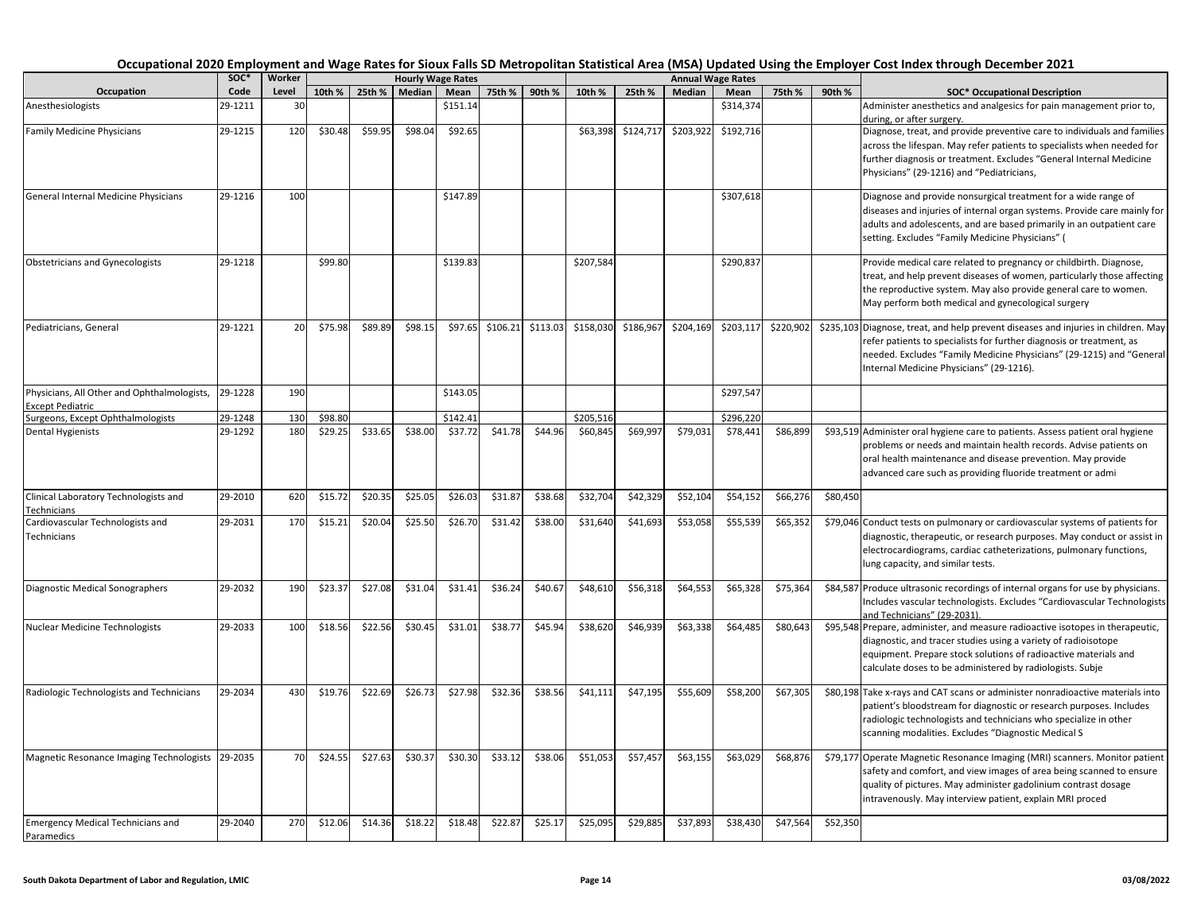# Occupational 2020 Employment and Wage Rates for Sioux Falls SD Metropolitan Statistical Area (MSA) Updated Using the Employer Cost Index through December 2021

| Occupation | SOC* Code | Worker Level | Hourly Wage Rates 10th % | 25th % | Median | Mean | 75th % | 90th % | Annual Wage Rates 10th % | 25th % | Median | Mean | 75th % | 90th % | SOC* Occupational Description |
|---|---|---|---|---|---|---|---|---|---|---|---|---|---|---|---|
| Anesthesiologists | 29-1211 | 30 | | | | $151.14 | | | | | | $314,374 | | | Administer anesthetics and analgesics for pain management prior to, during, or after surgery. |
| Family Medicine Physicians | 29-1215 | 120 | $30.48 | $59.95 | $98.04 | $92.65 | | | $63,398 | $124,717 | $203,922 | $192,716 | | | Diagnose, treat, and provide preventive care to individuals and families across the lifespan. May refer patients to specialists when needed for further diagnosis or treatment. Excludes "General Internal Medicine Physicians" (29-1216) and "Pediatricians, |
| General Internal Medicine Physicians | 29-1216 | 100 | | | | $147.89 | | | | | | $307,618 | | | Diagnose and provide nonsurgical treatment for a wide range of diseases and injuries of internal organ systems. Provide care mainly for adults and adolescents, and are based primarily in an outpatient care setting. Excludes "Family Medicine Physicians" ( |
| Obstetricians and Gynecologists | 29-1218 | | $99.80 | | | $139.83 | | | $207,584 | | | $290,837 | | | Provide medical care related to pregnancy or childbirth. Diagnose, treat, and help prevent diseases of women, particularly those affecting the reproductive system. May also provide general care to women. May perform both medical and gynecological surgery |
| Pediatricians, General | 29-1221 | 20 | $75.98 | $89.89 | $98.15 | $97.65 | $106.21 | $113.03 | $158,030 | $186,967 | $204,169 | $203,117 | $220,902 | $235,103 | Diagnose, treat, and help prevent diseases and injuries in children. May refer patients to specialists for further diagnosis or treatment, as needed. Excludes "Family Medicine Physicians" (29-1215) and "General Internal Medicine Physicians" (29-1216). |
| Physicians, All Other and Ophthalmologists, Except Pediatric | 29-1228 | 190 | | | | $143.05 | | | | | | $297,547 | | | |
| Surgeons, Except Ophthalmologists | 29-1248 | 130 | $98.80 | | | $142.41 | | | $205,516 | | | $296,220 | | | |
| Dental Hygienists | 29-1292 | 180 | $29.25 | $33.65 | $38.00 | $37.72 | $41.78 | $44.96 | $60,845 | $69,997 | $79,031 | $78,441 | $86,899 | $93,519 | Administer oral hygiene care to patients. Assess patient oral hygiene problems or needs and maintain health records. Advise patients on oral health maintenance and disease prevention. May provide advanced care such as providing fluoride treatment or admi |
| Clinical Laboratory Technologists and Technicians | 29-2010 | 620 | $15.72 | $20.35 | $25.05 | $26.03 | $31.87 | $38.68 | $32,704 | $42,329 | $52,104 | $54,152 | $66,276 | $80,450 | |
| Cardiovascular Technologists and Technicians | 29-2031 | 170 | $15.21 | $20.04 | $25.50 | $26.70 | $31.42 | $38.00 | $31,640 | $41,693 | $53,058 | $55,539 | $65,352 | $79,046 | Conduct tests on pulmonary or cardiovascular systems of patients for diagnostic, therapeutic, or research purposes. May conduct or assist in electrocardiograms, cardiac catheterizations, pulmonary functions, lung capacity, and similar tests. |
| Diagnostic Medical Sonographers | 29-2032 | 190 | $23.37 | $27.08 | $31.04 | $31.41 | $36.24 | $40.67 | $48,610 | $56,318 | $64,553 | $65,328 | $75,364 | $84,587 | Produce ultrasonic recordings of internal organs for use by physicians. Includes vascular technologists. Excludes "Cardiovascular Technologists and Technicians" (29-2031). |
| Nuclear Medicine Technologists | 29-2033 | 100 | $18.56 | $22.56 | $30.45 | $31.01 | $38.77 | $45.94 | $38,620 | $46,939 | $63,338 | $64,485 | $80,643 | $95,548 | Prepare, administer, and measure radioactive isotopes in therapeutic, diagnostic, and tracer studies using a variety of radioisotope equipment. Prepare stock solutions of radioactive materials and calculate doses to be administered by radiologists. Subje |
| Radiologic Technologists and Technicians | 29-2034 | 430 | $19.76 | $22.69 | $26.73 | $27.98 | $32.36 | $38.56 | $41,111 | $47,195 | $55,609 | $58,200 | $67,305 | $80,198 | Take x-rays and CAT scans or administer nonradioactive materials into patient's bloodstream for diagnostic or research purposes. Includes radiologic technologists and technicians who specialize in other scanning modalities. Excludes "Diagnostic Medical S |
| Magnetic Resonance Imaging Technologists | 29-2035 | 70 | $24.55 | $27.63 | $30.37 | $30.30 | $33.12 | $38.06 | $51,053 | $57,457 | $63,155 | $63,029 | $68,876 | $79,177 | Operate Magnetic Resonance Imaging (MRI) scanners. Monitor patient safety and comfort, and view images of area being scanned to ensure quality of pictures. May administer gadolinium contrast dosage intravenously. May interview patient, explain MRI proced |
| Emergency Medical Technicians and Paramedics | 29-2040 | 270 | $12.06 | $14.36 | $18.22 | $18.48 | $22.87 | $25.17 | $25,095 | $29,885 | $37,893 | $38,430 | $47,564 | $52,350 | |

South Dakota Department of Labor and Regulation, LMIC | 03/08/2022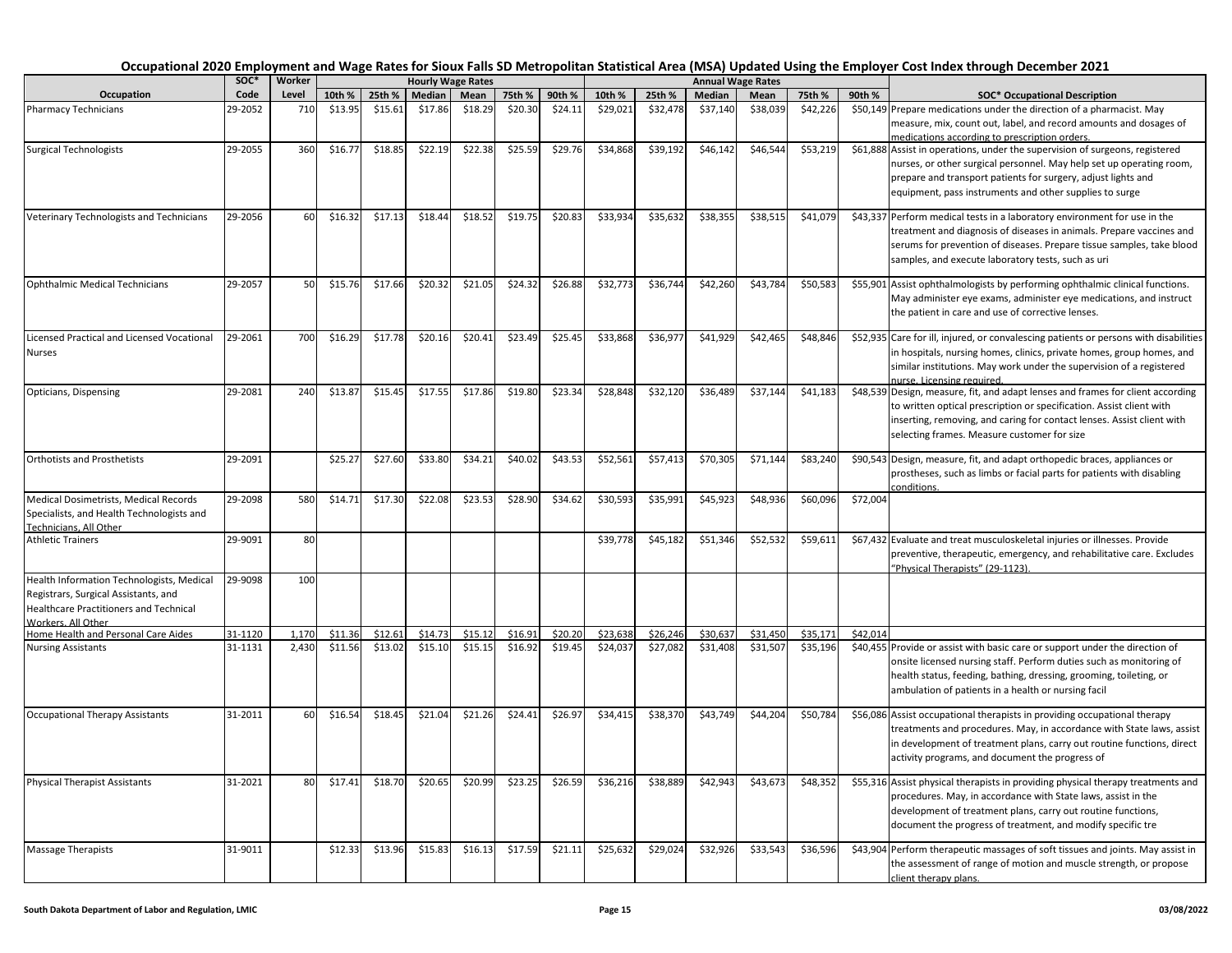# Occupational 2020 Employment and Wage Rates for Sioux Falls SD Metropolitan Statistical Area (MSA) Updated Using the Employer Cost Index through December 2021

| Occupation | SOC* Code | Worker Level | Hourly Wage Rates 10th % | 25th % | Median | Mean | 75th % | 90th % | Annual Wage Rates 10th % | 25th % | Median | Mean | 75th % | 90th % | SOC* Occupational Description |
|---|---|---|---|---|---|---|---|---|---|---|---|---|---|---|---|
| Pharmacy Technicians | 29-2052 | 710 | $13.95 | $15.61 | $17.86 | $18.29 | $20.30 | $24.11 | $29,021 | $32,478 | $37,140 | $38,039 | $42,226 | $50,149 | Prepare medications under the direction of a pharmacist. May measure, mix, count out, label, and record amounts and dosages of medications according to prescription orders. |
| Surgical Technologists | 29-2055 | 360 | $16.77 | $18.85 | $22.19 | $22.38 | $25.59 | $29.76 | $34,868 | $39,192 | $46,142 | $46,544 | $53,219 | $61,888 | Assist in operations, under the supervision of surgeons, registered nurses, or other surgical personnel. May help set up operating room, prepare and transport patients for surgery, adjust lights and equipment, pass instruments and other supplies to surge |
| Veterinary Technologists and Technicians | 29-2056 | 60 | $16.32 | $17.13 | $18.44 | $18.52 | $19.75 | $20.83 | $33,934 | $35,632 | $38,355 | $38,515 | $41,079 | $43,337 | Perform medical tests in a laboratory environment for use in the treatment and diagnosis of diseases in animals. Prepare vaccines and serums for prevention of diseases. Prepare tissue samples, take blood samples, and execute laboratory tests, such as uri |
| Ophthalmic Medical Technicians | 29-2057 | 50 | $15.76 | $17.66 | $20.32 | $21.05 | $24.32 | $26.88 | $32,773 | $36,744 | $42,260 | $43,784 | $50,583 | $55,901 | Assist ophthalmologists by performing ophthalmic clinical functions. May administer eye exams, administer eye medications, and instruct the patient in care and use of corrective lenses. |
| Licensed Practical and Licensed Vocational Nurses | 29-2061 | 700 | $16.29 | $17.78 | $20.16 | $20.41 | $23.49 | $25.45 | $33,868 | $36,977 | $41,929 | $42,465 | $48,846 | $52,935 | Care for ill, injured, or convalescing patients or persons with disabilities in hospitals, nursing homes, clinics, private homes, group homes, and similar institutions. May work under the supervision of a registered nurse. Licensing required. |
| Opticians, Dispensing | 29-2081 | 240 | $13.87 | $15.45 | $17.55 | $17.86 | $19.80 | $23.34 | $28,848 | $32,120 | $36,489 | $37,144 | $41,183 | $48,539 | Design, measure, fit, and adapt lenses and frames for client according to written optical prescription or specification. Assist client with inserting, removing, and caring for contact lenses. Assist client with selecting frames. Measure customer for size |
| Orthotists and Prosthetists | 29-2091 | | $25.27 | $27.60 | $33.80 | $34.21 | $40.02 | $43.53 | $52,561 | $57,413 | $70,305 | $71,144 | $83,240 | $90,543 | Design, measure, fit, and adapt orthopedic braces, appliances or prostheses, such as limbs or facial parts for patients with disabling conditions. |
| Medical Dosimetrists, Medical Records Specialists, and Health Technologists and Technicians, All Other | 29-2098 | 580 | $14.71 | $17.30 | $22.08 | $23.53 | $28.90 | $34.62 | $30,593 | $35,991 | $45,923 | $48,936 | $60,096 | $72,004 | |
| Athletic Trainers | 29-9091 | 80 | | | | | | | $39,778 | $45,182 | $51,346 | $52,532 | $59,611 | $67,432 | Evaluate and treat musculoskeletal injuries or illnesses. Provide preventive, therapeutic, emergency, and rehabilitative care. Excludes "Physical Therapists" (29-1123). |
| Health Information Technologists, Medical Registrars, Surgical Assistants, and Healthcare Practitioners and Technical Workers, All Other | 29-9098 | 100 | | | | | | | | | | | | | |
| Home Health and Personal Care Aides | 31-1120 | 1,170 | $11.36 | $12.61 | $14.73 | $15.12 | $16.91 | $20.20 | $23,638 | $26,246 | $30,637 | $31,450 | $35,171 | $42,014 | |
| Nursing Assistants | 31-1131 | 2,430 | $11.56 | $13.02 | $15.10 | $15.15 | $16.92 | $19.45 | $24,037 | $27,082 | $31,408 | $31,507 | $35,196 | $40,455 | Provide or assist with basic care or support under the direction of onsite licensed nursing staff. Perform duties such as monitoring of health status, feeding, bathing, dressing, grooming, toileting, or ambulation of patients in a health or nursing facil |
| Occupational Therapy Assistants | 31-2011 | 60 | $16.54 | $18.45 | $21.04 | $21.26 | $24.41 | $26.97 | $34,415 | $38,370 | $43,749 | $44,204 | $50,784 | $56,086 | Assist occupational therapists in providing occupational therapy treatments and procedures. May, in accordance with State laws, assist in development of treatment plans, carry out routine functions, direct activity programs, and document the progress of |
| Physical Therapist Assistants | 31-2021 | 80 | $17.41 | $18.70 | $20.65 | $20.99 | $23.25 | $26.59 | $36,216 | $38,889 | $42,943 | $43,673 | $48,352 | $55,316 | Assist physical therapists in providing physical therapy treatments and procedures. May, in accordance with State laws, assist in the development of treatment plans, carry out routine functions, document the progress of treatment, and modify specific tre |
| Massage Therapists | 31-9011 | | $12.33 | $13.96 | $15.83 | $16.13 | $17.59 | $21.11 | $25,632 | $29,024 | $32,926 | $33,543 | $36,596 | $43,904 | Perform therapeutic massages of soft tissues and joints. May assist in the assessment of range of motion and muscle strength, or propose client therapy plans. |

South Dakota Department of Labor and Regulation, LMIC — 03/08/2022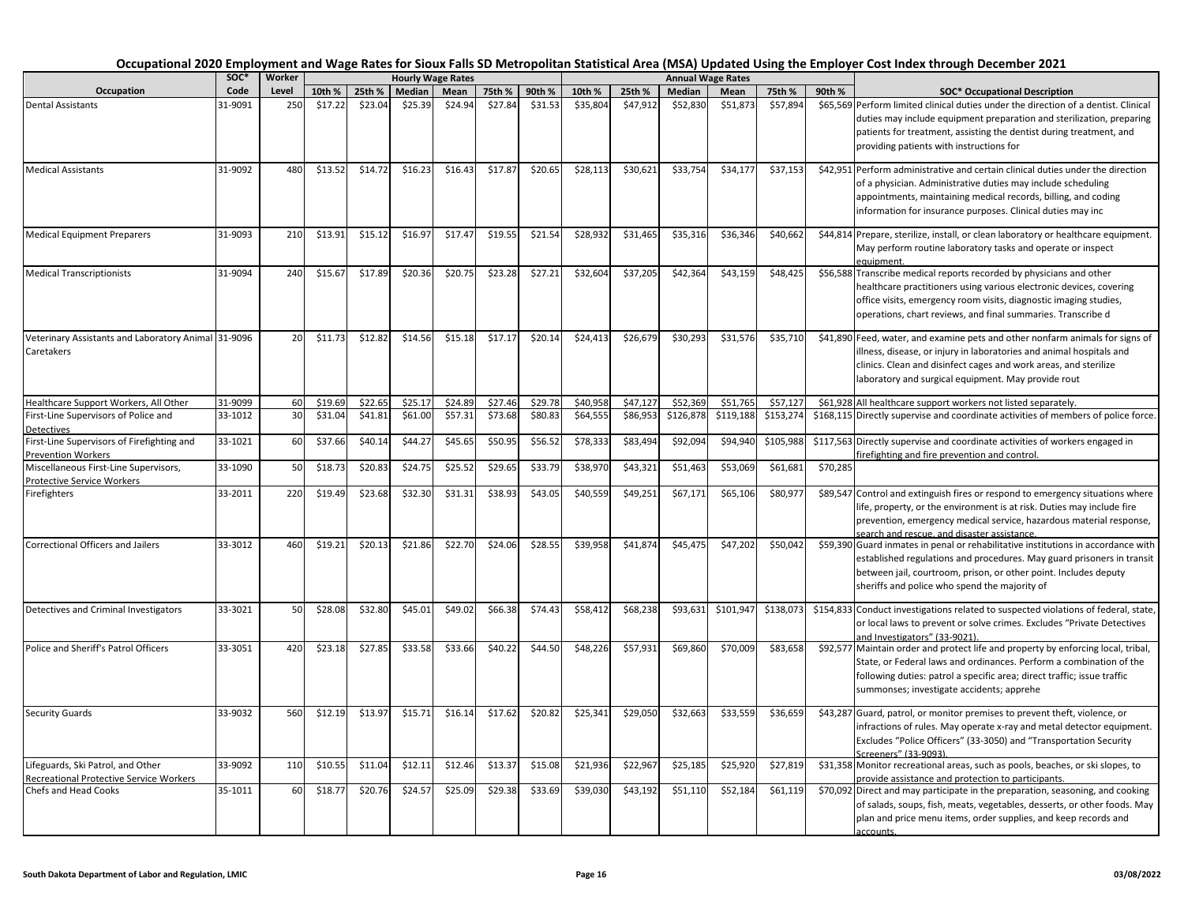## Occupational 2020 Employment and Wage Rates for Sioux Falls SD Metropolitan Statistical Area (MSA) Updated Using the Employer Cost Index through December 2021

| Occupation | SOC* Code | Worker Level | Hourly Wage Rates | | | | | | Annual Wage Rates | | | | | | SOC* Occupational Description |
|---|---|---|---|---|---|---|---|---|---|---|---|---|---|---|---|
| | | | 10th % | 25th % | Median | Mean | 75th % | 90th % | 10th % | 25th % | Median | Mean | 75th % | 90th % | |
| Dental Assistants | 31-9091 | 250 | $17.22 | $23.04 | $25.39 | $24.94 | $27.84 | $31.53 | $35,804 | $47,912 | $52,830 | $51,873 | $57,894 | $65,569 | Perform limited clinical duties under the direction of a dentist. Clinical duties may include equipment preparation and sterilization, preparing patients for treatment, assisting the dentist during treatment, and providing patients with instructions for |
| Medical Assistants | 31-9092 | 480 | $13.52 | $14.72 | $16.23 | $16.43 | $17.87 | $20.65 | $28,113 | $30,621 | $33,754 | $34,177 | $37,153 | $42,951 | Perform administrative and certain clinical duties under the direction of a physician. Administrative duties may include scheduling appointments, maintaining medical records, billing, and coding information for insurance purposes. Clinical duties may inc |
| Medical Equipment Preparers | 31-9093 | 210 | $13.91 | $15.12 | $16.97 | $17.47 | $19.55 | $21.54 | $28,932 | $31,465 | $35,316 | $36,346 | $40,662 | $44,814 | Prepare, sterilize, install, or clean laboratory or healthcare equipment. May perform routine laboratory tasks and operate or inspect equipment. |
| Medical Transcriptionists | 31-9094 | 240 | $15.67 | $17.89 | $20.36 | $20.75 | $23.28 | $27.21 | $32,604 | $37,205 | $42,364 | $43,159 | $48,425 | $56,588 | Transcribe medical reports recorded by physicians and other healthcare practitioners using various electronic devices, covering office visits, emergency room visits, diagnostic imaging studies, operations, chart reviews, and final summaries. Transcribe d |
| Veterinary Assistants and Laboratory Animal Caretakers | 31-9096 | 20 | $11.73 | $12.82 | $14.56 | $15.18 | $17.17 | $20.14 | $24,413 | $26,679 | $30,293 | $31,576 | $35,710 | $41,890 | Feed, water, and examine pets and other nonfarm animals for signs of illness, disease, or injury in laboratories and animal hospitals and clinics. Clean and disinfect cages and work areas, and sterilize laboratory and surgical equipment. May provide rout |
| Healthcare Support Workers, All Other | 31-9099 | 60 | $19.69 | $22.65 | $25.17 | $24.89 | $27.46 | $29.78 | $40,958 | $47,127 | $52,369 | $51,765 | $57,127 | $61,928 | All healthcare support workers not listed separately. |
| First-Line Supervisors of Police and Detectives | 33-1012 | 30 | $31.04 | $41.81 | $61.00 | $57.31 | $73.68 | $80.83 | $64,555 | $86,953 | $126,878 | $119,188 | $153,274 | $168,115 | Directly supervise and coordinate activities of members of police force. |
| First-Line Supervisors of Firefighting and Prevention Workers | 33-1021 | 60 | $37.66 | $40.14 | $44.27 | $45.65 | $50.95 | $56.52 | $78,333 | $83,494 | $92,094 | $94,940 | $105,988 | $117,563 | Directly supervise and coordinate activities of workers engaged in firefighting and fire prevention and control. |
| Miscellaneous First-Line Supervisors, Protective Service Workers | 33-1090 | 50 | $18.73 | $20.83 | $24.75 | $25.52 | $29.65 | $33.79 | $38,970 | $43,321 | $51,463 | $53,069 | $61,681 | $70,285 | |
| Firefighters | 33-2011 | 220 | $19.49 | $23.68 | $32.30 | $31.31 | $38.93 | $43.05 | $40,559 | $49,251 | $67,171 | $65,106 | $80,977 | $89,547 | Control and extinguish fires or respond to emergency situations where life, property, or the environment is at risk. Duties may include fire prevention, emergency medical service, hazardous material response, search and rescue, and disaster assistance. |
| Correctional Officers and Jailers | 33-3012 | 460 | $19.21 | $20.13 | $21.86 | $22.70 | $24.06 | $28.55 | $39,958 | $41,874 | $45,475 | $47,202 | $50,042 | $59,390 | Guard inmates in penal or rehabilitative institutions in accordance with established regulations and procedures. May guard prisoners in transit between jail, courtroom, prison, or other point. Includes deputy sheriffs and police who spend the majority of |
| Detectives and Criminal Investigators | 33-3021 | 50 | $28.08 | $32.80 | $45.01 | $49.02 | $66.38 | $74.43 | $58,412 | $68,238 | $93,631 | $101,947 | $138,073 | $154,833 | Conduct investigations related to suspected violations of federal, state, or local laws to prevent or solve crimes. Excludes "Private Detectives and Investigators" (33-9021). |
| Police and Sheriff's Patrol Officers | 33-3051 | 420 | $23.18 | $27.85 | $33.58 | $33.66 | $40.22 | $44.50 | $48,226 | $57,931 | $69,860 | $70,009 | $83,658 | $92,577 | Maintain order and protect life and property by enforcing local, tribal, State, or Federal laws and ordinances. Perform a combination of the following duties: patrol a specific area; direct traffic; issue traffic summonses; investigate accidents; apprehe |
| Security Guards | 33-9032 | 560 | $12.19 | $13.97 | $15.71 | $16.14 | $17.62 | $20.82 | $25,341 | $29,050 | $32,663 | $33,559 | $36,659 | $43,287 | Guard, patrol, or monitor premises to prevent theft, violence, or infractions of rules. May operate x-ray and metal detector equipment. Excludes "Police Officers" (33-3050) and "Transportation Security Screeners" (33-9093). |
| Lifeguards, Ski Patrol, and Other Recreational Protective Service Workers | 33-9092 | 110 | $10.55 | $11.04 | $12.11 | $12.46 | $13.37 | $15.08 | $21,936 | $22,967 | $25,185 | $25,920 | $27,819 | $31,358 | Monitor recreational areas, such as pools, beaches, or ski slopes, to provide assistance and protection to participants. |
| Chefs and Head Cooks | 35-1011 | 60 | $18.77 | $20.76 | $24.57 | $25.09 | $29.38 | $33.69 | $39,030 | $43,192 | $51,110 | $52,184 | $61,119 | $70,092 | Direct and may participate in the preparation, seasoning, and cooking of salads, soups, fish, meats, vegetables, desserts, or other foods. May plan and price menu items, order supplies, and keep records and accounts. |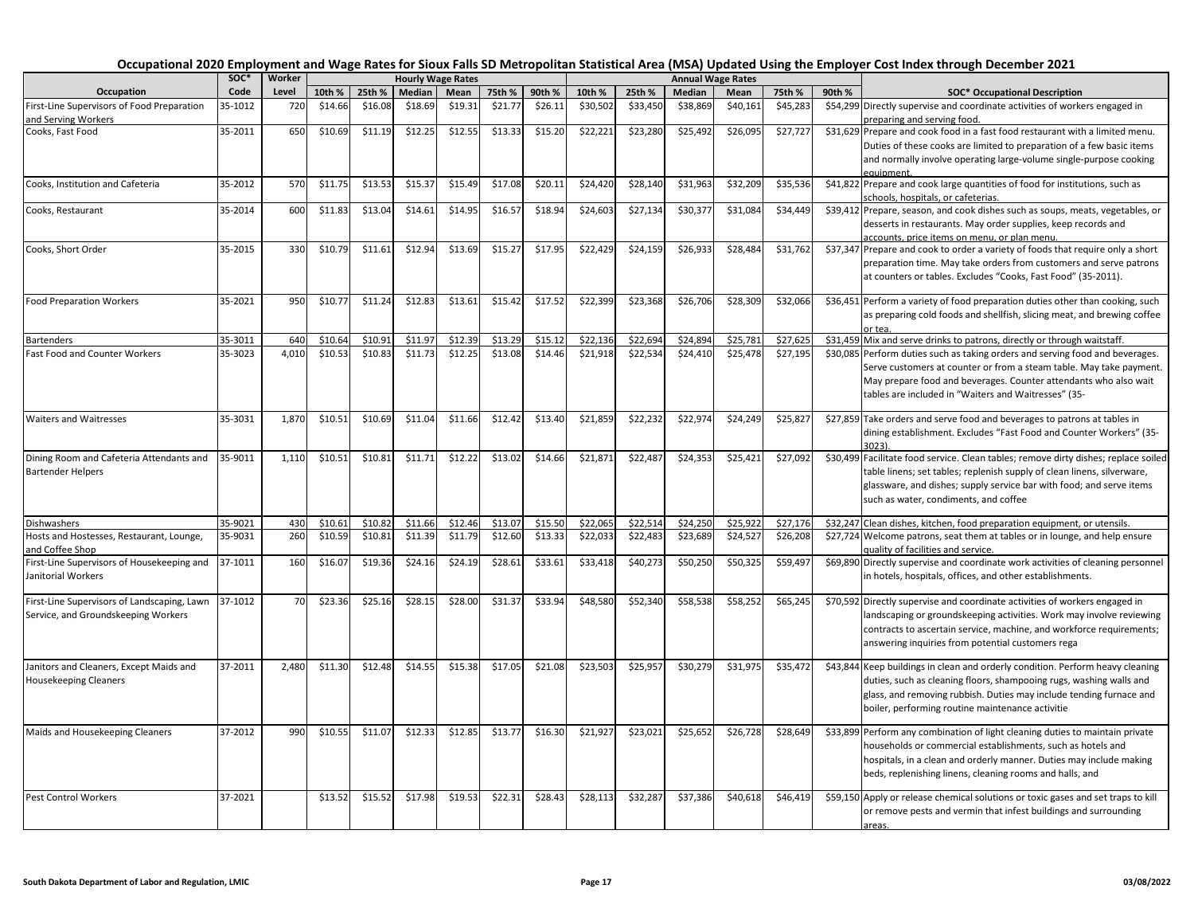# Occupational 2020 Employment and Wage Rates for Sioux Falls SD Metropolitan Statistical Area (MSA) Updated Using the Employer Cost Index through December 2021

| Occupation | SOC* Code | Worker Level | Hourly Wage Rates | | | | | | Annual Wage Rates | | | | | | SOC* Occupational Description |
|---|---|---|---|---|---|---|---|---|---|---|---|---|---|---|---|
| | | | 10th % | 25th % | Median | Mean | 75th % | 90th % | 10th % | 25th % | Median | Mean | 75th % | 90th % | |
| First-Line Supervisors of Food Preparation and Serving Workers | 35-1012 | 720 | $14.66 | $16.08 | $18.69 | $19.31 | $21.77 | $26.11 | $30,502 | $33,450 | $38,869 | $40,161 | $45,283 | $54,299 | Directly supervise and coordinate activities of workers engaged in preparing and serving food. |
| Cooks, Fast Food | 35-2011 | 650 | $10.69 | $11.19 | $12.25 | $12.55 | $13.33 | $15.20 | $22,221 | $23,280 | $25,492 | $26,095 | $27,727 | $31,629 | Prepare and cook food in a fast food restaurant with a limited menu. Duties of these cooks are limited to preparation of a few basic items and normally involve operating large-volume single-purpose cooking equipment. |
| Cooks, Institution and Cafeteria | 35-2012 | 570 | $11.75 | $13.53 | $15.37 | $15.49 | $17.08 | $20.11 | $24,420 | $28,140 | $31,963 | $32,209 | $35,536 | $41,822 | Prepare and cook large quantities of food for institutions, such as schools, hospitals, or cafeterias. |
| Cooks, Restaurant | 35-2014 | 600 | $11.83 | $13.04 | $14.61 | $14.95 | $16.57 | $18.94 | $24,603 | $27,134 | $30,377 | $31,084 | $34,449 | $39,412 | Prepare, season, and cook dishes such as soups, meats, vegetables, or desserts in restaurants. May order supplies, keep records and accounts, price items on menu, or plan menu. |
| Cooks, Short Order | 35-2015 | 330 | $10.79 | $11.61 | $12.94 | $13.69 | $15.27 | $17.95 | $22,429 | $24,159 | $26,933 | $28,484 | $31,762 | $37,347 | Prepare and cook to order a variety of foods that require only a short preparation time. May take orders from customers and serve patrons at counters or tables. Excludes "Cooks, Fast Food" (35-2011). |
| Food Preparation Workers | 35-2021 | 950 | $10.77 | $11.24 | $12.83 | $13.61 | $15.42 | $17.52 | $22,399 | $23,368 | $26,706 | $28,309 | $32,066 | $36,451 | Perform a variety of food preparation duties other than cooking, such as preparing cold foods and shellfish, slicing meat, and brewing coffee or tea. |
| Bartenders | 35-3011 | 640 | $10.64 | $10.91 | $11.97 | $12.39 | $13.29 | $15.12 | $22,136 | $22,694 | $24,894 | $25,781 | $27,625 | $31,459 | Mix and serve drinks to patrons, directly or through waitstaff. |
| Fast Food and Counter Workers | 35-3023 | 4,010 | $10.53 | $10.83 | $11.73 | $12.25 | $13.08 | $14.46 | $21,918 | $22,534 | $24,410 | $25,478 | $27,195 | $30,085 | Perform duties such as taking orders and serving food and beverages. Serve customers at counter or from a steam table. May take payment. May prepare food and beverages. Counter attendants who also wait tables are included in "Waiters and Waitresses" (35- |
| Waiters and Waitresses | 35-3031 | 1,870 | $10.51 | $10.69 | $11.04 | $11.66 | $12.42 | $13.40 | $21,859 | $22,232 | $22,974 | $24,249 | $25,827 | $27,859 | Take orders and serve food and beverages to patrons at tables in dining establishment. Excludes "Fast Food and Counter Workers" (35-3023). |
| Dining Room and Cafeteria Attendants and Bartender Helpers | 35-9011 | 1,110 | $10.51 | $10.81 | $11.71 | $12.22 | $13.02 | $14.66 | $21,871 | $22,487 | $24,353 | $25,421 | $27,092 | $30,499 | Facilitate food service. Clean tables; remove dirty dishes; replace soiled table linens; set tables; replenish supply of clean linens, silverware, glassware, and dishes; supply service bar with food; and serve items such as water, condiments, and coffee |
| Dishwashers | 35-9021 | 430 | $10.61 | $10.82 | $11.66 | $12.46 | $13.07 | $15.50 | $22,065 | $22,514 | $24,250 | $25,922 | $27,176 | $32,247 | Clean dishes, kitchen, food preparation equipment, or utensils. |
| Hosts and Hostesses, Restaurant, Lounge, and Coffee Shop | 35-9031 | 260 | $10.59 | $10.81 | $11.39 | $11.79 | $12.60 | $13.33 | $22,033 | $22,483 | $23,689 | $24,527 | $26,208 | $27,724 | Welcome patrons, seat them at tables or in lounge, and help ensure quality of facilities and service. |
| First-Line Supervisors of Housekeeping and Janitorial Workers | 37-1011 | 160 | $16.07 | $19.36 | $24.16 | $24.19 | $28.61 | $33.61 | $33,418 | $40,273 | $50,250 | $50,325 | $59,497 | $69,890 | Directly supervise and coordinate work activities of cleaning personnel in hotels, hospitals, offices, and other establishments. |
| First-Line Supervisors of Landscaping, Lawn Service, and Groundskeeping Workers | 37-1012 | 70 | $23.36 | $25.16 | $28.15 | $28.00 | $31.37 | $33.94 | $48,580 | $52,340 | $58,538 | $58,252 | $65,245 | $70,592 | Directly supervise and coordinate activities of workers engaged in landscaping or groundskeeping activities. Work may involve reviewing contracts to ascertain service, machine, and workforce requirements; answering inquiries from potential customers rega |
| Janitors and Cleaners, Except Maids and Housekeeping Cleaners | 37-2011 | 2,480 | $11.30 | $12.48 | $14.55 | $15.38 | $17.05 | $21.08 | $23,503 | $25,957 | $30,279 | $31,975 | $35,472 | $43,844 | Keep buildings in clean and orderly condition. Perform heavy cleaning duties, such as cleaning floors, shampooing rugs, washing walls and glass, and removing rubbish. Duties may include tending furnace and boiler, performing routine maintenance activitie |
| Maids and Housekeeping Cleaners | 37-2012 | 990 | $10.55 | $11.07 | $12.33 | $12.85 | $13.77 | $16.30 | $21,927 | $23,021 | $25,652 | $26,728 | $28,649 | $33,899 | Perform any combination of light cleaning duties to maintain private households or commercial establishments, such as hotels and hospitals, in a clean and orderly manner. Duties may include making beds, replenishing linens, cleaning rooms and halls, and |
| Pest Control Workers | 37-2021 | | $13.52 | $15.52 | $17.98 | $19.53 | $22.31 | $28.43 | $28,113 | $32,287 | $37,386 | $40,618 | $46,419 | $59,150 | Apply or release chemical solutions or toxic gases and set traps to kill or remove pests and vermin that infest buildings and surrounding areas. |

South Dakota Department of Labor and Regulation, LMIC

03/08/2022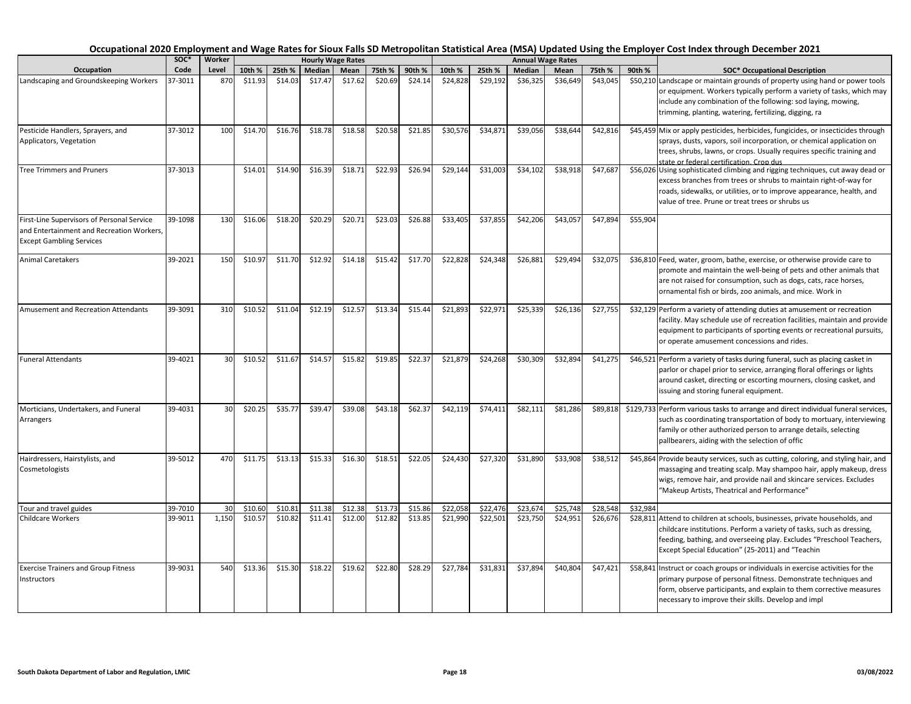# Occupational 2020 Employment and Wage Rates for Sioux Falls SD Metropolitan Statistical Area (MSA) Updated Using the Employer Cost Index through December 2021

| Occupation | SOC* Code | Worker Level | Hourly Wage Rates | | | | | | Annual Wage Rates | | | | | | SOC* Occupational Description |
|---|---|---|---|---|---|---|---|---|---|---|---|---|---|---|---|
| | | | 10th % | 25th % | Median | Mean | 75th % | 90th % | 10th % | 25th % | Median | Mean | 75th % | 90th % | |
| Landscaping and Groundskeeping Workers | 37-3011 | 870 | $11.93 | $14.03 | $17.47 | $17.62 | $20.69 | $24.14 | $24,828 | $29,192 | $36,325 | $36,649 | $43,045 | $50,210 | Landscape or maintain grounds of property using hand or power tools or equipment. Workers typically perform a variety of tasks, which may include any combination of the following: sod laying, mowing, trimming, planting, watering, fertilizing, digging, ra |
| Pesticide Handlers, Sprayers, and Applicators, Vegetation | 37-3012 | 100 | $14.70 | $16.76 | $18.78 | $18.58 | $20.58 | $21.85 | $30,576 | $34,871 | $39,056 | $38,644 | $42,816 | $45,459 | Mix or apply pesticides, herbicides, fungicides, or insecticides through sprays, dusts, vapors, soil incorporation, or chemical application on trees, shrubs, lawns, or crops. Usually requires specific training and state or federal certification. Crop dus |
| Tree Trimmers and Pruners | 37-3013 | | $14.01 | $14.90 | $16.39 | $18.71 | $22.93 | $26.94 | $29,144 | $31,003 | $34,102 | $38,918 | $47,687 | $56,026 | Using sophisticated climbing and rigging techniques, cut away dead or excess branches from trees or shrubs to maintain right-of-way for roads, sidewalks, or utilities, or to improve appearance, health, and value of tree. Prune or treat trees or shrubs us |
| First-Line Supervisors of Personal Service and Entertainment and Recreation Workers, Except Gambling Services | 39-1098 | 130 | $16.06 | $18.20 | $20.29 | $20.71 | $23.03 | $26.88 | $33,405 | $37,855 | $42,206 | $43,057 | $47,894 | $55,904 | |
| Animal Caretakers | 39-2021 | 150 | $10.97 | $11.70 | $12.92 | $14.18 | $15.42 | $17.70 | $22,828 | $24,348 | $26,881 | $29,494 | $32,075 | $36,810 | Feed, water, groom, bathe, exercise, or otherwise provide care to promote and maintain the well-being of pets and other animals that are not raised for consumption, such as dogs, cats, race horses, ornamental fish or birds, zoo animals, and mice. Work in |
| Amusement and Recreation Attendants | 39-3091 | 310 | $10.52 | $11.04 | $12.19 | $12.57 | $13.34 | $15.44 | $21,893 | $22,971 | $25,339 | $26,136 | $27,755 | $32,129 | Perform a variety of attending duties at amusement or recreation facility. May schedule use of recreation facilities, maintain and provide equipment to participants of sporting events or recreational pursuits, or operate amusement concessions and rides. |
| Funeral Attendants | 39-4021 | 30 | $10.52 | $11.67 | $14.57 | $15.82 | $19.85 | $22.37 | $21,879 | $24,268 | $30,309 | $32,894 | $41,275 | $46,521 | Perform a variety of tasks during funeral, such as placing casket in parlor or chapel prior to service, arranging floral offerings or lights around casket, directing or escorting mourners, closing casket, and issuing and storing funeral equipment. |
| Morticians, Undertakers, and Funeral Arrangers | 39-4031 | 30 | $20.25 | $35.77 | $39.47 | $39.08 | $43.18 | $62.37 | $42,119 | $74,411 | $82,111 | $81,286 | $89,818 | $129,733 | Perform various tasks to arrange and direct individual funeral services, such as coordinating transportation of body to mortuary, interviewing family or other authorized person to arrange details, selecting pallbearers, aiding with the selection of offic |
| Hairdressers, Hairstylists, and Cosmetologists | 39-5012 | 470 | $11.75 | $13.13 | $15.33 | $16.30 | $18.51 | $22.05 | $24,430 | $27,320 | $31,890 | $33,908 | $38,512 | $45,864 | Provide beauty services, such as cutting, coloring, and styling hair, and massaging and treating scalp. May shampoo hair, apply makeup, dress wigs, remove hair, and provide nail and skincare services. Excludes "Makeup Artists, Theatrical and Performance" |
| Tour and travel guides | 39-7010 | 30 | $10.60 | $10.81 | $11.38 | $12.38 | $13.73 | $15.86 | $22,058 | $22,476 | $23,674 | $25,748 | $28,548 | $32,984 | |
| Childcare Workers | 39-9011 | 1,150 | $10.57 | $10.82 | $11.41 | $12.00 | $12.82 | $13.85 | $21,990 | $22,501 | $23,750 | $24,951 | $26,676 | $28,811 | Attend to children at schools, businesses, private households, and childcare institutions. Perform a variety of tasks, such as dressing, feeding, bathing, and overseeing play. Excludes "Preschool Teachers, Except Special Education" (25-2011) and "Teachin |
| Exercise Trainers and Group Fitness Instructors | 39-9031 | 540 | $13.36 | $15.30 | $18.22 | $19.62 | $22.80 | $28.29 | $27,784 | $31,831 | $37,894 | $40,804 | $47,421 | $58,841 | Instruct or coach groups or individuals in exercise activities for the primary purpose of personal fitness. Demonstrate techniques and form, observe participants, and explain to them corrective measures necessary to improve their skills. Develop and impl |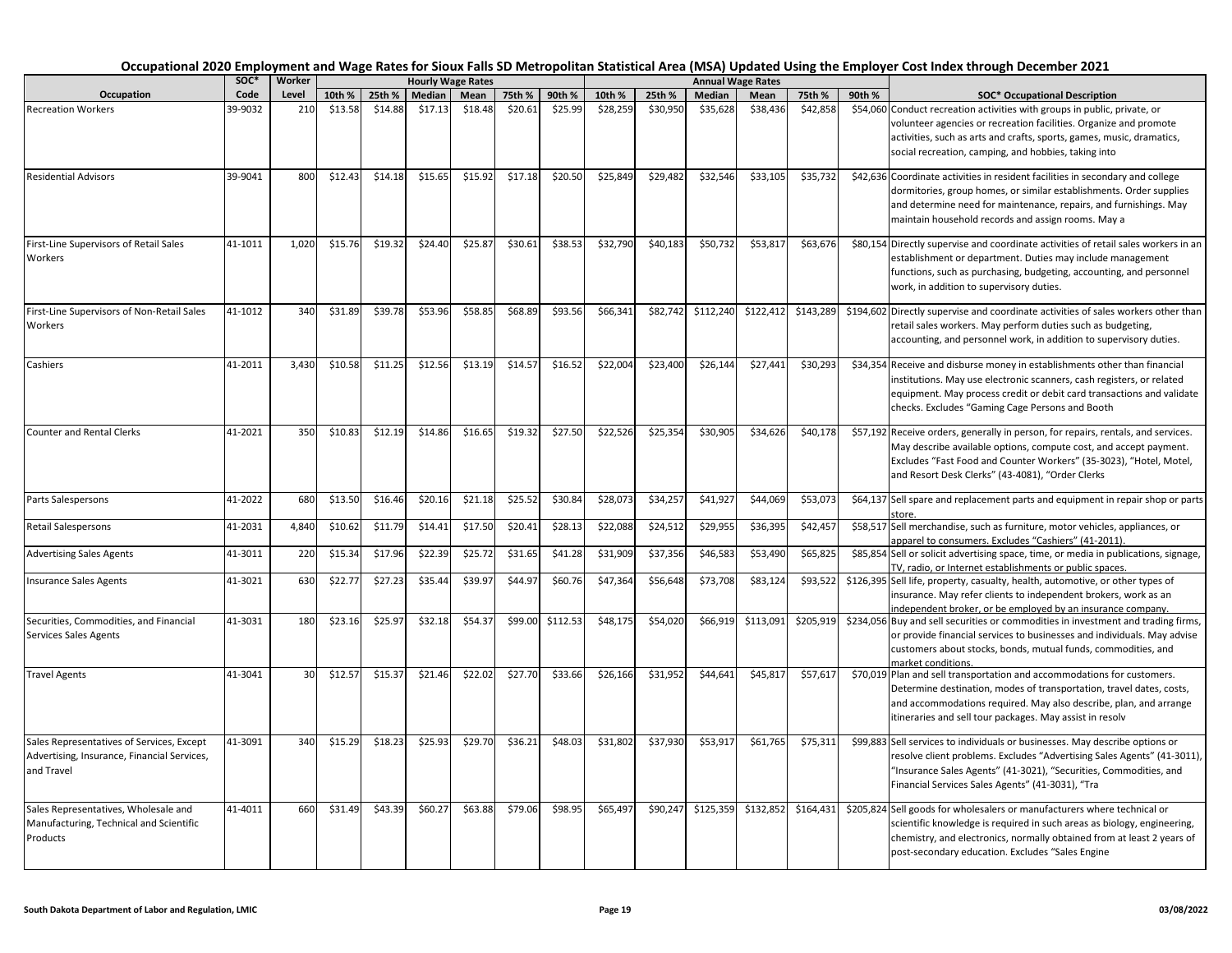# Occupational 2020 Employment and Wage Rates for Sioux Falls SD Metropolitan Statistical Area (MSA) Updated Using the Employer Cost Index through December 2021

| Occupation | SOC* Code | Worker Level | Hourly Wage Rates | | | | | | Annual Wage Rates | | | | | | SOC* Occupational Description |
|---|---|---|---|---|---|---|---|---|---|---|---|---|---|---|---|
| | | | 10th % | 25th % | Median | Mean | 75th % | 90th % | 10th % | 25th % | Median | Mean | 75th % | 90th % | |
| Recreation Workers | 39-9032 | 210 | $13.58 | $14.88 | $17.13 | $18.48 | $20.61 | $25.99 | $28,259 | $30,950 | $35,628 | $38,436 | $42,858 | $54,060 | Conduct recreation activities with groups in public, private, or volunteer agencies or recreation facilities. Organize and promote activities, such as arts and crafts, sports, games, music, dramatics, social recreation, camping, and hobbies, taking into |
| Residential Advisors | 39-9041 | 800 | $12.43 | $14.18 | $15.65 | $15.92 | $17.18 | $20.50 | $25,849 | $29,482 | $32,546 | $33,105 | $35,732 | $42,636 | Coordinate activities in resident facilities in secondary and college dormitories, group homes, or similar establishments. Order supplies and determine need for maintenance, repairs, and furnishings. May maintain household records and assign rooms. May a |
| First-Line Supervisors of Retail Sales Workers | 41-1011 | 1,020 | $15.76 | $19.32 | $24.40 | $25.87 | $30.61 | $38.53 | $32,790 | $40,183 | $50,732 | $53,817 | $63,676 | $80,154 | Directly supervise and coordinate activities of retail sales workers in an establishment or department. Duties may include management functions, such as purchasing, budgeting, accounting, and personnel work, in addition to supervisory duties. |
| First-Line Supervisors of Non-Retail Sales Workers | 41-1012 | 340 | $31.89 | $39.78 | $53.96 | $58.85 | $68.89 | $93.56 | $66,341 | $82,742 | $112,240 | $122,412 | $143,289 | $194,602 | Directly supervise and coordinate activities of sales workers other than retail sales workers. May perform duties such as budgeting, accounting, and personnel work, in addition to supervisory duties. |
| Cashiers | 41-2011 | 3,430 | $10.58 | $11.25 | $12.56 | $13.19 | $14.57 | $16.52 | $22,004 | $23,400 | $26,144 | $27,441 | $30,293 | $34,354 | Receive and disburse money in establishments other than financial institutions. May use electronic scanners, cash registers, or related equipment. May process credit or debit card transactions and validate checks. Excludes "Gaming Cage Persons and Booth |
| Counter and Rental Clerks | 41-2021 | 350 | $10.83 | $12.19 | $14.86 | $16.65 | $19.32 | $27.50 | $22,526 | $25,354 | $30,905 | $34,626 | $40,178 | $57,192 | Receive orders, generally in person, for repairs, rentals, and services. May describe available options, compute cost, and accept payment. Excludes "Fast Food and Counter Workers" (35-3023), "Hotel, Motel, and Resort Desk Clerks" (43-4081), "Order Clerks |
| Parts Salespersons | 41-2022 | 680 | $13.50 | $16.46 | $20.16 | $21.18 | $25.52 | $30.84 | $28,073 | $34,257 | $41,927 | $44,069 | $53,073 | $64,137 | Sell spare and replacement parts and equipment in repair shop or parts store. |
| Retail Salespersons | 41-2031 | 4,840 | $10.62 | $11.79 | $14.41 | $17.50 | $20.41 | $28.13 | $22,088 | $24,512 | $29,955 | $36,395 | $42,457 | $58,517 | Sell merchandise, such as furniture, motor vehicles, appliances, or apparel to consumers. Excludes "Cashiers" (41-2011). |
| Advertising Sales Agents | 41-3011 | 220 | $15.34 | $17.96 | $22.39 | $25.72 | $31.65 | $41.28 | $31,909 | $37,356 | $46,583 | $53,490 | $65,825 | $85,854 | Sell or solicit advertising space, time, or media in publications, signage, TV, radio, or Internet establishments or public spaces. |
| Insurance Sales Agents | 41-3021 | 630 | $22.77 | $27.23 | $35.44 | $39.97 | $44.97 | $60.76 | $47,364 | $56,648 | $73,708 | $83,124 | $93,522 | $126,395 | Sell life, property, casualty, health, automotive, or other types of insurance. May refer clients to independent brokers, work as an independent broker, or be employed by an insurance company. |
| Securities, Commodities, and Financial Services Sales Agents | 41-3031 | 180 | $23.16 | $25.97 | $32.18 | $54.37 | $99.00 | $112.53 | $48,175 | $54,020 | $66,919 | $113,091 | $205,919 | $234,056 | Buy and sell securities or commodities in investment and trading firms, or provide financial services to businesses and individuals. May advise customers about stocks, bonds, mutual funds, commodities, and market conditions. |
| Travel Agents | 41-3041 | 30 | $12.57 | $15.37 | $21.46 | $22.02 | $27.70 | $33.66 | $26,166 | $31,952 | $44,641 | $45,817 | $57,617 | $70,019 | Plan and sell transportation and accommodations for customers. Determine destination, modes of transportation, travel dates, costs, and accommodations required. May also describe, plan, and arrange itineraries and sell tour packages. May assist in resolv |
| Sales Representatives of Services, Except Advertising, Insurance, Financial Services, and Travel | 41-3091 | 340 | $15.29 | $18.23 | $25.93 | $29.70 | $36.21 | $48.03 | $31,802 | $37,930 | $53,917 | $61,765 | $75,311 | $99,883 | Sell services to individuals or businesses. May describe options or resolve client problems. Excludes "Advertising Sales Agents" (41-3011), "Insurance Sales Agents" (41-3021), "Securities, Commodities, and Financial Services Sales Agents" (41-3031), "Tra |
| Sales Representatives, Wholesale and Manufacturing, Technical and Scientific Products | 41-4011 | 660 | $31.49 | $43.39 | $60.27 | $63.88 | $79.06 | $98.95 | $65,497 | $90,247 | $125,359 | $132,852 | $164,431 | $205,824 | Sell goods for wholesalers or manufacturers where technical or scientific knowledge is required in such areas as biology, engineering, chemistry, and electronics, normally obtained from at least 2 years of post-secondary education. Excludes "Sales Engine |

South Dakota Department of Labor and Regulation, LMIC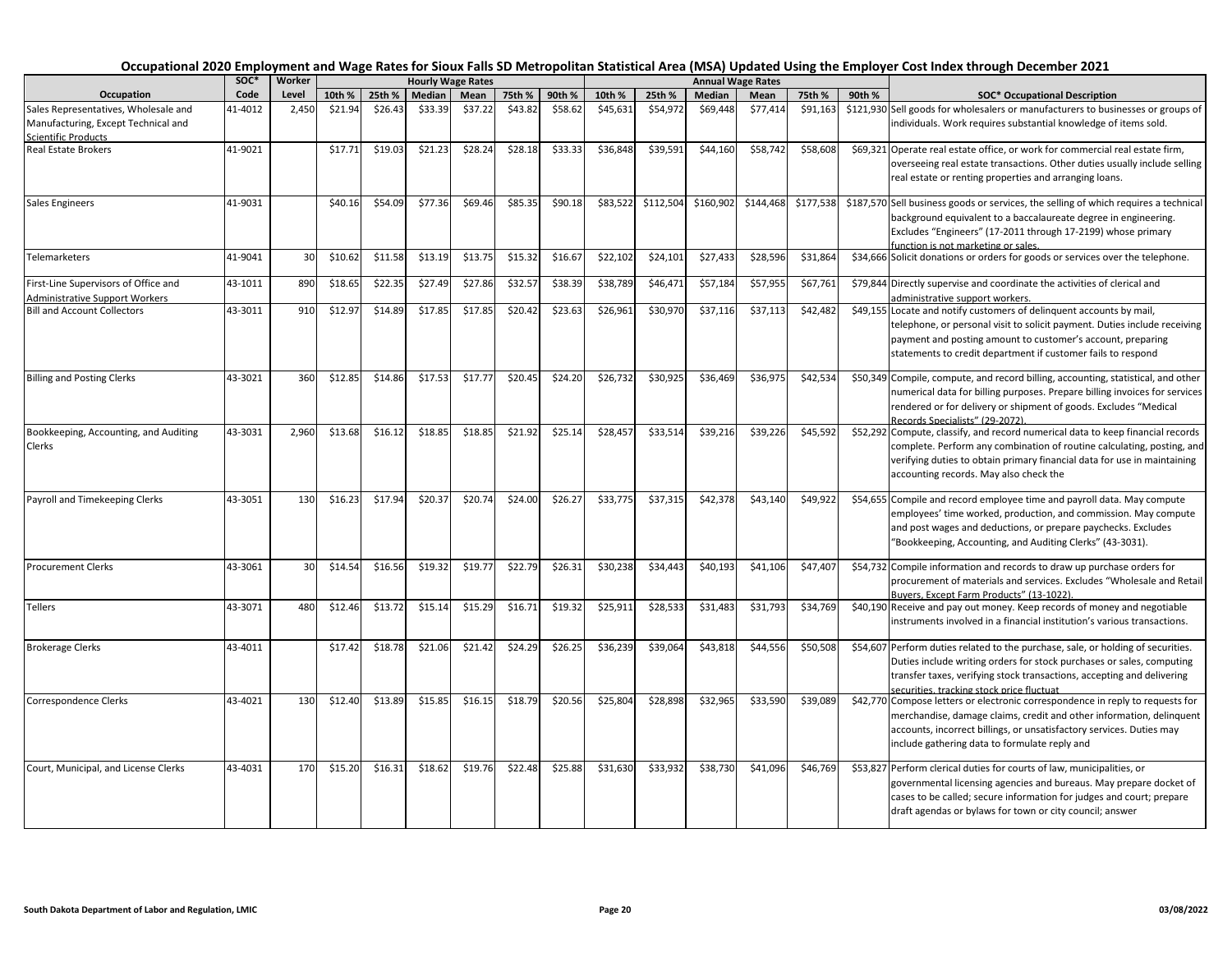# Occupational 2020 Employment and Wage Rates for Sioux Falls SD Metropolitan Statistical Area (MSA) Updated Using the Employer Cost Index through December 2021

| Occupation | SOC* Code | Worker Level | Hourly Wage Rates | | | | | | Annual Wage Rates | | | | | | SOC* Occupational Description |
|---|---|---|---|---|---|---|---|---|---|---|---|---|---|---|---|
| | | | 10th % | 25th % | Median | Mean | 75th % | 90th % | 10th % | 25th % | Median | Mean | 75th % | 90th % | |
| Sales Representatives, Wholesale and Manufacturing, Except Technical and Scientific Products | 41-4012 | 2,450 | $21.94 | $26.43 | $33.39 | $37.22 | $43.82 | $58.62 | $45,631 | $54,972 | $69,448 | $77,414 | $91,163 | $121,930 | Sell goods for wholesalers or manufacturers to businesses or groups of individuals. Work requires substantial knowledge of items sold. |
| Real Estate Brokers | 41-9021 | | $17.71 | $19.03 | $21.23 | $28.24 | $28.18 | $33.33 | $36,848 | $39,591 | $44,160 | $58,742 | $58,608 | $69,321 | Operate real estate office, or work for commercial real estate firm, overseeing real estate transactions. Other duties usually include selling real estate or renting properties and arranging loans. |
| Sales Engineers | 41-9031 | | $40.16 | $54.09 | $77.36 | $69.46 | $85.35 | $90.18 | $83,522 | $112,504 | $160,902 | $144,468 | $177,538 | $187,570 | Sell business goods or services, the selling of which requires a technical background equivalent to a baccalaureate degree in engineering. Excludes "Engineers" (17-2011 through 17-2199) whose primary function is not marketing or sales. |
| Telemarketers | 41-9041 | 30 | $10.62 | $11.58 | $13.19 | $13.75 | $15.32 | $16.67 | $22,102 | $24,101 | $27,433 | $28,596 | $31,864 | $34,666 | Solicit donations or orders for goods or services over the telephone. |
| First-Line Supervisors of Office and Administrative Support Workers | 43-1011 | 890 | $18.65 | $22.35 | $27.49 | $27.86 | $32.57 | $38.39 | $38,789 | $46,471 | $57,184 | $57,955 | $67,761 | $79,844 | Directly supervise and coordinate the activities of clerical and administrative support workers. |
| Bill and Account Collectors | 43-3011 | 910 | $12.97 | $14.89 | $17.85 | $17.85 | $20.42 | $23.63 | $26,961 | $30,970 | $37,116 | $37,113 | $42,482 | $49,155 | Locate and notify customers of delinquent accounts by mail, telephone, or personal visit to solicit payment. Duties include receiving payment and posting amount to customer's account, preparing statements to credit department if customer fails to respond |
| Billing and Posting Clerks | 43-3021 | 360 | $12.85 | $14.86 | $17.53 | $17.77 | $20.45 | $24.20 | $26,732 | $30,925 | $36,469 | $36,975 | $42,534 | $50,349 | Compile, compute, and record billing, accounting, statistical, and other numerical data for billing purposes. Prepare billing invoices for services rendered or for delivery or shipment of goods. Excludes "Medical Records Specialists" (29-2072). |
| Bookkeeping, Accounting, and Auditing Clerks | 43-3031 | 2,960 | $13.68 | $16.12 | $18.85 | $18.85 | $21.92 | $25.14 | $28,457 | $33,514 | $39,216 | $39,226 | $45,592 | $52,292 | Compute, classify, and record numerical data to keep financial records complete. Perform any combination of routine calculating, posting, and verifying duties to obtain primary financial data for use in maintaining accounting records. May also check the |
| Payroll and Timekeeping Clerks | 43-3051 | 130 | $16.23 | $17.94 | $20.37 | $20.74 | $24.00 | $26.27 | $33,775 | $37,315 | $42,378 | $43,140 | $49,922 | $54,655 | Compile and record employee time and payroll data. May compute employees' time worked, production, and commission. May compute and post wages and deductions, or prepare paychecks. Excludes "Bookkeeping, Accounting, and Auditing Clerks" (43-3031). |
| Procurement Clerks | 43-3061 | 30 | $14.54 | $16.56 | $19.32 | $19.77 | $22.79 | $26.31 | $30,238 | $34,443 | $40,193 | $41,106 | $47,407 | $54,732 | Compile information and records to draw up purchase orders for procurement of materials and services. Excludes "Wholesale and Retail Buyers, Except Farm Products" (13-1022). |
| Tellers | 43-3071 | 480 | $12.46 | $13.72 | $15.14 | $15.29 | $16.71 | $19.32 | $25,911 | $28,533 | $31,483 | $31,793 | $34,769 | $40,190 | Receive and pay out money. Keep records of money and negotiable instruments involved in a financial institution's various transactions. |
| Brokerage Clerks | 43-4011 | | $17.42 | $18.78 | $21.06 | $21.42 | $24.29 | $26.25 | $36,239 | $39,064 | $43,818 | $44,556 | $50,508 | $54,607 | Perform duties related to the purchase, sale, or holding of securities. Duties include writing orders for stock purchases or sales, computing transfer taxes, verifying stock transactions, accepting and delivering securities, tracking stock price fluctuat |
| Correspondence Clerks | 43-4021 | 130 | $12.40 | $13.89 | $15.85 | $16.15 | $18.79 | $20.56 | $25,804 | $28,898 | $32,965 | $33,590 | $39,089 | $42,770 | Compose letters or electronic correspondence in reply to requests for merchandise, damage claims, credit and other information, delinquent accounts, incorrect billings, or unsatisfactory services. Duties may include gathering data to formulate reply and |
| Court, Municipal, and License Clerks | 43-4031 | 170 | $15.20 | $16.31 | $18.62 | $19.76 | $22.48 | $25.88 | $31,630 | $33,932 | $38,730 | $41,096 | $46,769 | $53,827 | Perform clerical duties for courts of law, municipalities, or governmental licensing agencies and bureaus. May prepare docket of cases to be called; secure information for judges and court; prepare draft agendas or bylaws for town or city council; answer |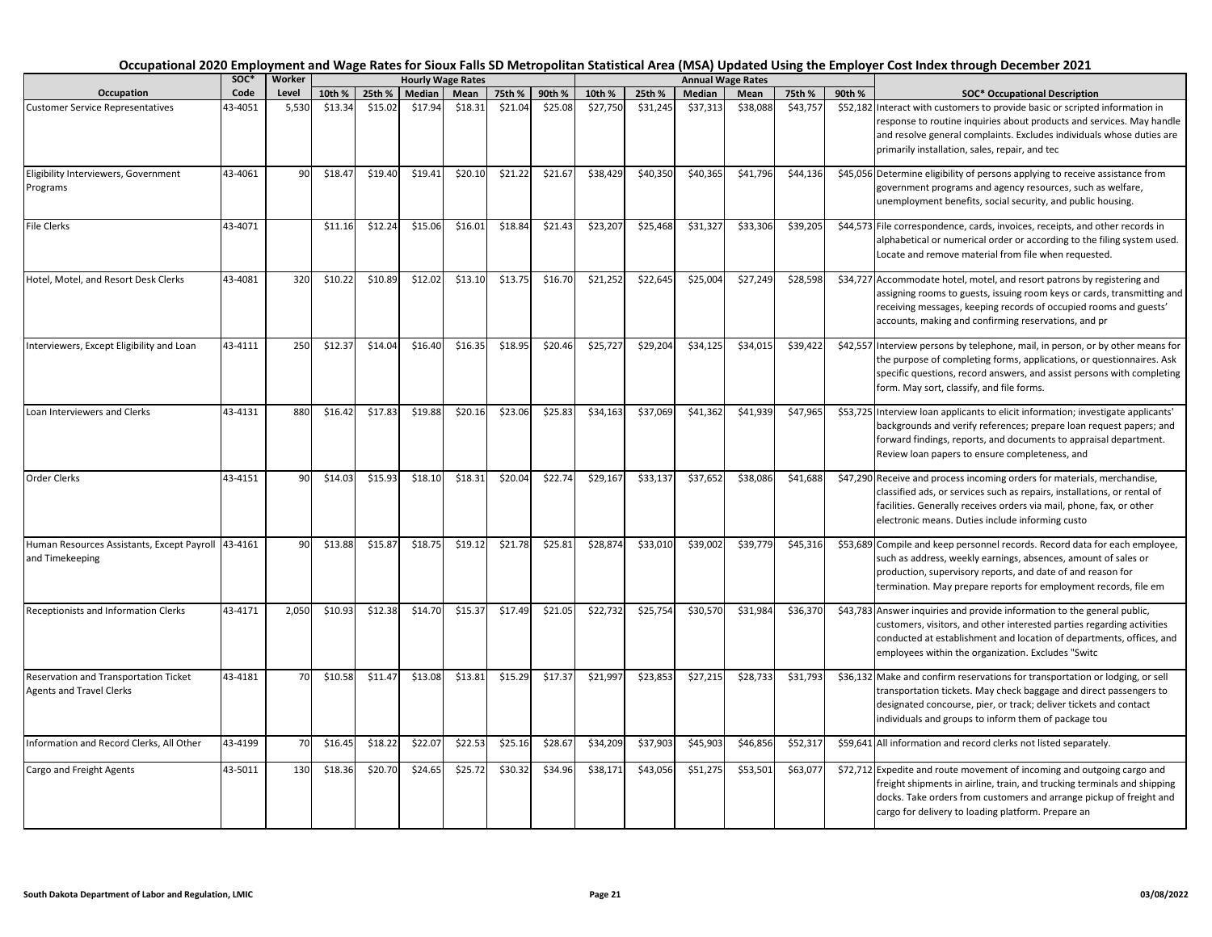# Occupational 2020 Employment and Wage Rates for Sioux Falls SD Metropolitan Statistical Area (MSA) Updated Using the Employer Cost Index through December 2021

| Occupation | SOC* Code | Worker Level | Hourly Wage Rates | | | | | | Annual Wage Rates | | | | | | SOC* Occupational Description |
|---|---|---|---|---|---|---|---|---|---|---|---|---|---|---|---|
| | | | 10th % | 25th % | Median | Mean | 75th % | 90th % | 10th % | 25th % | Median | Mean | 75th % | 90th % | |
| Customer Service Representatives | 43-4051 | 5,530 | $13.34 | $15.02 | $17.94 | $18.31 | $21.04 | $25.08 | $27,750 | $31,245 | $37,313 | $38,088 | $43,757 | $52,182 | Interact with customers to provide basic or scripted information in response to routine inquiries about products and services. May handle and resolve general complaints. Excludes individuals whose duties are primarily installation, sales, repair, and tec |
| Eligibility Interviewers, Government Programs | 43-4061 | 90 | $18.47 | $19.40 | $19.41 | $20.10 | $21.22 | $21.67 | $38,429 | $40,350 | $40,365 | $41,796 | $44,136 | $45,056 | Determine eligibility of persons applying to receive assistance from government programs and agency resources, such as welfare, unemployment benefits, social security, and public housing. |
| File Clerks | 43-4071 | | $11.16 | $12.24 | $15.06 | $16.01 | $18.84 | $21.43 | $23,207 | $25,468 | $31,327 | $33,306 | $39,205 | $44,573 | File correspondence, cards, invoices, receipts, and other records in alphabetical or numerical order or according to the filing system used. Locate and remove material from file when requested. |
| Hotel, Motel, and Resort Desk Clerks | 43-4081 | 320 | $10.22 | $10.89 | $12.02 | $13.10 | $13.75 | $16.70 | $21,252 | $22,645 | $25,004 | $27,249 | $28,598 | $34,727 | Accommodate hotel, motel, and resort patrons by registering and assigning rooms to guests, issuing room keys or cards, transmitting and receiving messages, keeping records of occupied rooms and guests' accounts, making and confirming reservations, and pr |
| Interviewers, Except Eligibility and Loan | 43-4111 | 250 | $12.37 | $14.04 | $16.40 | $16.35 | $18.95 | $20.46 | $25,727 | $29,204 | $34,125 | $34,015 | $39,422 | $42,557 | Interview persons by telephone, mail, in person, or by other means for the purpose of completing forms, applications, or questionnaires. Ask specific questions, record answers, and assist persons with completing form. May sort, classify, and file forms. |
| Loan Interviewers and Clerks | 43-4131 | 880 | $16.42 | $17.83 | $19.88 | $20.16 | $23.06 | $25.83 | $34,163 | $37,069 | $41,362 | $41,939 | $47,965 | $53,725 | Interview loan applicants to elicit information; investigate applicants' backgrounds and verify references; prepare loan request papers; and forward findings, reports, and documents to appraisal department. Review loan papers to ensure completeness, and |
| Order Clerks | 43-4151 | 90 | $14.03 | $15.93 | $18.10 | $18.31 | $20.04 | $22.74 | $29,167 | $33,137 | $37,652 | $38,086 | $41,688 | $47,290 | Receive and process incoming orders for materials, merchandise, classified ads, or services such as repairs, installations, or rental of facilities. Generally receives orders via mail, phone, fax, or other electronic means. Duties include informing custo |
| Human Resources Assistants, Except Payroll and Timekeeping | 43-4161 | 90 | $13.88 | $15.87 | $18.75 | $19.12 | $21.78 | $25.81 | $28,874 | $33,010 | $39,002 | $39,779 | $45,316 | $53,689 | Compile and keep personnel records. Record data for each employee, such as address, weekly earnings, absences, amount of sales or production, supervisory reports, and date of and reason for termination. May prepare reports for employment records, file em |
| Receptionists and Information Clerks | 43-4171 | 2,050 | $10.93 | $12.38 | $14.70 | $15.37 | $17.49 | $21.05 | $22,732 | $25,754 | $30,570 | $31,984 | $36,370 | $43,783 | Answer inquiries and provide information to the general public, customers, visitors, and other interested parties regarding activities conducted at establishment and location of departments, offices, and employees within the organization. Excludes "Switc |
| Reservation and Transportation Ticket Agents and Travel Clerks | 43-4181 | 70 | $10.58 | $11.47 | $13.08 | $13.81 | $15.29 | $17.37 | $21,997 | $23,853 | $27,215 | $28,733 | $31,793 | $36,132 | Make and confirm reservations for transportation or lodging, or sell transportation tickets. May check baggage and direct passengers to designated concourse, pier, or track; deliver tickets and contact individuals and groups to inform them of package tou |
| Information and Record Clerks, All Other | 43-4199 | 70 | $16.45 | $18.22 | $22.07 | $22.53 | $25.16 | $28.67 | $34,209 | $37,903 | $45,903 | $46,856 | $52,317 | $59,641 | All information and record clerks not listed separately. |
| Cargo and Freight Agents | 43-5011 | 130 | $18.36 | $20.70 | $24.65 | $25.72 | $30.32 | $34.96 | $38,171 | $43,056 | $51,275 | $53,501 | $63,077 | $72,712 | Expedite and route movement of incoming and outgoing cargo and freight shipments in airline, train, and trucking terminals and shipping docks. Take orders from customers and arrange pickup of freight and cargo for delivery to loading platform. Prepare an |

South Dakota Department of Labor and Regulation, LMIC | 03/08/2022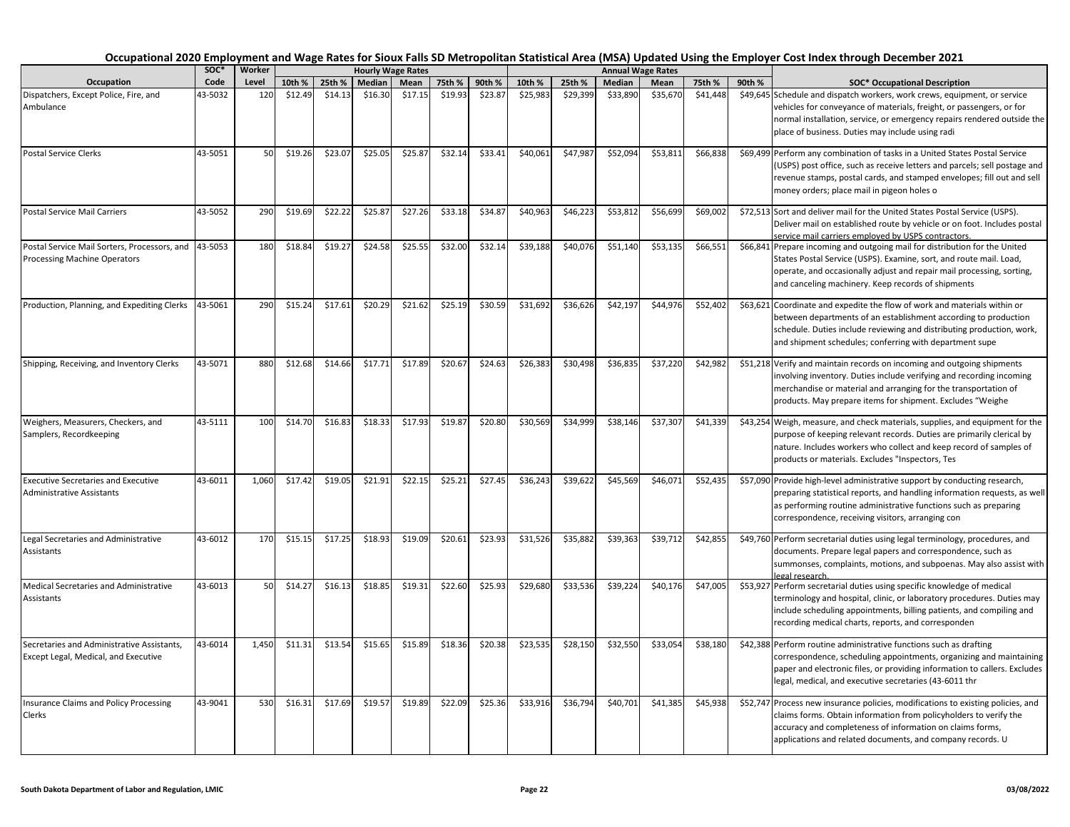# Occupational 2020 Employment and Wage Rates for Sioux Falls SD Metropolitan Statistical Area (MSA) Updated Using the Employer Cost Index through December 2021

| Occupation | SOC* Code | Worker Level | Hourly Wage Rates | | | | | | Annual Wage Rates | | | | | | SOC* Occupational Description |
|---|---|---|---|---|---|---|---|---|---|---|---|---|---|---|---|
| | | | 10th % | 25th % | Median | Mean | 75th % | 90th % | 10th % | 25th % | Median | Mean | 75th % | 90th % | |
| Dispatchers, Except Police, Fire, and Ambulance | 43-5032 | 120 | $12.49 | $14.13 | $16.30 | $17.15 | $19.93 | $23.87 | $25,983 | $29,399 | $33,890 | $35,670 | $41,448 | $49,645 | Schedule and dispatch workers, work crews, equipment, or service vehicles for conveyance of materials, freight, or passengers, or for normal installation, service, or emergency repairs rendered outside the place of business. Duties may include using radi |
| Postal Service Clerks | 43-5051 | 50 | $19.26 | $23.07 | $25.05 | $25.87 | $32.14 | $33.41 | $40,061 | $47,987 | $52,094 | $53,811 | $66,838 | $69,499 | Perform any combination of tasks in a United States Postal Service (USPS) post office, such as receive letters and parcels; sell postage and revenue stamps, postal cards, and stamped envelopes; fill out and sell money orders; place mail in pigeon holes o |
| Postal Service Mail Carriers | 43-5052 | 290 | $19.69 | $22.22 | $25.87 | $27.26 | $33.18 | $34.87 | $40,963 | $46,223 | $53,812 | $56,699 | $69,002 | $72,513 | Sort and deliver mail for the United States Postal Service (USPS). Deliver mail on established route by vehicle or on foot. Includes postal service mail carriers employed by USPS contractors. |
| Postal Service Mail Sorters, Processors, and Processing Machine Operators | 43-5053 | 180 | $18.84 | $19.27 | $24.58 | $25.55 | $32.00 | $32.14 | $39,188 | $40,076 | $51,140 | $53,135 | $66,551 | $66,841 | Prepare incoming and outgoing mail for distribution for the United States Postal Service (USPS). Examine, sort, and route mail. Load, operate, and occasionally adjust and repair mail processing, sorting, and canceling machinery. Keep records of shipments |
| Production, Planning, and Expediting Clerks | 43-5061 | 290 | $15.24 | $17.61 | $20.29 | $21.62 | $25.19 | $30.59 | $31,692 | $36,626 | $42,197 | $44,976 | $52,402 | $63,621 | Coordinate and expedite the flow of work and materials within or between departments of an establishment according to production schedule. Duties include reviewing and distributing production, work, and shipment schedules; conferring with department supe |
| Shipping, Receiving, and Inventory Clerks | 43-5071 | 880 | $12.68 | $14.66 | $17.71 | $17.89 | $20.67 | $24.63 | $26,383 | $30,498 | $36,835 | $37,220 | $42,982 | $51,218 | Verify and maintain records on incoming and outgoing shipments involving inventory. Duties include verifying and recording incoming merchandise or material and arranging for the transportation of products. May prepare items for shipment. Excludes "Weighe |
| Weighers, Measurers, Checkers, and Samplers, Recordkeeping | 43-5111 | 100 | $14.70 | $16.83 | $18.33 | $17.93 | $19.87 | $20.80 | $30,569 | $34,999 | $38,146 | $37,307 | $41,339 | $43,254 | Weigh, measure, and check materials, supplies, and equipment for the purpose of keeping relevant records. Duties are primarily clerical by nature. Includes workers who collect and keep record of samples of products or materials. Excludes "Inspectors, Tes |
| Executive Secretaries and Executive Administrative Assistants | 43-6011 | 1,060 | $17.42 | $19.05 | $21.91 | $22.15 | $25.21 | $27.45 | $36,243 | $39,622 | $45,569 | $46,071 | $52,435 | $57,090 | Provide high-level administrative support by conducting research, preparing statistical reports, and handling information requests, as well as performing routine administrative functions such as preparing correspondence, receiving visitors, arranging con |
| Legal Secretaries and Administrative Assistants | 43-6012 | 170 | $15.15 | $17.25 | $18.93 | $19.09 | $20.61 | $23.93 | $31,526 | $35,882 | $39,363 | $39,712 | $42,855 | $49,760 | Perform secretarial duties using legal terminology, procedures, and documents. Prepare legal papers and correspondence, such as summonses, complaints, motions, and subpoenas. May also assist with legal research. |
| Medical Secretaries and Administrative Assistants | 43-6013 | 50 | $14.27 | $16.13 | $18.85 | $19.31 | $22.60 | $25.93 | $29,680 | $33,536 | $39,224 | $40,176 | $47,005 | $53,927 | Perform secretarial duties using specific knowledge of medical terminology and hospital, clinic, or laboratory procedures. Duties may include scheduling appointments, billing patients, and compiling and recording medical charts, reports, and corresponden |
| Secretaries and Administrative Assistants, Except Legal, Medical, and Executive | 43-6014 | 1,450 | $11.31 | $13.54 | $15.65 | $15.89 | $18.36 | $20.38 | $23,535 | $28,150 | $32,550 | $33,054 | $38,180 | $42,388 | Perform routine administrative functions such as drafting correspondence, scheduling appointments, organizing and maintaining paper and electronic files, or providing information to callers. Excludes legal, medical, and executive secretaries (43-6011 thr |
| Insurance Claims and Policy Processing Clerks | 43-9041 | 530 | $16.31 | $17.69 | $19.57 | $19.89 | $22.09 | $25.36 | $33,916 | $36,794 | $40,701 | $41,385 | $45,938 | $52,747 | Process new insurance policies, modifications to existing policies, and claims forms. Obtain information from policyholders to verify the accuracy and completeness of information on claims forms, applications and related documents, and company records. U |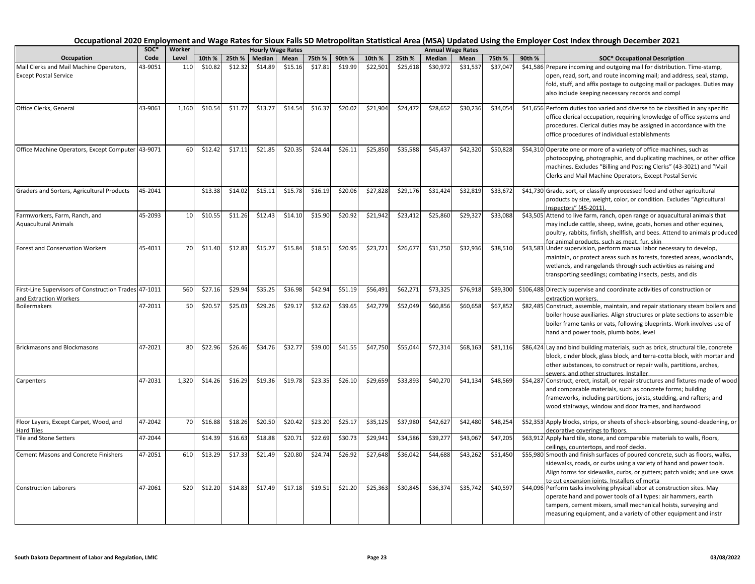# Occupational 2020 Employment and Wage Rates for Sioux Falls SD Metropolitan Statistical Area (MSA) Updated Using the Employer Cost Index through December 2021

| Occupation | SOC* Code | Worker Level | Hourly Wage Rates 10th % | 25th % | Median | Mean | 75th % | 90th % | Annual Wage Rates 10th % | 25th % | Median | Mean | 75th % | 90th % | SOC* Occupational Description |
|---|---|---|---|---|---|---|---|---|---|---|---|---|---|---|---|
| Mail Clerks and Mail Machine Operators, Except Postal Service | 43-9051 | 110 | $10.82 | $12.32 | $14.89 | $15.16 | $17.81 | $19.99 | $22,501 | $25,618 | $30,972 | $31,537 | $37,047 | $41,586 | Prepare incoming and outgoing mail for distribution. Time-stamp, open, read, sort, and route incoming mail; and address, seal, stamp, fold, stuff, and affix postage to outgoing mail or packages. Duties may also include keeping necessary records and compl |
| Office Clerks, General | 43-9061 | 1,160 | $10.54 | $11.77 | $13.77 | $14.54 | $16.37 | $20.02 | $21,904 | $24,472 | $28,652 | $30,236 | $34,054 | $41,656 | Perform duties too varied and diverse to be classified in any specific office clerical occupation, requiring knowledge of office systems and procedures. Clerical duties may be assigned in accordance with the office procedures of individual establishments |
| Office Machine Operators, Except Computer | 43-9071 | 60 | $12.42 | $17.11 | $21.85 | $20.35 | $24.44 | $26.11 | $25,850 | $35,588 | $45,437 | $42,320 | $50,828 | $54,310 | Operate one or more of a variety of office machines, such as photocopying, photographic, and duplicating machines, or other office machines. Excludes "Billing and Posting Clerks" (43-3021) and "Mail Clerks and Mail Machine Operators, Except Postal Servic |
| Graders and Sorters, Agricultural Products | 45-2041 | | $13.38 | $14.02 | $15.11 | $15.78 | $16.19 | $20.06 | $27,828 | $29,176 | $31,424 | $32,819 | $33,672 | $41,730 | Grade, sort, or classify unprocessed food and other agricultural products by size, weight, color, or condition. Excludes "Agricultural Inspectors" (45-2011). |
| Farmworkers, Farm, Ranch, and Aquacultural Animals | 45-2093 | 10 | $10.55 | $11.26 | $12.43 | $14.10 | $15.90 | $20.92 | $21,942 | $23,412 | $25,860 | $29,327 | $33,088 | $43,505 | Attend to live farm, ranch, open range or aquacultural animals that may include cattle, sheep, swine, goats, horses and other equines, poultry, rabbits, finfish, shellfish, and bees. Attend to animals produced for animal products, such as meat, fur, skin |
| Forest and Conservation Workers | 45-4011 | 70 | $11.40 | $12.83 | $15.27 | $15.84 | $18.51 | $20.95 | $23,721 | $26,677 | $31,750 | $32,936 | $38,510 | $43,583 | Under supervision, perform manual labor necessary to develop, maintain, or protect areas such as forests, forested areas, woodlands, wetlands, and rangelands through such activities as raising and transporting seedlings; combating insects, pests, and dis |
| First-Line Supervisors of Construction Trades and Extraction Workers | 47-1011 | 560 | $27.16 | $29.94 | $35.25 | $36.98 | $42.94 | $51.19 | $56,491 | $62,271 | $73,325 | $76,918 | $89,300 | $106,488 | Directly supervise and coordinate activities of construction or extraction workers. |
| Boilermakers | 47-2011 | 50 | $20.57 | $25.03 | $29.26 | $29.17 | $32.62 | $39.65 | $42,779 | $52,049 | $60,856 | $60,658 | $67,852 | $82,485 | Construct, assemble, maintain, and repair stationary steam boilers and boiler house auxiliaries. Align structures or plate sections to assemble boiler frame tanks or vats, following blueprints. Work involves use of hand and power tools, plumb bobs, level |
| Brickmasons and Blockmasons | 47-2021 | 80 | $22.96 | $26.46 | $34.76 | $32.77 | $39.00 | $41.55 | $47,750 | $55,044 | $72,314 | $68,163 | $81,116 | $86,424 | Lay and bind building materials, such as brick, structural tile, concrete block, cinder block, glass block, and terra-cotta block, with mortar and other substances, to construct or repair walls, partitions, arches, sewers, and other structures. Installer |
| Carpenters | 47-2031 | 1,320 | $14.26 | $16.29 | $19.36 | $19.78 | $23.35 | $26.10 | $29,659 | $33,893 | $40,270 | $41,134 | $48,569 | $54,287 | Construct, erect, install, or repair structures and fixtures made of wood and comparable materials, such as concrete forms; building frameworks, including partitions, joists, studding, and rafters; and wood stairways, window and door frames, and hardwood |
| Floor Layers, Except Carpet, Wood, and Hard Tiles | 47-2042 | 70 | $16.88 | $18.26 | $20.50 | $20.42 | $23.20 | $25.17 | $35,125 | $37,980 | $42,627 | $42,480 | $48,254 | $52,353 | Apply blocks, strips, or sheets of shock-absorbing, sound-deadening, or decorative coverings to floors. |
| Tile and Stone Setters | 47-2044 | | $14.39 | $16.63 | $18.88 | $20.71 | $22.69 | $30.73 | $29,941 | $34,586 | $39,277 | $43,067 | $47,205 | $63,912 | Apply hard tile, stone, and comparable materials to walls, floors, ceilings, countertops, and roof decks. |
| Cement Masons and Concrete Finishers | 47-2051 | 610 | $13.29 | $17.33 | $21.49 | $20.80 | $24.74 | $26.92 | $27,648 | $36,042 | $44,688 | $43,262 | $51,450 | $55,980 | Smooth and finish surfaces of poured concrete, such as floors, walks, sidewalks, roads, or curbs using a variety of hand and power tools. Align forms for sidewalks, curbs, or gutters; patch voids; and use saws to cut expansion joints. Installers of morta |
| Construction Laborers | 47-2061 | 520 | $12.20 | $14.83 | $17.49 | $17.18 | $19.51 | $21.20 | $25,363 | $30,845 | $36,374 | $35,742 | $40,597 | $44,096 | Perform tasks involving physical labor at construction sites. May operate hand and power tools of all types: air hammers, earth tampers, cement mixers, small mechanical hoists, surveying and measuring equipment, and a variety of other equipment and instr |

South Dakota Department of Labor and Regulation, LMIC — 03/08/2022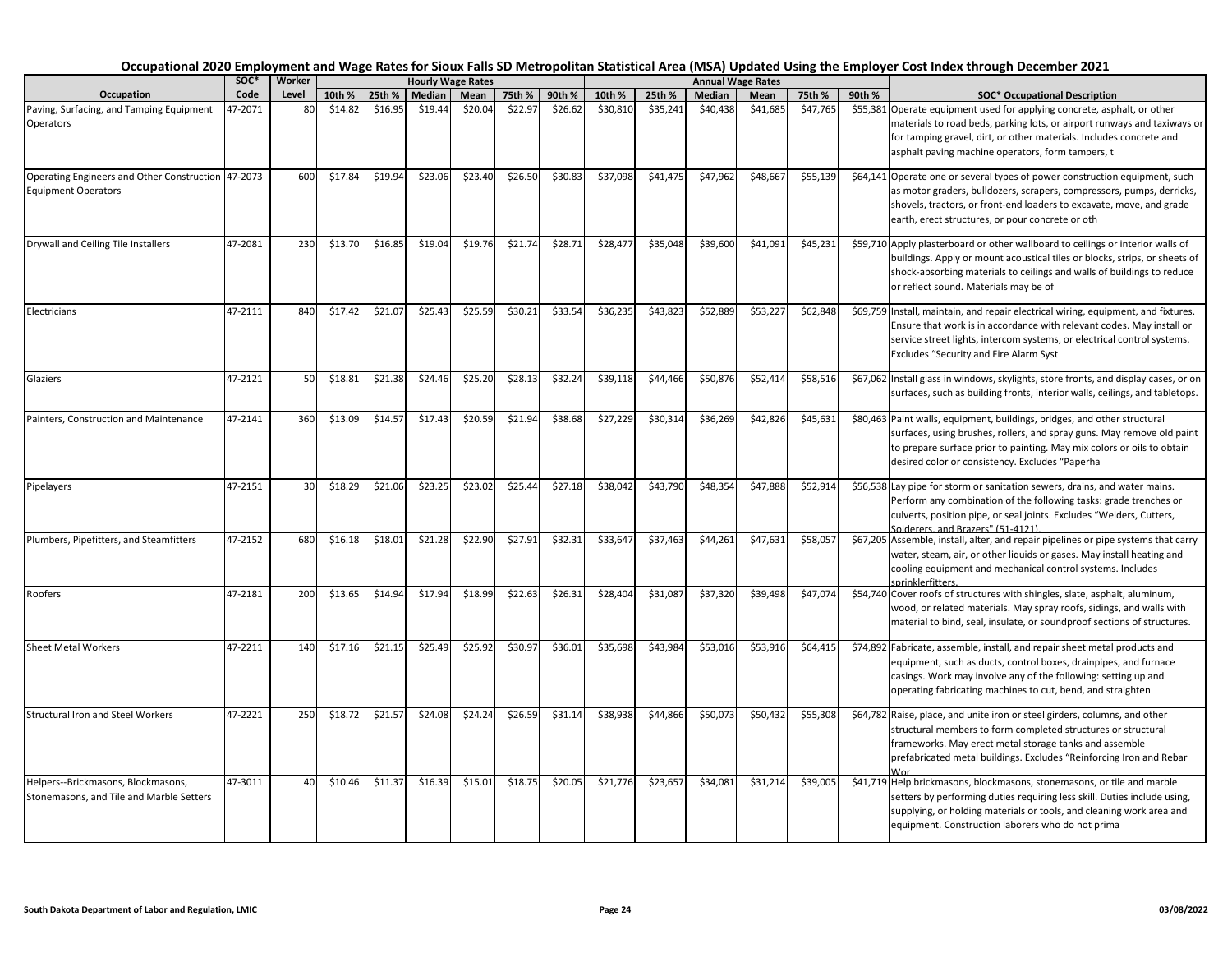# Occupational 2020 Employment and Wage Rates for Sioux Falls SD Metropolitan Statistical Area (MSA) Updated Using the Employer Cost Index through December 2021

| Occupation | SOC* Code | Worker Level | Hourly Wage Rates | | | | | | Annual Wage Rates | | | | | | SOC* Occupational Description |
|---|---|---|---|---|---|---|---|---|---|---|---|---|---|---|---|
| | | | 10th % | 25th % | Median | Mean | 75th % | 90th % | 10th % | 25th % | Median | Mean | 75th % | 90th % | |
| Paving, Surfacing, and Tamping Equipment Operators | 47-2071 | 80 | $14.82 | $16.95 | $19.44 | $20.04 | $22.97 | $26.62 | $30,810 | $35,241 | $40,438 | $41,685 | $47,765 | $55,381 | Operate equipment used for applying concrete, asphalt, or other materials to road beds, parking lots, or airport runways and taxiways or for tamping gravel, dirt, or other materials. Includes concrete and asphalt paving machine operators, form tampers, t |
| Operating Engineers and Other Construction Equipment Operators | 47-2073 | 600 | $17.84 | $19.94 | $23.06 | $23.40 | $26.50 | $30.83 | $37,098 | $41,475 | $47,962 | $48,667 | $55,139 | $64,141 | Operate one or several types of power construction equipment, such as motor graders, bulldozers, scrapers, compressors, pumps, derricks, shovels, tractors, or front-end loaders to excavate, move, and grade earth, erect structures, or pour concrete or oth |
| Drywall and Ceiling Tile Installers | 47-2081 | 230 | $13.70 | $16.85 | $19.04 | $19.76 | $21.74 | $28.71 | $28,477 | $35,048 | $39,600 | $41,091 | $45,231 | $59,710 | Apply plasterboard or other wallboard to ceilings or interior walls of buildings. Apply or mount acoustical tiles or blocks, strips, or sheets of shock-absorbing materials to ceilings and walls of buildings to reduce or reflect sound. Materials may be of |
| Electricians | 47-2111 | 840 | $17.42 | $21.07 | $25.43 | $25.59 | $30.21 | $33.54 | $36,235 | $43,823 | $52,889 | $53,227 | $62,848 | $69,759 | Install, maintain, and repair electrical wiring, equipment, and fixtures. Ensure that work is in accordance with relevant codes. May install or service street lights, intercom systems, or electrical control systems. Excludes "Security and Fire Alarm Syst |
| Glaziers | 47-2121 | 50 | $18.81 | $21.38 | $24.46 | $25.20 | $28.13 | $32.24 | $39,118 | $44,466 | $50,876 | $52,414 | $58,516 | $67,062 | Install glass in windows, skylights, store fronts, and display cases, or on surfaces, such as building fronts, interior walls, ceilings, and tabletops. |
| Painters, Construction and Maintenance | 47-2141 | 360 | $13.09 | $14.57 | $17.43 | $20.59 | $21.94 | $38.68 | $27,229 | $30,314 | $36,269 | $42,826 | $45,631 | $80,463 | Paint walls, equipment, buildings, bridges, and other structural surfaces, using brushes, rollers, and spray guns. May remove old paint to prepare surface prior to painting. May mix colors or oils to obtain desired color or consistency. Excludes "Paperha |
| Pipelayers | 47-2151 | 30 | $18.29 | $21.06 | $23.25 | $23.02 | $25.44 | $27.18 | $38,042 | $43,790 | $48,354 | $47,888 | $52,914 | $56,538 | Lay pipe for storm or sanitation sewers, drains, and water mains. Perform any combination of the following tasks: grade trenches or culverts, position pipe, or seal joints. Excludes "Welders, Cutters, Solderers, and Brazers" (51-4121). |
| Plumbers, Pipefitters, and Steamfitters | 47-2152 | 680 | $16.18 | $18.01 | $21.28 | $22.90 | $27.91 | $32.31 | $33,647 | $37,463 | $44,261 | $47,631 | $58,057 | $67,205 | Assemble, install, alter, and repair pipelines or pipe systems that carry water, steam, air, or other liquids or gases. May install heating and cooling equipment and mechanical control systems. Includes sprinklerfitters. |
| Roofers | 47-2181 | 200 | $13.65 | $14.94 | $17.94 | $18.99 | $22.63 | $26.31 | $28,404 | $31,087 | $37,320 | $39,498 | $47,074 | $54,740 | Cover roofs of structures with shingles, slate, asphalt, aluminum, wood, or related materials. May spray roofs, sidings, and walls with material to bind, seal, insulate, or soundproof sections of structures. |
| Sheet Metal Workers | 47-2211 | 140 | $17.16 | $21.15 | $25.49 | $25.92 | $30.97 | $36.01 | $35,698 | $43,984 | $53,016 | $53,916 | $64,415 | $74,892 | Fabricate, assemble, install, and repair sheet metal products and equipment, such as ducts, control boxes, drainpipes, and furnace casings. Work may involve any of the following: setting up and operating fabricating machines to cut, bend, and straighten |
| Structural Iron and Steel Workers | 47-2221 | 250 | $18.72 | $21.57 | $24.08 | $24.24 | $26.59 | $31.14 | $38,938 | $44,866 | $50,073 | $50,432 | $55,308 | $64,782 | Raise, place, and unite iron or steel girders, columns, and other structural members to form completed structures or structural frameworks. May erect metal storage tanks and assemble prefabricated metal buildings. Excludes "Reinforcing Iron and Rebar Wor |
| Helpers--Brickmasons, Blockmasons, Stonemasons, and Tile and Marble Setters | 47-3011 | 40 | $10.46 | $11.37 | $16.39 | $15.01 | $18.75 | $20.05 | $21,776 | $23,657 | $34,081 | $31,214 | $39,005 | $41,719 | Help brickmasons, blockmasons, stonemasons, or tile and marble setters by performing duties requiring less skill. Duties include using, supplying, or holding materials or tools, and cleaning work area and equipment. Construction laborers who do not prima |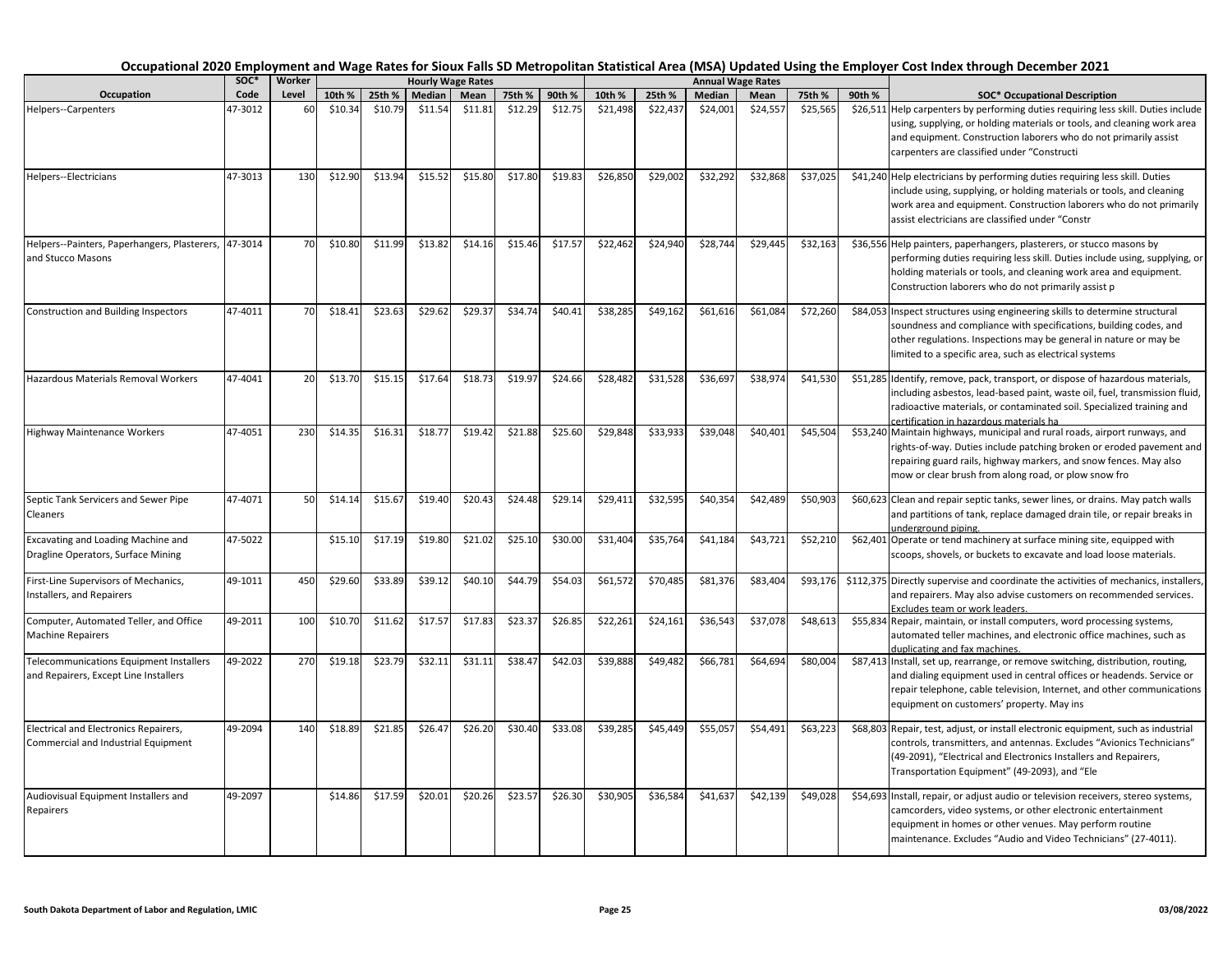# Occupational 2020 Employment and Wage Rates for Sioux Falls SD Metropolitan Statistical Area (MSA) Updated Using the Employer Cost Index through December 2021

| Occupation | SOC* Code | Worker Level | Hourly Wage Rates 10th % | 25th % | Median | Mean | 75th % | 90th % | Annual Wage Rates 10th % | 25th % | Median | Mean | 75th % | 90th % | SOC* Occupational Description |
|---|---|---|---|---|---|---|---|---|---|---|---|---|---|---|---|
| Helpers--Carpenters | 47-3012 | 60 | $10.34 | $10.79 | $11.54 | $11.81 | $12.29 | $12.75 | $21,498 | $22,437 | $24,001 | $24,557 | $25,565 | $26,511 | Help carpenters by performing duties requiring less skill. Duties include using, supplying, or holding materials or tools, and cleaning work area and equipment. Construction laborers who do not primarily assist carpenters are classified under "Constructi |
| Helpers--Electricians | 47-3013 | 130 | $12.90 | $13.94 | $15.52 | $15.80 | $17.80 | $19.83 | $26,850 | $29,002 | $32,292 | $32,868 | $37,025 | $41,240 | Help electricians by performing duties requiring less skill. Duties include using, supplying, or holding materials or tools, and cleaning work area and equipment. Construction laborers who do not primarily assist electricians are classified under "Constr |
| Helpers--Painters, Paperhangers, Plasterers, and Stucco Masons | 47-3014 | 70 | $10.80 | $11.99 | $13.82 | $14.16 | $15.46 | $17.57 | $22,462 | $24,940 | $28,744 | $29,445 | $32,163 | $36,556 | Help painters, paperhangers, plasterers, or stucco masons by performing duties requiring less skill. Duties include using, supplying, or holding materials or tools, and cleaning work area and equipment. Construction laborers who do not primarily assist p |
| Construction and Building Inspectors | 47-4011 | 70 | $18.41 | $23.63 | $29.62 | $29.37 | $34.74 | $40.41 | $38,285 | $49,162 | $61,616 | $61,084 | $72,260 | $84,053 | Inspect structures using engineering skills to determine structural soundness and compliance with specifications, building codes, and other regulations. Inspections may be general in nature or may be limited to a specific area, such as electrical systems |
| Hazardous Materials Removal Workers | 47-4041 | 20 | $13.70 | $15.15 | $17.64 | $18.73 | $19.97 | $24.66 | $28,482 | $31,528 | $36,697 | $38,974 | $41,530 | $51,285 | Identify, remove, pack, transport, or dispose of hazardous materials, including asbestos, lead-based paint, waste oil, fuel, transmission fluid, radioactive materials, or contaminated soil. Specialized training and certification in hazardous materials ha |
| Highway Maintenance Workers | 47-4051 | 230 | $14.35 | $16.31 | $18.77 | $19.42 | $21.88 | $25.60 | $29,848 | $33,933 | $39,048 | $40,401 | $45,504 | $53,240 | Maintain highways, municipal and rural roads, airport runways, and rights-of-way. Duties include patching broken or eroded pavement and repairing guard rails, highway markers, and snow fences. May also mow or clear brush from along road, or plow snow fro |
| Septic Tank Servicers and Sewer Pipe Cleaners | 47-4071 | 50 | $14.14 | $15.67 | $19.40 | $20.43 | $24.48 | $29.14 | $29,411 | $32,595 | $40,354 | $42,489 | $50,903 | $60,623 | Clean and repair septic tanks, sewer lines, or drains. May patch walls and partitions of tank, replace damaged drain tile, or repair breaks in underground piping. |
| Excavating and Loading Machine and Dragline Operators, Surface Mining | 47-5022 | | $15.10 | $17.19 | $19.80 | $21.02 | $25.10 | $30.00 | $31,404 | $35,764 | $41,184 | $43,721 | $52,210 | $62,401 | Operate or tend machinery at surface mining site, equipped with scoops, shovels, or buckets to excavate and load loose materials. |
| First-Line Supervisors of Mechanics, Installers, and Repairers | 49-1011 | 450 | $29.60 | $33.89 | $39.12 | $40.10 | $44.79 | $54.03 | $61,572 | $70,485 | $81,376 | $83,404 | $93,176 | $112,375 | Directly supervise and coordinate the activities of mechanics, installers, and repairers. May also advise customers on recommended services. Excludes team or work leaders. |
| Computer, Automated Teller, and Office Machine Repairers | 49-2011 | 100 | $10.70 | $11.62 | $17.57 | $17.83 | $23.37 | $26.85 | $22,261 | $24,161 | $36,543 | $37,078 | $48,613 | $55,834 | Repair, maintain, or install computers, word processing systems, automated teller machines, and electronic office machines, such as duplicating and fax machines. |
| Telecommunications Equipment Installers and Repairers, Except Line Installers | 49-2022 | 270 | $19.18 | $23.79 | $32.11 | $31.11 | $38.47 | $42.03 | $39,888 | $49,482 | $66,781 | $64,694 | $80,004 | $87,413 | Install, set up, rearrange, or remove switching, distribution, routing, and dialing equipment used in central offices or headends. Service or repair telephone, cable television, Internet, and other communications equipment on customers' property. May ins |
| Electrical and Electronics Repairers, Commercial and Industrial Equipment | 49-2094 | 140 | $18.89 | $21.85 | $26.47 | $26.20 | $30.40 | $33.08 | $39,285 | $45,449 | $55,057 | $54,491 | $63,223 | $68,803 | Repair, test, adjust, or install electronic equipment, such as industrial controls, transmitters, and antennas. Excludes "Avionics Technicians" (49-2091), "Electrical and Electronics Installers and Repairers, Transportation Equipment" (49-2093), and "Ele |
| Audiovisual Equipment Installers and Repairers | 49-2097 | | $14.86 | $17.59 | $20.01 | $20.26 | $23.57 | $26.30 | $30,905 | $36,584 | $41,637 | $42,139 | $49,028 | $54,693 | Install, repair, or adjust audio or television receivers, stereo systems, camcorders, video systems, or other electronic entertainment equipment in homes or other venues. May perform routine maintenance. Excludes "Audio and Video Technicians" (27-4011). |

South Dakota Department of Labor and Regulation, LMIC — 03/08/2022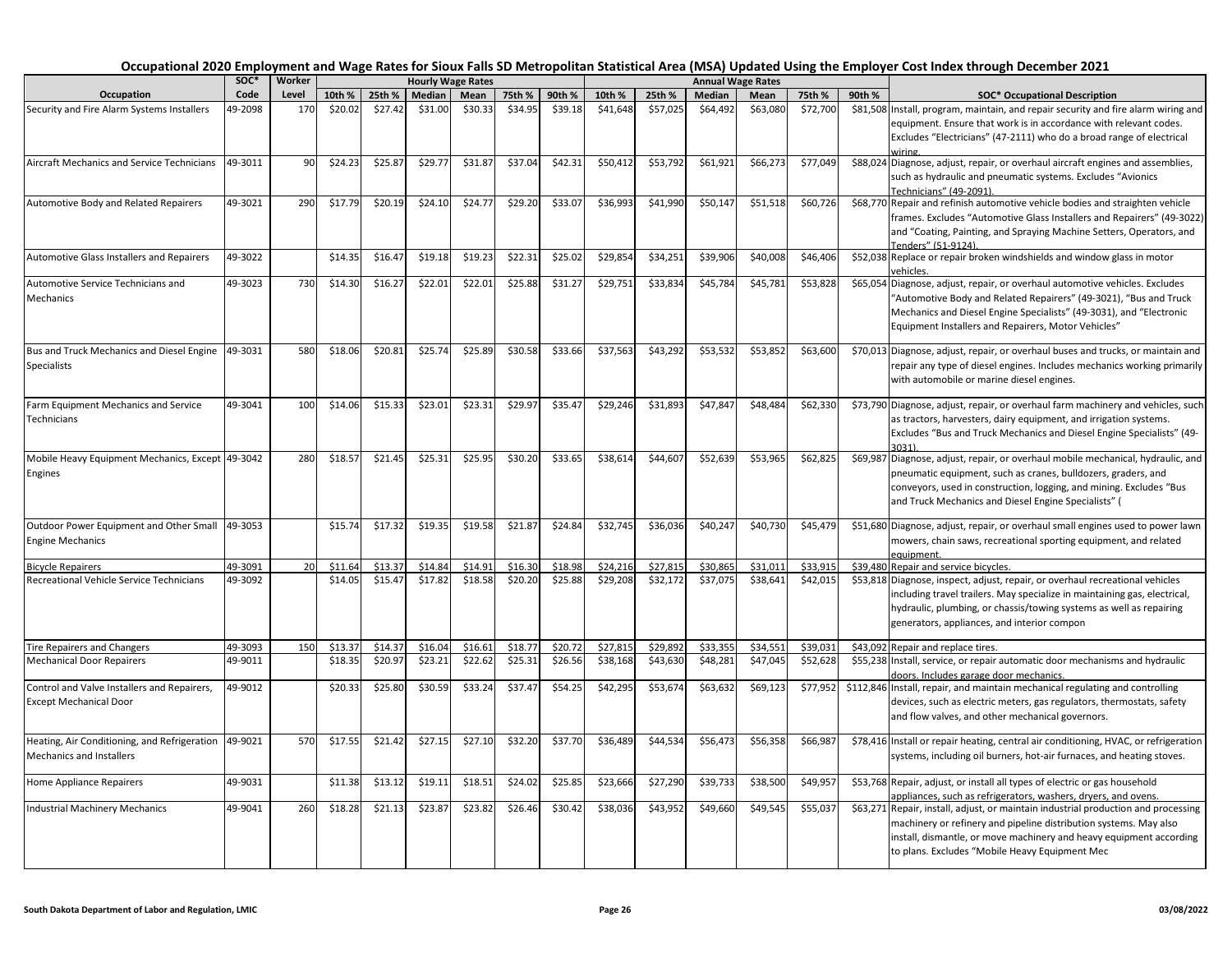# Occupational 2020 Employment and Wage Rates for Sioux Falls SD Metropolitan Statistical Area (MSA) Updated Using the Employer Cost Index through December 2021

| Occupation | SOC* Code | Worker Level | Hourly Wage Rates | | | | | | Annual Wage Rates | | | | | | SOC* Occupational Description |
|---|---|---|---|---|---|---|---|---|---|---|---|---|---|---|---|
| | | | 10th % | 25th % | Median | Mean | 75th % | 90th % | 10th % | 25th % | Median | Mean | 75th % | 90th % | |
| Security and Fire Alarm Systems Installers | 49-2098 | 170 | $20.02 | $27.42 | $31.00 | $30.33 | $34.95 | $39.18 | $41,648 | $57,025 | $64,492 | $63,080 | $72,700 | $81,508 | Install, program, maintain, and repair security and fire alarm wiring and equipment. Ensure that work is in accordance with relevant codes. Excludes "Electricians" (47-2111) who do a broad range of electrical wiring. |
| Aircraft Mechanics and Service Technicians | 49-3011 | 90 | $24.23 | $25.87 | $29.77 | $31.87 | $37.04 | $42.31 | $50,412 | $53,792 | $61,921 | $66,273 | $77,049 | $88,024 | Diagnose, adjust, repair, or overhaul aircraft engines and assemblies, such as hydraulic and pneumatic systems. Excludes "Avionics Technicians" (49-2091). |
| Automotive Body and Related Repairers | 49-3021 | 290 | $17.79 | $20.19 | $24.10 | $24.77 | $29.20 | $33.07 | $36,993 | $41,990 | $50,147 | $51,518 | $60,726 | $68,770 | Repair and refinish automotive vehicle bodies and straighten vehicle frames. Excludes "Automotive Glass Installers and Repairers" (49-3022) and "Coating, Painting, and Spraying Machine Setters, Operators, and Tenders" (51-9124). |
| Automotive Glass Installers and Repairers | 49-3022 | | $14.35 | $16.47 | $19.18 | $19.23 | $22.31 | $25.02 | $29,854 | $34,251 | $39,906 | $40,008 | $46,406 | $52,038 | Replace or repair broken windshields and window glass in motor vehicles. |
| Automotive Service Technicians and Mechanics | 49-3023 | 730 | $14.30 | $16.27 | $22.01 | $22.01 | $25.88 | $31.27 | $29,751 | $33,834 | $45,784 | $45,781 | $53,828 | $65,054 | Diagnose, adjust, repair, or overhaul automotive vehicles. Excludes "Automotive Body and Related Repairers" (49-3021), "Bus and Truck Mechanics and Diesel Engine Specialists" (49-3031), and "Electronic Equipment Installers and Repairers, Motor Vehicles" |
| Bus and Truck Mechanics and Diesel Engine Specialists | 49-3031 | 580 | $18.06 | $20.81 | $25.74 | $25.89 | $30.58 | $33.66 | $37,563 | $43,292 | $53,532 | $53,852 | $63,600 | $70,013 | Diagnose, adjust, repair, or overhaul buses and trucks, or maintain and repair any type of diesel engines. Includes mechanics working primarily with automobile or marine diesel engines. |
| Farm Equipment Mechanics and Service Technicians | 49-3041 | 100 | $14.06 | $15.33 | $23.01 | $23.31 | $29.97 | $35.47 | $29,246 | $31,893 | $47,847 | $48,484 | $62,330 | $73,790 | Diagnose, adjust, repair, or overhaul farm machinery and vehicles, such as tractors, harvesters, dairy equipment, and irrigation systems. Excludes "Bus and Truck Mechanics and Diesel Engine Specialists" (49-3031). |
| Mobile Heavy Equipment Mechanics, Except Engines | 49-3042 | 280 | $18.57 | $21.45 | $25.31 | $25.95 | $30.20 | $33.65 | $38,614 | $44,607 | $52,639 | $53,965 | $62,825 | $69,987 | Diagnose, adjust, repair, or overhaul mobile mechanical, hydraulic, and pneumatic equipment, such as cranes, bulldozers, graders, and conveyors, used in construction, logging, and mining. Excludes "Bus and Truck Mechanics and Diesel Engine Specialists" ( |
| Outdoor Power Equipment and Other Small Engine Mechanics | 49-3053 | | $15.74 | $17.32 | $19.35 | $19.58 | $21.87 | $24.84 | $32,745 | $36,036 | $40,247 | $40,730 | $45,479 | $51,680 | Diagnose, adjust, repair, or overhaul small engines used to power lawn mowers, chain saws, recreational sporting equipment, and related equipment. |
| Bicycle Repairers | 49-3091 | 20 | $11.64 | $13.37 | $14.84 | $14.91 | $16.30 | $18.98 | $24,216 | $27,815 | $30,865 | $31,011 | $33,915 | $39,480 | Repair and service bicycles. |
| Recreational Vehicle Service Technicians | 49-3092 | | $14.05 | $15.47 | $17.82 | $18.58 | $20.20 | $25.88 | $29,208 | $32,172 | $37,075 | $38,641 | $42,015 | $53,818 | Diagnose, inspect, adjust, repair, or overhaul recreational vehicles including travel trailers. May specialize in maintaining gas, electrical, hydraulic, plumbing, or chassis/towing systems as well as repairing generators, appliances, and interior compon |
| Tire Repairers and Changers | 49-3093 | 150 | $13.37 | $14.37 | $16.04 | $16.61 | $18.77 | $20.72 | $27,815 | $29,892 | $33,355 | $34,551 | $39,031 | $43,092 | Repair and replace tires. |
| Mechanical Door Repairers | 49-9011 | | $18.35 | $20.97 | $23.21 | $22.62 | $25.31 | $26.56 | $38,168 | $43,630 | $48,281 | $47,045 | $52,628 | $55,238 | Install, service, or repair automatic door mechanisms and hydraulic doors. Includes garage door mechanics. |
| Control and Valve Installers and Repairers, Except Mechanical Door | 49-9012 | | $20.33 | $25.80 | $30.59 | $33.24 | $37.47 | $54.25 | $42,295 | $53,674 | $63,632 | $69,123 | $77,952 | $112,846 | Install, repair, and maintain mechanical regulating and controlling devices, such as electric meters, gas regulators, thermostats, safety and flow valves, and other mechanical governors. |
| Heating, Air Conditioning, and Refrigeration Mechanics and Installers | 49-9021 | 570 | $17.55 | $21.42 | $27.15 | $27.10 | $32.20 | $37.70 | $36,489 | $44,534 | $56,473 | $56,358 | $66,987 | $78,416 | Install or repair heating, central air conditioning, HVAC, or refrigeration systems, including oil burners, hot-air furnaces, and heating stoves. |
| Home Appliance Repairers | 49-9031 | | $11.38 | $13.12 | $19.11 | $18.51 | $24.02 | $25.85 | $23,666 | $27,290 | $39,733 | $38,500 | $49,957 | $53,768 | Repair, adjust, or install all types of electric or gas household appliances, such as refrigerators, washers, dryers, and ovens. |
| Industrial Machinery Mechanics | 49-9041 | 260 | $18.28 | $21.13 | $23.87 | $23.82 | $26.46 | $30.42 | $38,036 | $43,952 | $49,660 | $49,545 | $55,037 | $63,271 | Repair, install, adjust, or maintain industrial production and processing machinery or refinery and pipeline distribution systems. May also install, dismantle, or move machinery and heavy equipment according to plans. Excludes "Mobile Heavy Equipment Mec |

South Dakota Department of Labor and Regulation, LMIC — 03/08/2022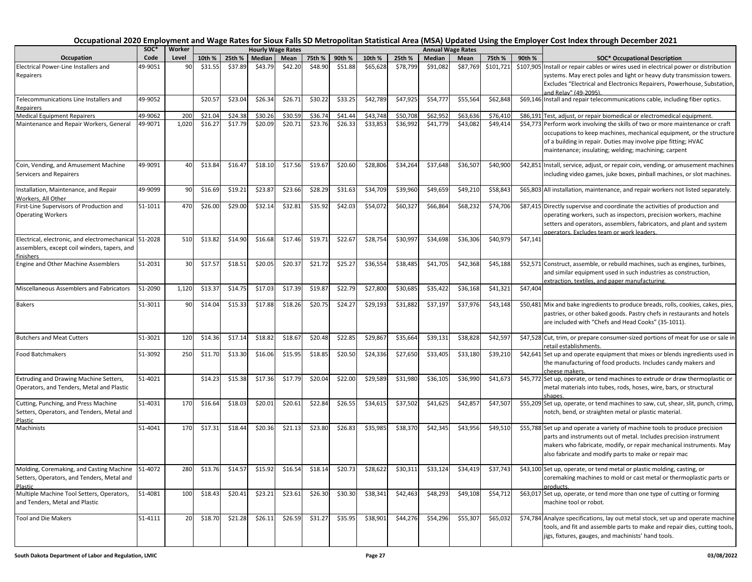## Occupational 2020 Employment and Wage Rates for Sioux Falls SD Metropolitan Statistical Area (MSA) Updated Using the Employer Cost Index through December 2021

| Occupation | SOC* Code | Worker Level | Hourly Wage Rates 10th % | 25th % | Median | Mean | 75th % | 90th % | Annual Wage Rates 10th % | 25th % | Median | Mean | 75th % | 90th % | SOC* Occupational Description |
|---|---|---|---|---|---|---|---|---|---|---|---|---|---|---|---|
| Electrical Power-Line Installers and Repairers | 49-9051 | 90 | $31.55 | $37.89 | $43.79 | $42.20 | $48.90 | $51.88 | $65,628 | $78,799 | $91,082 | $87,769 | $101,721 | $107,905 | Install or repair cables or wires used in electrical power or distribution systems. May erect poles and light or heavy duty transmission towers. Excludes "Electrical and Electronics Repairers, Powerhouse, Substation, and Relay" (49-2095). |
| Telecommunications Line Installers and Repairers | 49-9052 | | $20.57 | $23.04 | $26.34 | $26.71 | $30.22 | $33.25 | $42,789 | $47,925 | $54,777 | $55,564 | $62,848 | $69,146 | Install and repair telecommunications cable, including fiber optics. |
| Medical Equipment Repairers | 49-9062 | 200 | $21.04 | $24.38 | $30.26 | $30.59 | $36.74 | $41.44 | $43,748 | $50,708 | $62,952 | $63,636 | $76,410 | $86,191 | Test, adjust, or repair biomedical or electromedical equipment. |
| Maintenance and Repair Workers, General | 49-9071 | 1,020 | $16.27 | $17.79 | $20.09 | $20.71 | $23.76 | $26.33 | $33,853 | $36,992 | $41,779 | $43,082 | $49,414 | $54,773 | Perform work involving the skills of two or more maintenance or craft occupations to keep machines, mechanical equipment, or the structure of a building in repair. Duties may involve pipe fitting; HVAC maintenance; insulating; welding; machining; carpent |
| Coin, Vending, and Amusement Machine Servicers and Repairers | 49-9091 | 40 | $13.84 | $16.47 | $18.10 | $17.56 | $19.67 | $20.60 | $28,806 | $34,264 | $37,648 | $36,507 | $40,900 | $42,851 | Install, service, adjust, or repair coin, vending, or amusement machines including video games, juke boxes, pinball machines, or slot machines. |
| Installation, Maintenance, and Repair Workers, All Other | 49-9099 | 90 | $16.69 | $19.21 | $23.87 | $23.66 | $28.29 | $31.63 | $34,709 | $39,960 | $49,659 | $49,210 | $58,843 | $65,803 | All installation, maintenance, and repair workers not listed separately. |
| First-Line Supervisors of Production and Operating Workers | 51-1011 | 470 | $26.00 | $29.00 | $32.14 | $32.81 | $35.92 | $42.03 | $54,072 | $60,327 | $66,864 | $68,232 | $74,706 | $87,415 | Directly supervise and coordinate the activities of production and operating workers, such as inspectors, precision workers, machine setters and operators, assemblers, fabricators, and plant and system operators. Excludes team or work leaders. |
| Electrical, electronic, and electromechanical assemblers, except coil winders, tapers, and finishers | 51-2028 | 510 | $13.82 | $14.90 | $16.68 | $17.46 | $19.71 | $22.67 | $28,754 | $30,997 | $34,698 | $36,306 | $40,979 | $47,141 | |
| Engine and Other Machine Assemblers | 51-2031 | 30 | $17.57 | $18.51 | $20.05 | $20.37 | $21.72 | $25.27 | $36,554 | $38,485 | $41,705 | $42,368 | $45,188 | $52,571 | Construct, assemble, or rebuild machines, such as engines, turbines, and similar equipment used in such industries as construction, extraction, textiles, and paper manufacturing. |
| Miscellaneous Assemblers and Fabricators | 51-2090 | 1,120 | $13.37 | $14.75 | $17.03 | $17.39 | $19.87 | $22.79 | $27,800 | $30,685 | $35,422 | $36,168 | $41,321 | $47,404 | |
| Bakers | 51-3011 | 90 | $14.04 | $15.33 | $17.88 | $18.26 | $20.75 | $24.27 | $29,193 | $31,882 | $37,197 | $37,976 | $43,148 | $50,481 | Mix and bake ingredients to produce breads, rolls, cookies, cakes, pies, pastries, or other baked goods. Pastry chefs in restaurants and hotels are included with "Chefs and Head Cooks" (35-1011). |
| Butchers and Meat Cutters | 51-3021 | 120 | $14.36 | $17.14 | $18.82 | $18.67 | $20.48 | $22.85 | $29,867 | $35,664 | $39,131 | $38,828 | $42,597 | $47,528 | Cut, trim, or prepare consumer-sized portions of meat for use or sale in retail establishments. |
| Food Batchmakers | 51-3092 | 250 | $11.70 | $13.30 | $16.06 | $15.95 | $18.85 | $20.50 | $24,336 | $27,650 | $33,405 | $33,180 | $39,210 | $42,641 | Set up and operate equipment that mixes or blends ingredients used in the manufacturing of food products. Includes candy makers and cheese makers. |
| Extruding and Drawing Machine Setters, Operators, and Tenders, Metal and Plastic | 51-4021 | | $14.23 | $15.38 | $17.36 | $17.79 | $20.04 | $22.00 | $29,589 | $31,980 | $36,105 | $36,990 | $41,673 | $45,772 | Set up, operate, or tend machines to extrude or draw thermoplastic or metal materials into tubes, rods, hoses, wire, bars, or structural shapes. |
| Cutting, Punching, and Press Machine Setters, Operators, and Tenders, Metal and Plastic | 51-4031 | 170 | $16.64 | $18.03 | $20.01 | $20.61 | $22.84 | $26.55 | $34,615 | $37,502 | $41,625 | $42,857 | $47,507 | $55,209 | Set up, operate, or tend machines to saw, cut, shear, slit, punch, crimp, notch, bend, or straighten metal or plastic material. |
| Machinists | 51-4041 | 170 | $17.31 | $18.44 | $20.36 | $21.13 | $23.80 | $26.83 | $35,985 | $38,370 | $42,345 | $43,956 | $49,510 | $55,788 | Set up and operate a variety of machine tools to produce precision parts and instruments out of metal. Includes precision instrument makers who fabricate, modify, or repair mechanical instruments. May also fabricate and modify parts to make or repair mac |
| Molding, Coremaking, and Casting Machine Setters, Operators, and Tenders, Metal and Plastic | 51-4072 | 280 | $13.76 | $14.57 | $15.92 | $16.54 | $18.14 | $20.73 | $28,622 | $30,311 | $33,124 | $34,419 | $37,743 | $43,100 | Set up, operate, or tend metal or plastic molding, casting, or coremaking machines to mold or cast metal or thermoplastic parts or products. |
| Multiple Machine Tool Setters, Operators, and Tenders, Metal and Plastic | 51-4081 | 100 | $18.43 | $20.41 | $23.21 | $23.61 | $26.30 | $30.30 | $38,341 | $42,463 | $48,293 | $49,108 | $54,712 | $63,017 | Set up, operate, or tend more than one type of cutting or forming machine tool or robot. |
| Tool and Die Makers | 51-4111 | 20 | $18.70 | $21.28 | $26.11 | $26.59 | $31.27 | $35.95 | $38,901 | $44,276 | $54,296 | $55,307 | $65,032 | $74,784 | Analyze specifications, lay out metal stock, set up and operate machine tools, and fit and assemble parts to make and repair dies, cutting tools, jigs, fixtures, gauges, and machinists' hand tools. |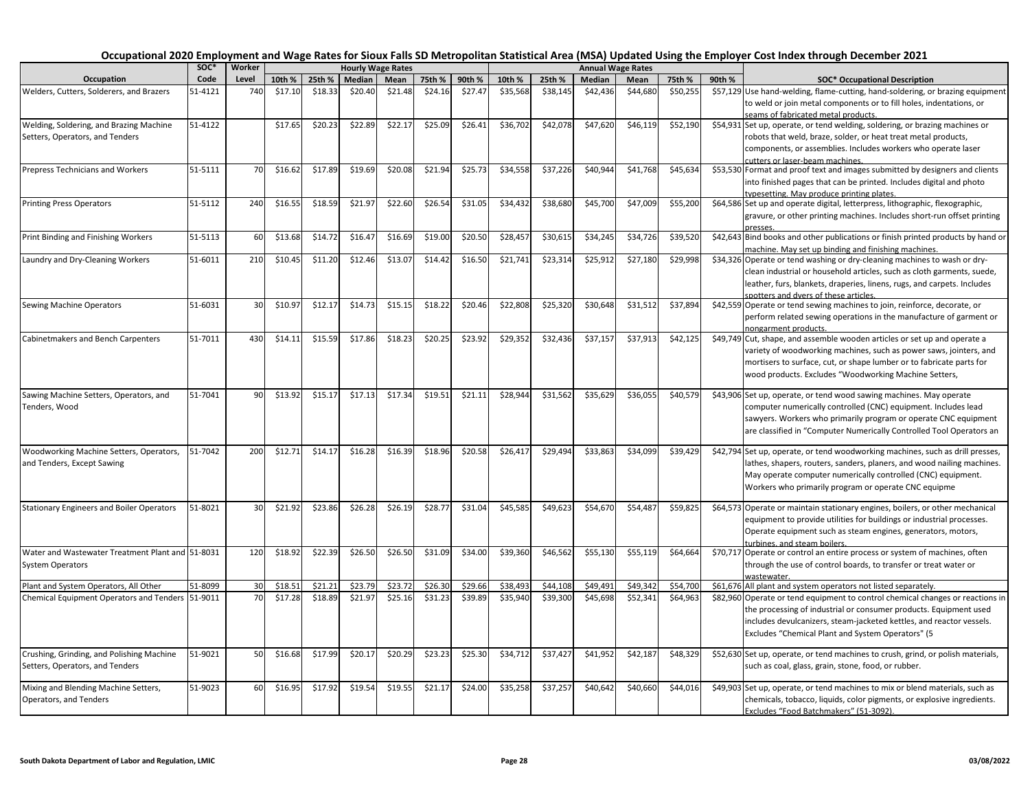# Occupational 2020 Employment and Wage Rates for Sioux Falls SD Metropolitan Statistical Area (MSA) Updated Using the Employer Cost Index through December 2021

| Occupation | SOC* Code | Worker Level | Hourly Wage Rates 10th % | 25th % | Median | Mean | 75th % | 90th % | Annual Wage Rates 10th % | 25th % | Median | Mean | 75th % | 90th % | SOC* Occupational Description |
|---|---|---|---|---|---|---|---|---|---|---|---|---|---|---|---|
| Welders, Cutters, Solderers, and Brazers | 51-4121 | 740 | $17.10 | $18.33 | $20.40 | $21.48 | $24.16 | $27.47 | $35,568 | $38,145 | $42,436 | $44,680 | $50,255 | $57,129 | Use hand-welding, flame-cutting, hand-soldering, or brazing equipment to weld or join metal components or to fill holes, indentations, or seams of fabricated metal products. |
| Welding, Soldering, and Brazing Machine Setters, Operators, and Tenders | 51-4122 | | $17.65 | $20.23 | $22.89 | $22.17 | $25.09 | $26.41 | $36,702 | $42,078 | $47,620 | $46,119 | $52,190 | $54,931 | Set up, operate, or tend welding, soldering, or brazing machines or robots that weld, braze, solder, or heat treat metal products, components, or assemblies. Includes workers who operate laser cutters or laser-beam machines. |
| Prepress Technicians and Workers | 51-5111 | 70 | $16.62 | $17.89 | $19.69 | $20.08 | $21.94 | $25.73 | $34,558 | $37,226 | $40,944 | $41,768 | $45,634 | $53,530 | Format and proof text and images submitted by designers and clients into finished pages that can be printed. Includes digital and photo typesetting. May produce printing plates. |
| Printing Press Operators | 51-5112 | 240 | $16.55 | $18.59 | $21.97 | $22.60 | $26.54 | $31.05 | $34,432 | $38,680 | $45,700 | $47,009 | $55,200 | $64,586 | Set up and operate digital, letterpress, lithographic, flexographic, gravure, or other printing machines. Includes short-run offset printing presses. |
| Print Binding and Finishing Workers | 51-5113 | 60 | $13.68 | $14.72 | $16.47 | $16.69 | $19.00 | $20.50 | $28,457 | $30,615 | $34,245 | $34,726 | $39,520 | $42,643 | Bind books and other publications or finish printed products by hand or machine. May set up binding and finishing machines. |
| Laundry and Dry-Cleaning Workers | 51-6011 | 210 | $10.45 | $11.20 | $12.46 | $13.07 | $14.42 | $16.50 | $21,741 | $23,314 | $25,912 | $27,180 | $29,998 | $34,326 | Operate or tend washing or dry-cleaning machines to wash or dry-clean industrial or household articles, such as cloth garments, suede, leather, furs, blankets, draperies, linens, rugs, and carpets. Includes spotters and dyers of these articles. |
| Sewing Machine Operators | 51-6031 | 30 | $10.97 | $12.17 | $14.73 | $15.15 | $18.22 | $20.46 | $22,808 | $25,320 | $30,648 | $31,512 | $37,894 | $42,559 | Operate or tend sewing machines to join, reinforce, decorate, or perform related sewing operations in the manufacture of garment or nongarment products. |
| Cabinetmakers and Bench Carpenters | 51-7011 | 430 | $14.11 | $15.59 | $17.86 | $18.23 | $20.25 | $23.92 | $29,352 | $32,436 | $37,157 | $37,913 | $42,125 | $49,749 | Cut, shape, and assemble wooden articles or set up and operate a variety of woodworking machines, such as power saws, jointers, and mortisers to surface, cut, or shape lumber or to fabricate parts for wood products. Excludes "Woodworking Machine Setters, |
| Sawing Machine Setters, Operators, and Tenders, Wood | 51-7041 | 90 | $13.92 | $15.17 | $17.13 | $17.34 | $19.51 | $21.11 | $28,944 | $31,562 | $35,629 | $36,055 | $40,579 | $43,906 | Set up, operate, or tend wood sawing machines. May operate computer numerically controlled (CNC) equipment. Includes lead sawyers. Workers who primarily program or operate CNC equipment are classified in "Computer Numerically Controlled Tool Operators an |
| Woodworking Machine Setters, Operators, and Tenders, Except Sawing | 51-7042 | 200 | $12.71 | $14.17 | $16.28 | $16.39 | $18.96 | $20.58 | $26,417 | $29,494 | $33,863 | $34,099 | $39,429 | $42,794 | Set up, operate, or tend woodworking machines, such as drill presses, lathes, shapers, routers, sanders, planers, and wood nailing machines. May operate computer numerically controlled (CNC) equipment. Workers who primarily program or operate CNC equipme |
| Stationary Engineers and Boiler Operators | 51-8021 | 30 | $21.92 | $23.86 | $26.28 | $26.19 | $28.77 | $31.04 | $45,585 | $49,623 | $54,670 | $54,487 | $59,825 | $64,573 | Operate or maintain stationary engines, boilers, or other mechanical equipment to provide utilities for buildings or industrial processes. Operate equipment such as steam engines, generators, motors, turbines, and steam boilers. |
| Water and Wastewater Treatment Plant and System Operators | 51-8031 | 120 | $18.92 | $22.39 | $26.50 | $26.50 | $31.09 | $34.00 | $39,360 | $46,562 | $55,130 | $55,119 | $64,664 | $70,717 | Operate or control an entire process or system of machines, often through the use of control boards, to transfer or treat water or wastewater. |
| Plant and System Operators, All Other | 51-8099 | 30 | $18.51 | $21.21 | $23.79 | $23.72 | $26.30 | $29.66 | $38,493 | $44,108 | $49,491 | $49,342 | $54,700 | $61,676 | All plant and system operators not listed separately. |
| Chemical Equipment Operators and Tenders | 51-9011 | 70 | $17.28 | $18.89 | $21.97 | $25.16 | $31.23 | $39.89 | $35,940 | $39,300 | $45,698 | $52,341 | $64,963 | $82,960 | Operate or tend equipment to control chemical changes or reactions in the processing of industrial or consumer products. Equipment used includes devulcanizers, steam-jacketed kettles, and reactor vessels. Excludes "Chemical Plant and System Operators" (5 |
| Crushing, Grinding, and Polishing Machine Setters, Operators, and Tenders | 51-9021 | 50 | $16.68 | $17.99 | $20.17 | $20.29 | $23.23 | $25.30 | $34,712 | $37,427 | $41,952 | $42,187 | $48,329 | $52,630 | Set up, operate, or tend machines to crush, grind, or polish materials, such as coal, glass, grain, stone, food, or rubber. |
| Mixing and Blending Machine Setters, Operators, and Tenders | 51-9023 | 60 | $16.95 | $17.92 | $19.54 | $19.55 | $21.17 | $24.00 | $35,258 | $37,257 | $40,642 | $40,660 | $44,016 | $49,903 | Set up, operate, or tend machines to mix or blend materials, such as chemicals, tobacco, liquids, color pigments, or explosive ingredients. Excludes "Food Batchmakers" (51-3092). |

South Dakota Department of Labor and Regulation, LMIC — 03/08/2022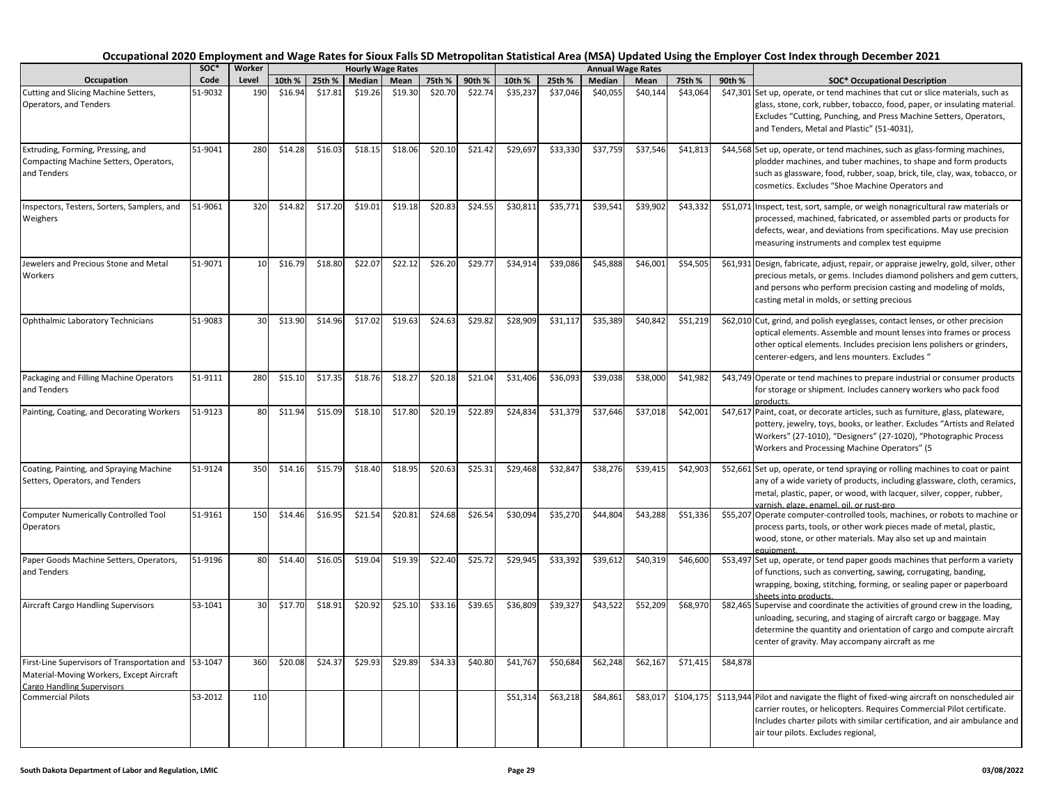# Occupational 2020 Employment and Wage Rates for Sioux Falls SD Metropolitan Statistical Area (MSA) Updated Using the Employer Cost Index through December 2021

| Occupation | SOC* Code | Worker Level | Hourly Wage Rates 10th % | 25th % | Median | Mean | 75th % | 90th % | Annual Wage Rates 10th % | 25th % | Median | Mean | 75th % | 90th % | SOC* Occupational Description |
|---|---|---|---|---|---|---|---|---|---|---|---|---|---|---|---|
| Cutting and Slicing Machine Setters, Operators, and Tenders | 51-9032 | 190 | $16.94 | $17.81 | $19.26 | $19.30 | $20.70 | $22.74 | $35,237 | $37,046 | $40,055 | $40,144 | $43,064 | $47,301 | Set up, operate, or tend machines that cut or slice materials, such as glass, stone, cork, rubber, tobacco, food, paper, or insulating material. Excludes "Cutting, Punching, and Press Machine Setters, Operators, and Tenders, Metal and Plastic" (51-4031), |
| Extruding, Forming, Pressing, and Compacting Machine Setters, Operators, and Tenders | 51-9041 | 280 | $14.28 | $16.03 | $18.15 | $18.06 | $20.10 | $21.42 | $29,697 | $33,330 | $37,759 | $37,546 | $41,813 | $44,568 | Set up, operate, or tend machines, such as glass-forming machines, plodder machines, and tuber machines, to shape and form products such as glassware, food, rubber, soap, brick, tile, clay, wax, tobacco, or cosmetics. Excludes "Shoe Machine Operators and |
| Inspectors, Testers, Sorters, Samplers, and Weighers | 51-9061 | 320 | $14.82 | $17.20 | $19.01 | $19.18 | $20.83 | $24.55 | $30,811 | $35,771 | $39,541 | $39,902 | $43,332 | $51,071 | Inspect, test, sort, sample, or weigh nonagricultural raw materials or processed, machined, fabricated, or assembled parts or products for defects, wear, and deviations from specifications. May use precision measuring instruments and complex test equipme |
| Jewelers and Precious Stone and Metal Workers | 51-9071 | 10 | $16.79 | $18.80 | $22.07 | $22.12 | $26.20 | $29.77 | $34,914 | $39,086 | $45,888 | $46,001 | $54,505 | $61,931 | Design, fabricate, adjust, repair, or appraise jewelry, gold, silver, other precious metals, or gems. Includes diamond polishers and gem cutters, and persons who perform precision casting and modeling of molds, casting metal in molds, or setting precious |
| Ophthalmic Laboratory Technicians | 51-9083 | 30 | $13.90 | $14.96 | $17.02 | $19.63 | $24.63 | $29.82 | $28,909 | $31,117 | $35,389 | $40,842 | $51,219 | $62,010 | Cut, grind, and polish eyeglasses, contact lenses, or other precision optical elements. Assemble and mount lenses into frames or process other optical elements. Includes precision lens polishers or grinders, centerer-edgers, and lens mounters. Excludes " |
| Packaging and Filling Machine Operators and Tenders | 51-9111 | 280 | $15.10 | $17.35 | $18.76 | $18.27 | $20.18 | $21.04 | $31,406 | $36,093 | $39,038 | $38,000 | $41,982 | $43,749 | Operate or tend machines to prepare industrial or consumer products for storage or shipment. Includes cannery workers who pack food products. |
| Painting, Coating, and Decorating Workers | 51-9123 | 80 | $11.94 | $15.09 | $18.10 | $17.80 | $20.19 | $22.89 | $24,834 | $31,379 | $37,646 | $37,018 | $42,001 | $47,617 | Paint, coat, or decorate articles, such as furniture, glass, plateware, pottery, jewelry, toys, books, or leather. Excludes "Artists and Related Workers" (27-1010), "Designers" (27-1020), "Photographic Process Workers and Processing Machine Operators" (5 |
| Coating, Painting, and Spraying Machine Setters, Operators, and Tenders | 51-9124 | 350 | $14.16 | $15.79 | $18.40 | $18.95 | $20.63 | $25.31 | $29,468 | $32,847 | $38,276 | $39,415 | $42,903 | $52,661 | Set up, operate, or tend spraying or rolling machines to coat or paint any of a wide variety of products, including glassware, cloth, ceramics, metal, plastic, paper, or wood, with lacquer, silver, copper, rubber, varnish, glaze, enamel, oil, or rust-pro |
| Computer Numerically Controlled Tool Operators | 51-9161 | 150 | $14.46 | $16.95 | $21.54 | $20.81 | $24.68 | $26.54 | $30,094 | $35,270 | $44,804 | $43,288 | $51,336 | $55,207 | Operate computer-controlled tools, machines, or robots to machine or process parts, tools, or other work pieces made of metal, plastic, wood, stone, or other materials. May also set up and maintain equipment. |
| Paper Goods Machine Setters, Operators, and Tenders | 51-9196 | 80 | $14.40 | $16.05 | $19.04 | $19.39 | $22.40 | $25.72 | $29,945 | $33,392 | $39,612 | $40,319 | $46,600 | $53,497 | Set up, operate, or tend paper goods machines that perform a variety of functions, such as converting, sawing, corrugating, banding, wrapping, boxing, stitching, forming, or sealing paper or paperboard sheets into products. |
| Aircraft Cargo Handling Supervisors | 53-1041 | 30 | $17.70 | $18.91 | $20.92 | $25.10 | $33.16 | $39.65 | $36,809 | $39,327 | $43,522 | $52,209 | $68,970 | $82,465 | Supervise and coordinate the activities of ground crew in the loading, unloading, securing, and staging of aircraft cargo or baggage. May determine the quantity and orientation of cargo and compute aircraft center of gravity. May accompany aircraft as me |
| First-Line Supervisors of Transportation and Material-Moving Workers, Except Aircraft Cargo Handling Supervisors | 53-1047 | 360 | $20.08 | $24.37 | $29.93 | $29.89 | $34.33 | $40.80 | $41,767 | $50,684 | $62,248 | $62,167 | $71,415 | $84,878 | |
| Commercial Pilots | 53-2012 | 110 | | | | | | | $51,314 | $63,218 | $84,861 | $83,017 | $104,175 | $113,944 | Pilot and navigate the flight of fixed-wing aircraft on nonscheduled air carrier routes, or helicopters. Requires Commercial Pilot certificate. Includes charter pilots with similar certification, and air ambulance and air tour pilots. Excludes regional, |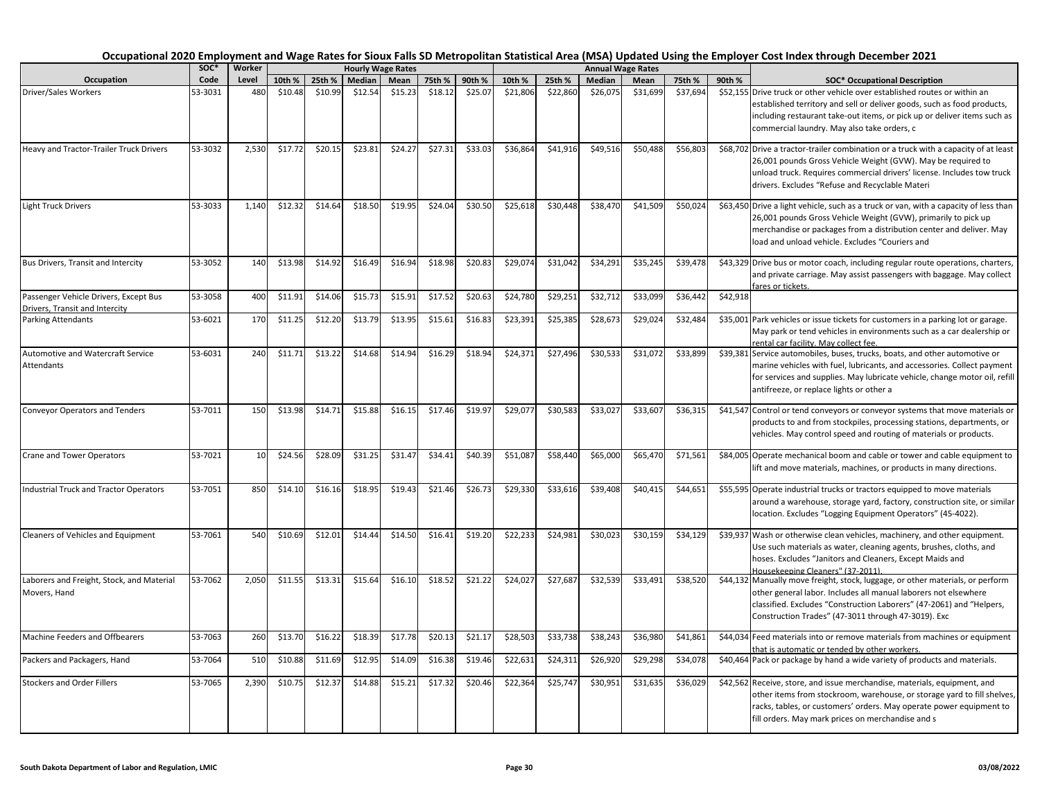# Occupational 2020 Employment and Wage Rates for Sioux Falls SD Metropolitan Statistical Area (MSA) Updated Using the Employer Cost Index through December 2021

| Occupation | SOC* Code | Worker Level | Hourly Wage Rates | | | | | | Annual Wage Rates | | | | | | SOC* Occupational Description |
|---|---|---|---|---|---|---|---|---|---|---|---|---|---|---|---|
| | | | 10th % | 25th % | Median | Mean | 75th % | 90th % | 10th % | 25th % | Median | Mean | 75th % | 90th % | |
| Driver/Sales Workers | 53-3031 | 480 | $10.48 | $10.99 | $12.54 | $15.23 | $18.12 | $25.07 | $21,806 | $22,860 | $26,075 | $31,699 | $37,694 | $52,155 | Drive truck or other vehicle over established routes or within an established territory and sell or deliver goods, such as food products, including restaurant take-out items, or pick up or deliver items such as commercial laundry. May also take orders, c |
| Heavy and Tractor-Trailer Truck Drivers | 53-3032 | 2,530 | $17.72 | $20.15 | $23.81 | $24.27 | $27.31 | $33.03 | $36,864 | $41,916 | $49,516 | $50,488 | $56,803 | $68,702 | Drive a tractor-trailer combination or a truck with a capacity of at least 26,001 pounds Gross Vehicle Weight (GVW). May be required to unload truck. Requires commercial drivers' license. Includes tow truck drivers. Excludes "Refuse and Recyclable Materi |
| Light Truck Drivers | 53-3033 | 1,140 | $12.32 | $14.64 | $18.50 | $19.95 | $24.04 | $30.50 | $25,618 | $30,448 | $38,470 | $41,509 | $50,024 | $63,450 | Drive a light vehicle, such as a truck or van, with a capacity of less than 26,001 pounds Gross Vehicle Weight (GVW), primarily to pick up merchandise or packages from a distribution center and deliver. May load and unload vehicle. Excludes "Couriers and |
| Bus Drivers, Transit and Intercity | 53-3052 | 140 | $13.98 | $14.92 | $16.49 | $16.94 | $18.98 | $20.83 | $29,074 | $31,042 | $34,291 | $35,245 | $39,478 | $43,329 | Drive bus or motor coach, including regular route operations, charters, and private carriage. May assist passengers with baggage. May collect fares or tickets. |
| Passenger Vehicle Drivers, Except Bus Drivers, Transit and Intercity | 53-3058 | 400 | $11.91 | $14.06 | $15.73 | $15.91 | $17.52 | $20.63 | $24,780 | $29,251 | $32,712 | $33,099 | $36,442 | $42,918 | |
| Parking Attendants | 53-6021 | 170 | $11.25 | $12.20 | $13.79 | $13.95 | $15.61 | $16.83 | $23,391 | $25,385 | $28,673 | $29,024 | $32,484 | $35,001 | Park vehicles or issue tickets for customers in a parking lot or garage. May park or tend vehicles in environments such as a car dealership or rental car facility. May collect fee. |
| Automotive and Watercraft Service Attendants | 53-6031 | 240 | $11.71 | $13.22 | $14.68 | $14.94 | $16.29 | $18.94 | $24,371 | $27,496 | $30,533 | $31,072 | $33,899 | $39,381 | Service automobiles, buses, trucks, boats, and other automotive or marine vehicles with fuel, lubricants, and accessories. Collect payment for services and supplies. May lubricate vehicle, change motor oil, refill antifreeze, or replace lights or other a |
| Conveyor Operators and Tenders | 53-7011 | 150 | $13.98 | $14.71 | $15.88 | $16.15 | $17.46 | $19.97 | $29,077 | $30,583 | $33,027 | $33,607 | $36,315 | $41,547 | Control or tend conveyors or conveyor systems that move materials or products to and from stockpiles, processing stations, departments, or vehicles. May control speed and routing of materials or products. |
| Crane and Tower Operators | 53-7021 | 10 | $24.56 | $28.09 | $31.25 | $31.47 | $34.41 | $40.39 | $51,087 | $58,440 | $65,000 | $65,470 | $71,561 | $84,005 | Operate mechanical boom and cable or tower and cable equipment to lift and move materials, machines, or products in many directions. |
| Industrial Truck and Tractor Operators | 53-7051 | 850 | $14.10 | $16.16 | $18.95 | $19.43 | $21.46 | $26.73 | $29,330 | $33,616 | $39,408 | $40,415 | $44,651 | $55,595 | Operate industrial trucks or tractors equipped to move materials around a warehouse, storage yard, factory, construction site, or similar location. Excludes "Logging Equipment Operators" (45-4022). |
| Cleaners of Vehicles and Equipment | 53-7061 | 540 | $10.69 | $12.01 | $14.44 | $14.50 | $16.41 | $19.20 | $22,233 | $24,981 | $30,023 | $30,159 | $34,129 | $39,937 | Wash or otherwise clean vehicles, machinery, and other equipment. Use such materials as water, cleaning agents, brushes, cloths, and hoses. Excludes "Janitors and Cleaners, Except Maids and Housekeeping Cleaners" (37-2011). |
| Laborers and Freight, Stock, and Material Movers, Hand | 53-7062 | 2,050 | $11.55 | $13.31 | $15.64 | $16.10 | $18.52 | $21.22 | $24,027 | $27,687 | $32,539 | $33,491 | $38,520 | $44,132 | Manually move freight, stock, luggage, or other materials, or perform other general labor. Includes all manual laborers not elsewhere classified. Excludes "Construction Laborers" (47-2061) and "Helpers, Construction Trades" (47-3011 through 47-3019). Exc |
| Machine Feeders and Offbearers | 53-7063 | 260 | $13.70 | $16.22 | $18.39 | $17.78 | $20.13 | $21.17 | $28,503 | $33,738 | $38,243 | $36,980 | $41,861 | $44,034 | Feed materials into or remove materials from machines or equipment that is automatic or tended by other workers. |
| Packers and Packagers, Hand | 53-7064 | 510 | $10.88 | $11.69 | $12.95 | $14.09 | $16.38 | $19.46 | $22,631 | $24,311 | $26,920 | $29,298 | $34,078 | $40,464 | Pack or package by hand a wide variety of products and materials. |
| Stockers and Order Fillers | 53-7065 | 2,390 | $10.75 | $12.37 | $14.88 | $15.21 | $17.32 | $20.46 | $22,364 | $25,747 | $30,951 | $31,635 | $36,029 | $42,562 | Receive, store, and issue merchandise, materials, equipment, and other items from stockroom, warehouse, or storage yard to fill shelves, racks, tables, or customers' orders. May operate power equipment to fill orders. May mark prices on merchandise and s |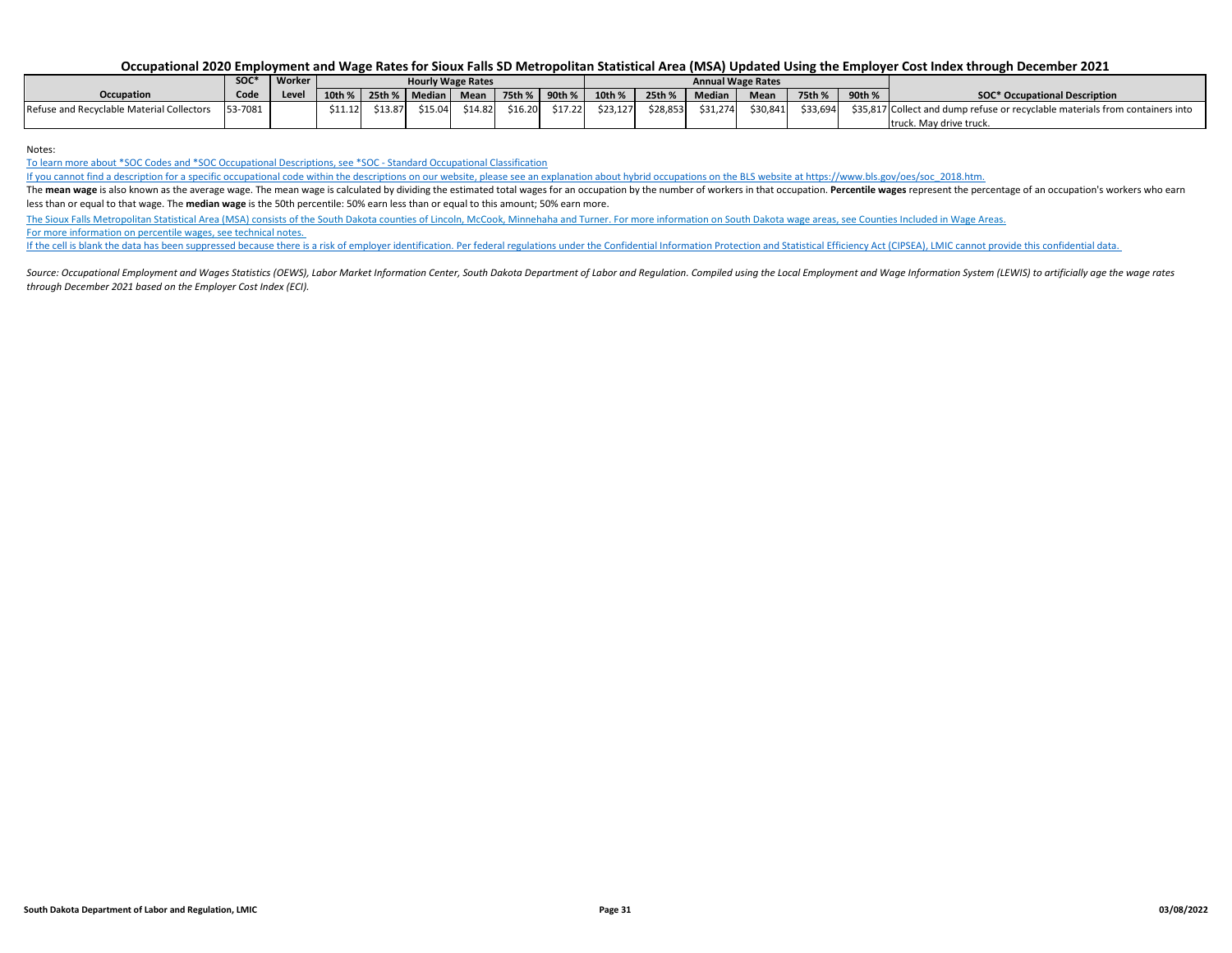# Occupational 2020 Employment and Wage Rates for Sioux Falls SD Metropolitan Statistical Area (MSA) Updated Using the Employer Cost Index through December 2021

| Occupation | SOC* Code | Worker Level | Hourly Wage Rates | | | | | | Annual Wage Rates | | | | | | SOC* Occupational Description |
|---|---|---|---|---|---|---|---|---|---|---|---|---|---|---|---|
| | | | 10th % | 25th % | Median | Mean | 75th % | 90th % | 10th % | 25th % | Median | Mean | 75th % | 90th % | |
| Refuse and Recyclable Material Collectors | 53-7081 | | $11.12 | $13.87 | $15.04 | $14.82 | $16.20 | $17.22 | $23,127 | $28,853 | $31,274 | $30,841 | $33,694 | $35,817 | Collect and dump refuse or recyclable materials from containers into truck. May drive truck. |

Notes:

To learn more about *SOC Codes and *SOC Occupational Descriptions, see *SOC - Standard Occupational Classification

If you cannot find a description for a specific occupational code within the descriptions on our website, please see an explanation about hybrid occupations on the BLS website at https://www.bls.gov/oes/soc_2018.htm.

The **mean wage** is also known as the average wage. The mean wage is calculated by dividing the estimated total wages for an occupation by the number of workers in that occupation. **Percentile wages** represent the percentage of an occupation's workers who earn less than or equal to that wage. The **median wage** is the 50th percentile: 50% earn less than or equal to this amount; 50% earn more.

The Sioux Falls Metropolitan Statistical Area (MSA) consists of the South Dakota counties of Lincoln, McCook, Minnehaha and Turner. For more information on South Dakota wage areas, see Counties Included in Wage Areas.

For more information on percentile wages, see technical notes.

If the cell is blank the data has been suppressed because there is a risk of employer identification. Per federal regulations under the Confidential Information Protection and Statistical Efficiency Act (CIPSEA), LMIC cannot provide this confidential data.

*Source: Occupational Employment and Wages Statistics (OEWS), Labor Market Information Center, South Dakota Department of Labor and Regulation. Compiled using the Local Employment and Wage Information System (LEWIS) to artificially age the wage rates through December 2021 based on the Employer Cost Index (ECI).*